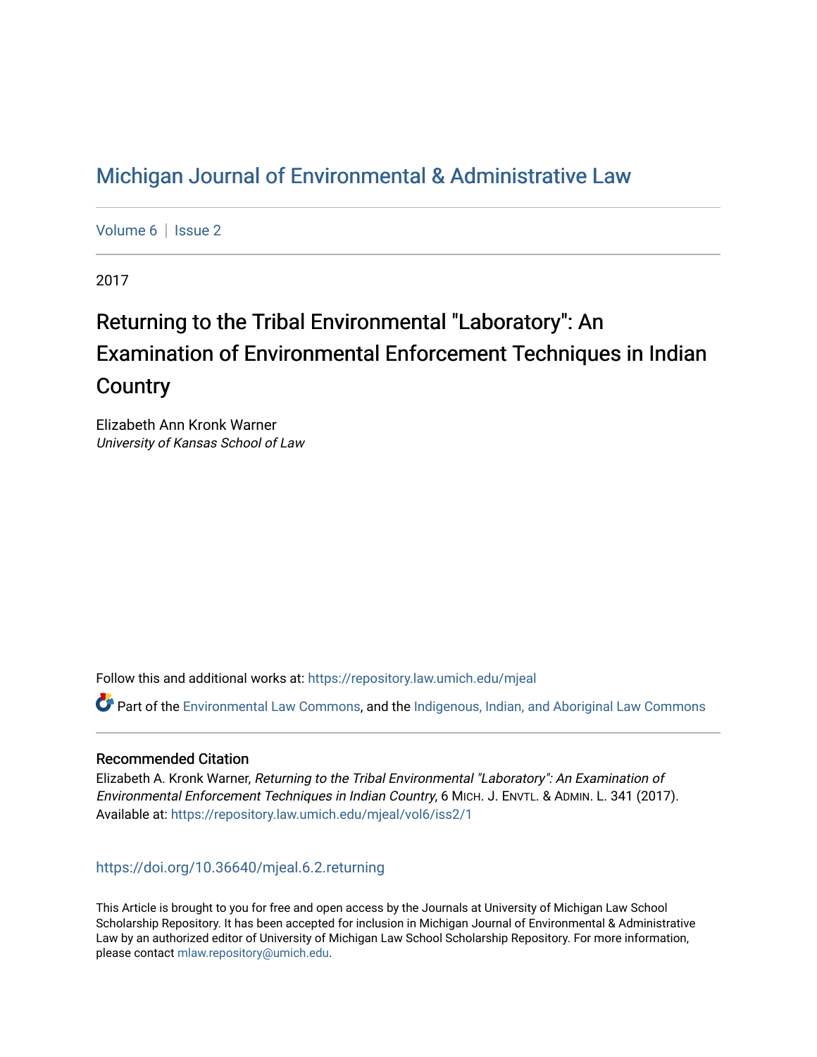# Michigan Journal of Environmental & Administrative Law

Volume 6 | Issue 2

2017

## Returning to the Tribal Environmental "Laboratory": An Examination of Environmental Enforcement Techniques in Indian Country

Elizabeth Ann Kronk Warner
*University of Kansas School of Law*

Follow this and additional works at: https://repository.law.umich.edu/mjeal

Part of the Environmental Law Commons, and the Indigenous, Indian, and Aboriginal Law Commons

### Recommended Citation

Elizabeth A. Kronk Warner, *Returning to the Tribal Environmental "Laboratory": An Examination of Environmental Enforcement Techniques in Indian Country*, 6 MICH. J. ENVTL. & ADMIN. L. 341 (2017).
Available at: https://repository.law.umich.edu/mjeal/vol6/iss2/1

https://doi.org/10.36640/mjeal.6.2.returning

This Article is brought to you for free and open access by the Journals at University of Michigan Law School Scholarship Repository. It has been accepted for inclusion in Michigan Journal of Environmental & Administrative Law by an authorized editor of University of Michigan Law School Scholarship Repository. For more information, please contact mlaw.repository@umich.edu.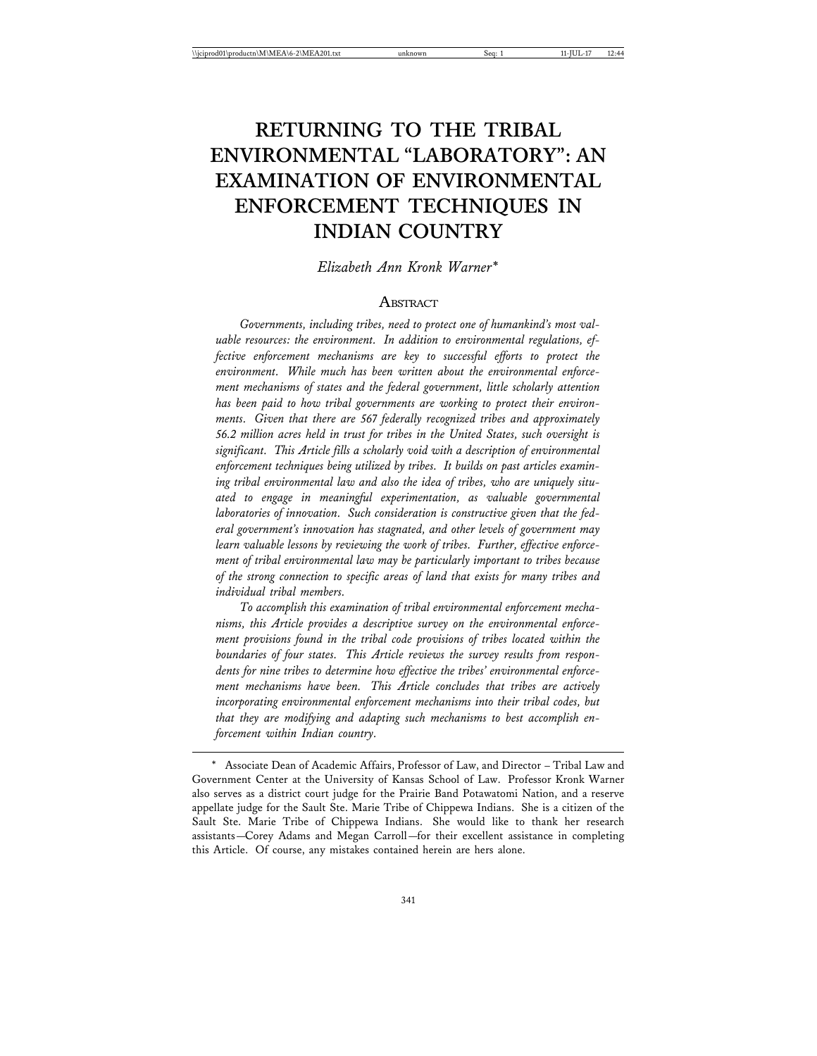# RETURNING TO THE TRIBAL ENVIRONMENTAL "LABORATORY": AN EXAMINATION OF ENVIRONMENTAL ENFORCEMENT TECHNIQUES IN INDIAN COUNTRY

*Elizabeth Ann Kronk Warner\**

## Abstract

*Governments, including tribes, need to protect one of humankind's most valuable resources: the environment. In addition to environmental regulations, effective enforcement mechanisms are key to successful efforts to protect the environment. While much has been written about the environmental enforcement mechanisms of states and the federal government, little scholarly attention has been paid to how tribal governments are working to protect their environments. Given that there are 567 federally recognized tribes and approximately 56.2 million acres held in trust for tribes in the United States, such oversight is significant. This Article fills a scholarly void with a description of environmental enforcement techniques being utilized by tribes. It builds on past articles examining tribal environmental law and also the idea of tribes, who are uniquely situated to engage in meaningful experimentation, as valuable governmental laboratories of innovation. Such consideration is constructive given that the federal government's innovation has stagnated, and other levels of government may learn valuable lessons by reviewing the work of tribes. Further, effective enforcement of tribal environmental law may be particularly important to tribes because of the strong connection to specific areas of land that exists for many tribes and individual tribal members.*

*To accomplish this examination of tribal environmental enforcement mechanisms, this Article provides a descriptive survey on the environmental enforcement provisions found in the tribal code provisions of tribes located within the boundaries of four states. This Article reviews the survey results from respondents for nine tribes to determine how effective the tribes' environmental enforcement mechanisms have been. This Article concludes that tribes are actively incorporating environmental enforcement mechanisms into their tribal codes, but that they are modifying and adapting such mechanisms to best accomplish enforcement within Indian country.*

---

\* Associate Dean of Academic Affairs, Professor of Law, and Director – Tribal Law and Government Center at the University of Kansas School of Law. Professor Kronk Warner also serves as a district court judge for the Prairie Band Potawatomi Nation, and a reserve appellate judge for the Sault Ste. Marie Tribe of Chippewa Indians. She is a citizen of the Sault Ste. Marie Tribe of Chippewa Indians. She would like to thank her research assistants—Corey Adams and Megan Carroll—for their excellent assistance in completing this Article. Of course, any mistakes contained herein are hers alone.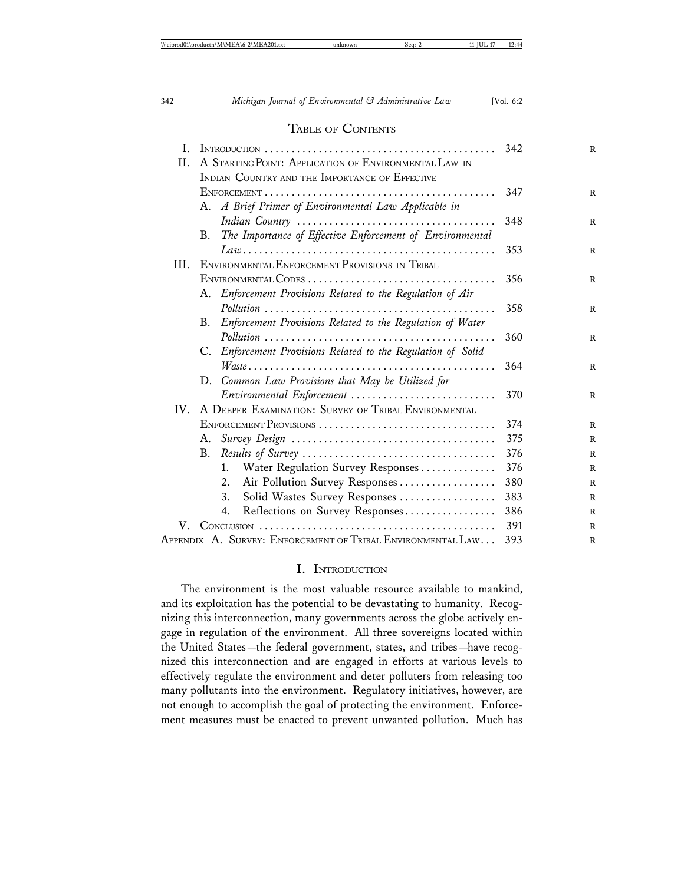## Table of Contents

| | | |
|---|---|---|
| I. | Introduction | 342 |
| II. | A Starting Point: Application of Environmental Law in Indian Country and the Importance of Effective Enforcement | 347 |
| | A. *A Brief Primer of Environmental Law Applicable in Indian Country* | 348 |
| | B. *The Importance of Effective Enforcement of Environmental Law* | 353 |
| III. | Environmental Enforcement Provisions in Tribal Environmental Codes | 356 |
| | A. *Enforcement Provisions Related to the Regulation of Air Pollution* | 358 |
| | B. *Enforcement Provisions Related to the Regulation of Water Pollution* | 360 |
| | C. *Enforcement Provisions Related to the Regulation of Solid Waste* | 364 |
| | D. *Common Law Provisions that May be Utilized for Environmental Enforcement* | 370 |
| IV. | A Deeper Examination: Survey of Tribal Environmental Enforcement Provisions | 374 |
| | A. *Survey Design* | 375 |
| | B. *Results of Survey* | 376 |
| | 1. Water Regulation Survey Responses | 376 |
| | 2. Air Pollution Survey Responses | 380 |
| | 3. Solid Wastes Survey Responses | 383 |
| | 4. Reflections on Survey Responses | 386 |
| V. | Conclusion | 391 |
| Appendix A. | Survey: Enforcement of Tribal Environmental Law | 393 |

## I. Introduction

The environment is the most valuable resource available to mankind, and its exploitation has the potential to be devastating to humanity. Recognizing this interconnection, many governments across the globe actively engage in regulation of the environment. All three sovereigns located within the United States—the federal government, states, and tribes—have recognized this interconnection and are engaged in efforts at various levels to effectively regulate the environment and deter polluters from releasing too many pollutants into the environment. Regulatory initiatives, however, are not enough to accomplish the goal of protecting the environment. Enforcement measures must be enacted to prevent unwanted pollution. Much has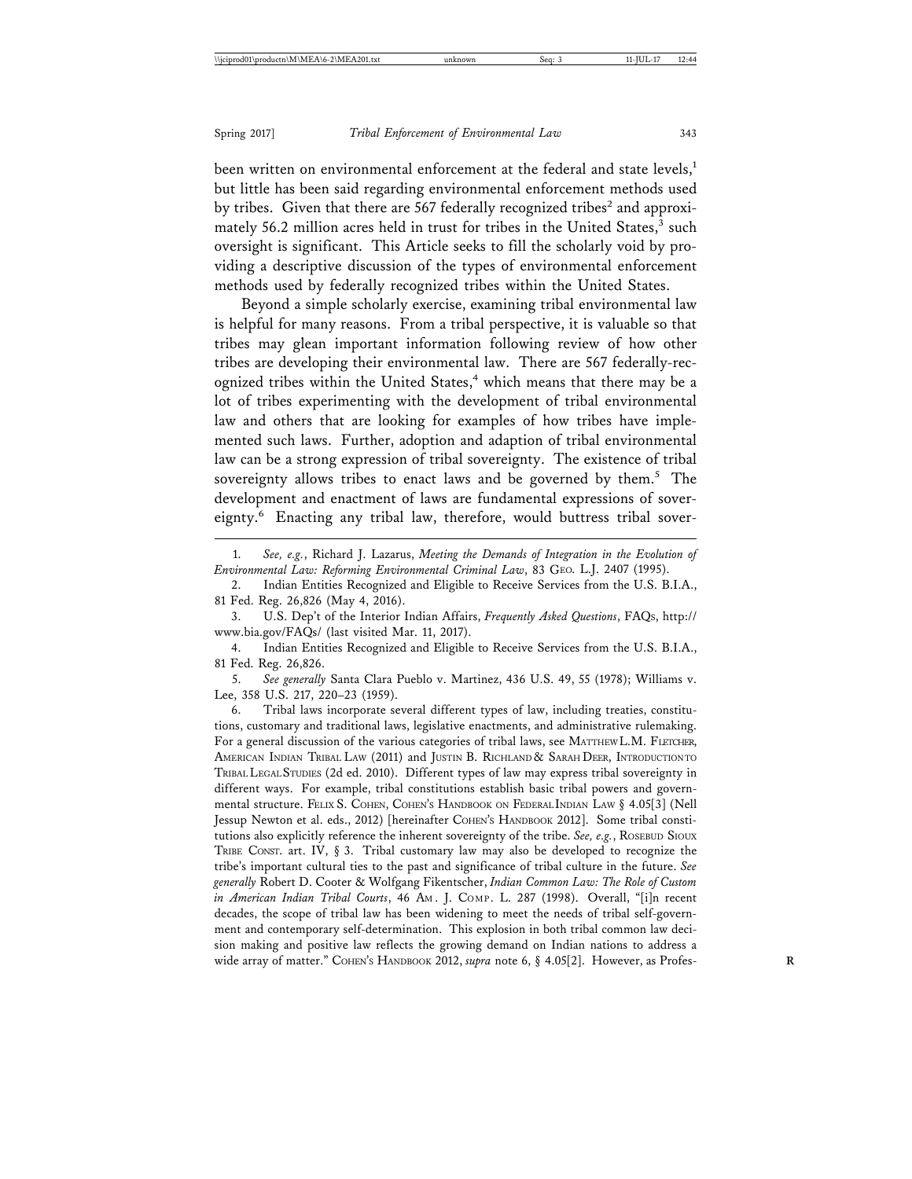been written on environmental enforcement at the federal and state levels,[1] but little has been said regarding environmental enforcement methods used by tribes. Given that there are 567 federally recognized tribes[2] and approximately 56.2 million acres held in trust for tribes in the United States,[3] such oversight is significant. This Article seeks to fill the scholarly void by providing a descriptive discussion of the types of environmental enforcement methods used by federally recognized tribes within the United States.

Beyond a simple scholarly exercise, examining tribal environmental law is helpful for many reasons. From a tribal perspective, it is valuable so that tribes may glean important information following review of how other tribes are developing their environmental law. There are 567 federally-recognized tribes within the United States,[4] which means that there may be a lot of tribes experimenting with the development of tribal environmental law and others that are looking for examples of how tribes have implemented such laws. Further, adoption and adaption of tribal environmental law can be a strong expression of tribal sovereignty. The existence of tribal sovereignty allows tribes to enact laws and be governed by them.[5] The development and enactment of laws are fundamental expressions of sovereignty.[6] Enacting any tribal law, therefore, would buttress tribal sover-

---

1. *See, e.g.*, Richard J. Lazarus, *Meeting the Demands of Integration in the Evolution of Environmental Law: Reforming Environmental Criminal Law*, 83 Geo. L.J. 2407 (1995).

2. Indian Entities Recognized and Eligible to Receive Services from the U.S. B.I.A., 81 Fed. Reg. 26,826 (May 4, 2016).

3. U.S. Dep't of the Interior Indian Affairs, *Frequently Asked Questions*, FAQs, http://www.bia.gov/FAQs/ (last visited Mar. 11, 2017).

4. Indian Entities Recognized and Eligible to Receive Services from the U.S. B.I.A., 81 Fed. Reg. 26,826.

5. *See generally* Santa Clara Pueblo v. Martinez, 436 U.S. 49, 55 (1978); Williams v. Lee, 358 U.S. 217, 220–23 (1959).

6. Tribal laws incorporate several different types of law, including treaties, constitutions, customary and traditional laws, legislative enactments, and administrative rulemaking. For a general discussion of the various categories of tribal laws, see Matthew L.M. Fletcher, American Indian Tribal Law (2011) and Justin B. Richland & Sarah Deer, Introduction to Tribal Legal Studies (2d ed. 2010). Different types of law may express tribal sovereignty in different ways. For example, tribal constitutions establish basic tribal powers and governmental structure. Felix S. Cohen, Cohen's Handbook on Federal Indian Law § 4.05[3] (Nell Jessup Newton et al. eds., 2012) [hereinafter Cohen's Handbook 2012]. Some tribal constitutions also explicitly reference the inherent sovereignty of the tribe. *See, e.g.*, Rosebud Sioux Tribe Const. art. IV, § 3. Tribal customary law may also be developed to recognize the tribe's important cultural ties to the past and significance of tribal culture in the future. *See generally* Robert D. Cooter & Wolfgang Fikentscher, *Indian Common Law: The Role of Custom in American Indian Tribal Courts*, 46 Am. J. Comp. L. 287 (1998). Overall, "[i]n recent decades, the scope of tribal law has been widening to meet the needs of tribal self-government and contemporary self-determination. This explosion in both tribal common law decision making and positive law reflects the growing demand on Indian nations to address a wide array of matter." Cohen's Handbook 2012, *supra* note 6, § 4.05[2]. However, as Profes-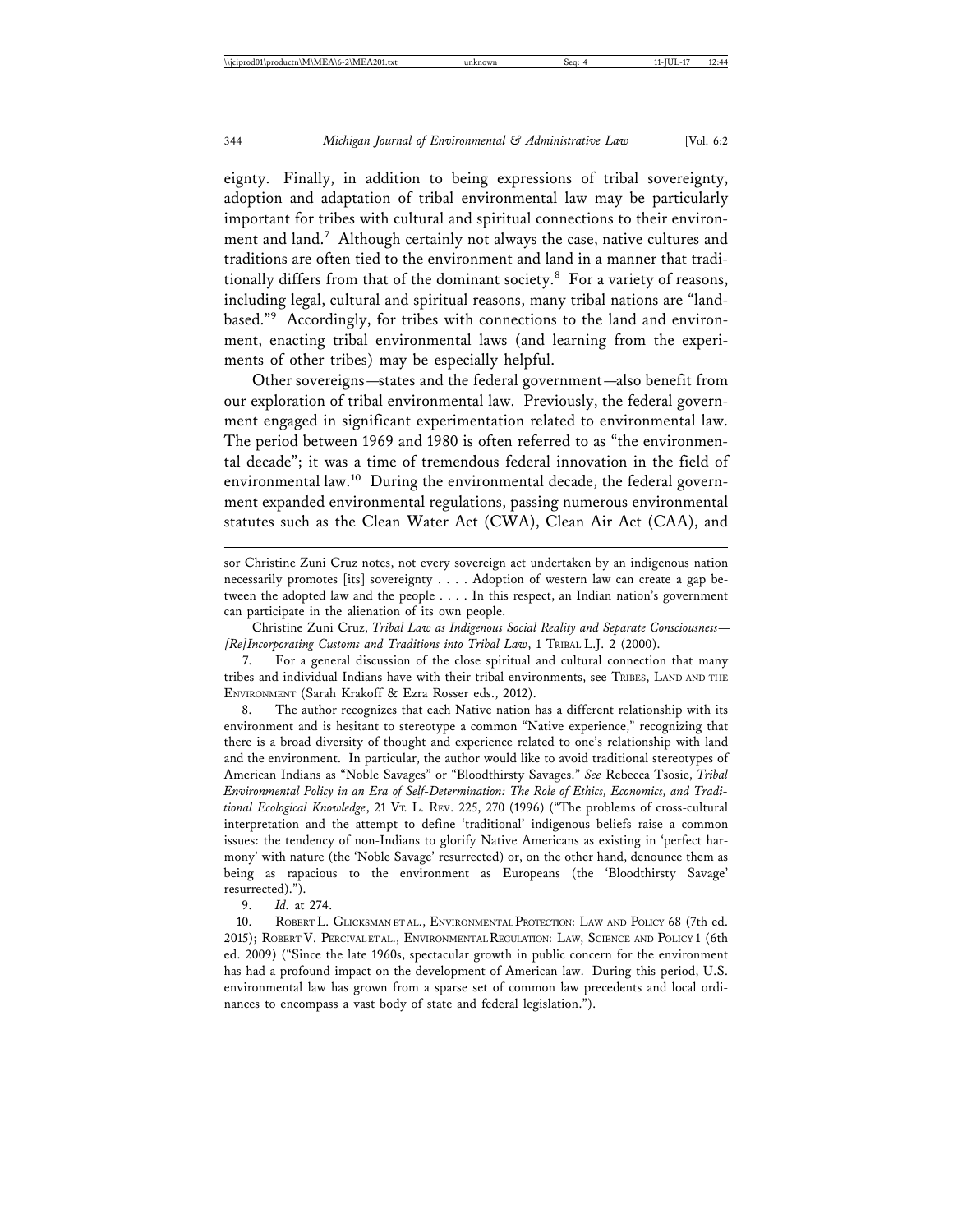eignty. Finally, in addition to being expressions of tribal sovereignty, adoption and adaptation of tribal environmental law may be particularly important for tribes with cultural and spiritual connections to their environment and land.[7] Although certainly not always the case, native cultures and traditions are often tied to the environment and land in a manner that traditionally differs from that of the dominant society.[8] For a variety of reasons, including legal, cultural and spiritual reasons, many tribal nations are "land-based."[9] Accordingly, for tribes with connections to the land and environment, enacting tribal environmental laws (and learning from the experiments of other tribes) may be especially helpful.

Other sovereigns—states and the federal government—also benefit from our exploration of tribal environmental law. Previously, the federal government engaged in significant experimentation related to environmental law. The period between 1969 and 1980 is often referred to as "the environmental decade"; it was a time of tremendous federal innovation in the field of environmental law.[10] During the environmental decade, the federal government expanded environmental regulations, passing numerous environmental statutes such as the Clean Water Act (CWA), Clean Air Act (CAA), and

---

sor Christine Zuni Cruz notes, not every sovereign act undertaken by an indigenous nation necessarily promotes [its] sovereignty . . . . Adoption of western law can create a gap between the adopted law and the people . . . . In this respect, an Indian nation's government can participate in the alienation of its own people.

Christine Zuni Cruz, *Tribal Law as Indigenous Social Reality and Separate Consciousness—[Re]Incorporating Customs and Traditions into Tribal Law*, 1 TRIBAL L.J. 2 (2000).

7. For a general discussion of the close spiritual and cultural connection that many tribes and individual Indians have with their tribal environments, see TRIBES, LAND AND THE ENVIRONMENT (Sarah Krakoff & Ezra Rosser eds., 2012).

8. The author recognizes that each Native nation has a different relationship with its environment and is hesitant to stereotype a common "Native experience," recognizing that there is a broad diversity of thought and experience related to one's relationship with land and the environment. In particular, the author would like to avoid traditional stereotypes of American Indians as "Noble Savages" or "Bloodthirsty Savages." *See* Rebecca Tsosie, *Tribal Environmental Policy in an Era of Self-Determination: The Role of Ethics, Economics, and Traditional Ecological Knowledge*, 21 VT. L. REV. 225, 270 (1996) ("The problems of cross-cultural interpretation and the attempt to define 'traditional' indigenous beliefs raise a common issues: the tendency of non-Indians to glorify Native Americans as existing in 'perfect harmony' with nature (the 'Noble Savage' resurrected) or, on the other hand, denounce them as being as rapacious to the environment as Europeans (the 'Bloodthirsty Savage' resurrected).").

9. *Id.* at 274.

10. ROBERT L. GLICKSMAN ET AL., ENVIRONMENTAL PROTECTION: LAW AND POLICY 68 (7th ed. 2015); ROBERT V. PERCIVAL ET AL., ENVIRONMENTAL REGULATION: LAW, SCIENCE AND POLICY 1 (6th ed. 2009) ("Since the late 1960s, spectacular growth in public concern for the environment has had a profound impact on the development of American law. During this period, U.S. environmental law has grown from a sparse set of common law precedents and local ordinances to encompass a vast body of state and federal legislation.").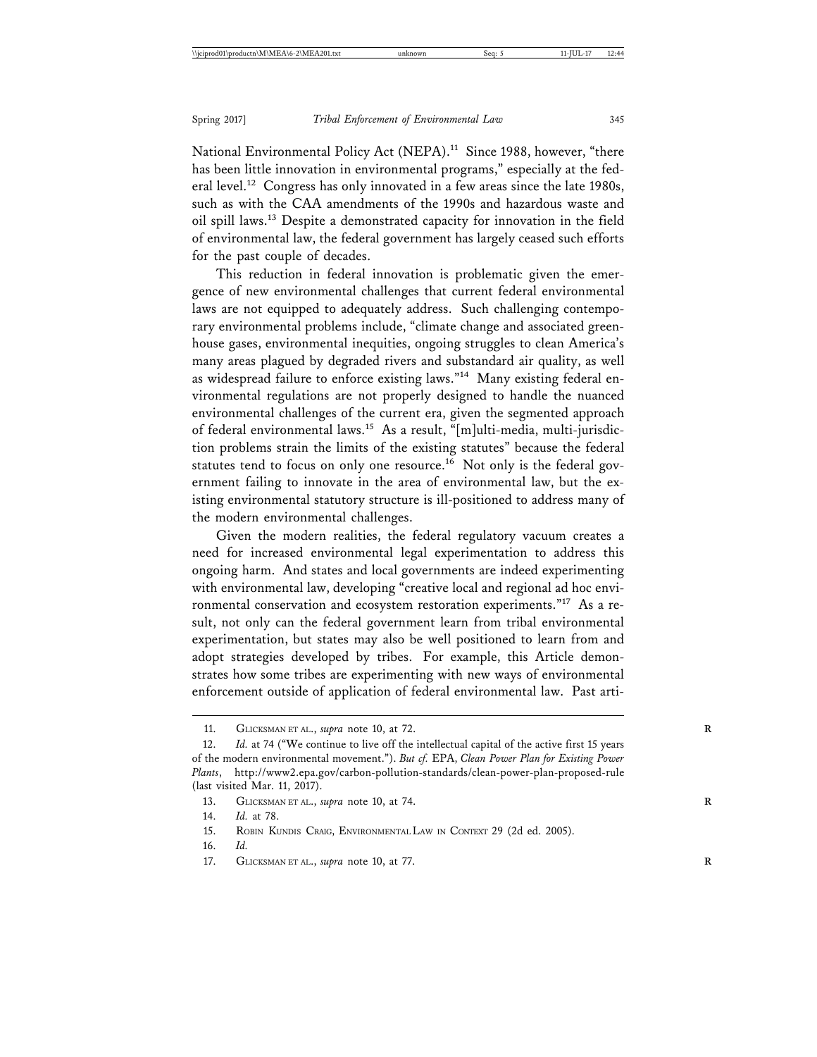National Environmental Policy Act (NEPA).[11] Since 1988, however, "there has been little innovation in environmental programs," especially at the federal level.[12] Congress has only innovated in a few areas since the late 1980s, such as with the CAA amendments of the 1990s and hazardous waste and oil spill laws.[13] Despite a demonstrated capacity for innovation in the field of environmental law, the federal government has largely ceased such efforts for the past couple of decades.

This reduction in federal innovation is problematic given the emergence of new environmental challenges that current federal environmental laws are not equipped to adequately address. Such challenging contemporary environmental problems include, "climate change and associated greenhouse gases, environmental inequities, ongoing struggles to clean America's many areas plagued by degraded rivers and substandard air quality, as well as widespread failure to enforce existing laws."[14] Many existing federal environmental regulations are not properly designed to handle the nuanced environmental challenges of the current era, given the segmented approach of federal environmental laws.[15] As a result, "[m]ulti-media, multi-jurisdiction problems strain the limits of the existing statutes" because the federal statutes tend to focus on only one resource.[16] Not only is the federal government failing to innovate in the area of environmental law, but the existing environmental statutory structure is ill-positioned to address many of the modern environmental challenges.

Given the modern realities, the federal regulatory vacuum creates a need for increased environmental legal experimentation to address this ongoing harm. And states and local governments are indeed experimenting with environmental law, developing "creative local and regional ad hoc environmental conservation and ecosystem restoration experiments."[17] As a result, not only can the federal government learn from tribal environmental experimentation, but states may also be well positioned to learn from and adopt strategies developed by tribes. For example, this Article demonstrates how some tribes are experimenting with new ways of environmental enforcement outside of application of federal environmental law. Past arti-

---

11. GLICKSMAN ET AL., *supra* note 10, at 72.

12. *Id.* at 74 ("We continue to live off the intellectual capital of the active first 15 years of the modern environmental movement."). *But cf.* EPA, *Clean Power Plan for Existing Power Plants*, http://www2.epa.gov/carbon-pollution-standards/clean-power-plan-proposed-rule (last visited Mar. 11, 2017).

13. GLICKSMAN ET AL., *supra* note 10, at 74.

14. *Id.* at 78.

15. ROBIN KUNDIS CRAIG, ENVIRONMENTAL LAW IN CONTEXT 29 (2d ed. 2005).

16. *Id.*

17. GLICKSMAN ET AL., *supra* note 10, at 77.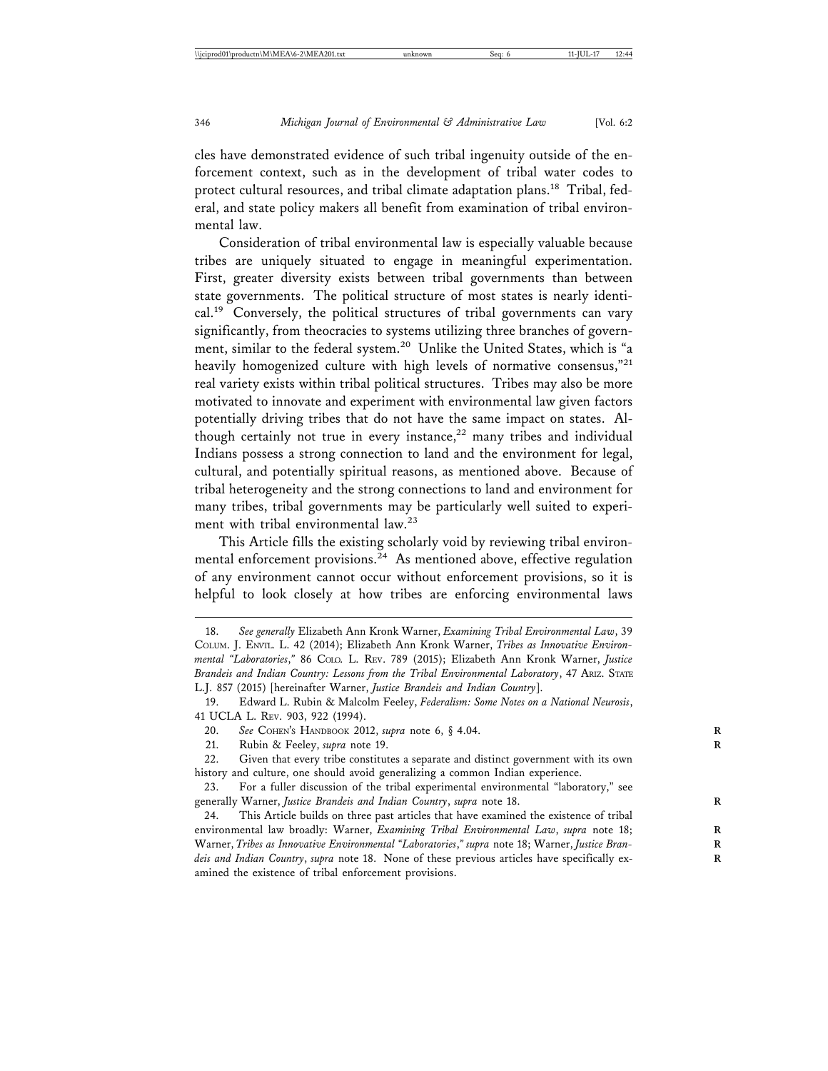cles have demonstrated evidence of such tribal ingenuity outside of the enforcement context, such as in the development of tribal water codes to protect cultural resources, and tribal climate adaptation plans.[18] Tribal, federal, and state policy makers all benefit from examination of tribal environmental law.

Consideration of tribal environmental law is especially valuable because tribes are uniquely situated to engage in meaningful experimentation. First, greater diversity exists between tribal governments than between state governments. The political structure of most states is nearly identical.[19] Conversely, the political structures of tribal governments can vary significantly, from theocracies to systems utilizing three branches of government, similar to the federal system.[20] Unlike the United States, which is "a heavily homogenized culture with high levels of normative consensus,"[21] real variety exists within tribal political structures. Tribes may also be more motivated to innovate and experiment with environmental law given factors potentially driving tribes that do not have the same impact on states. Although certainly not true in every instance,[22] many tribes and individual Indians possess a strong connection to land and the environment for legal, cultural, and potentially spiritual reasons, as mentioned above. Because of tribal heterogeneity and the strong connections to land and environment for many tribes, tribal governments may be particularly well suited to experiment with tribal environmental law.[23]

This Article fills the existing scholarly void by reviewing tribal environmental enforcement provisions.[24] As mentioned above, effective regulation of any environment cannot occur without enforcement provisions, so it is helpful to look closely at how tribes are enforcing environmental laws

---

18. *See generally* Elizabeth Ann Kronk Warner, *Examining Tribal Environmental Law*, 39 COLUM. J. ENVTL. L. 42 (2014); Elizabeth Ann Kronk Warner, *Tribes as Innovative Environmental "Laboratories,"* 86 COLO. L. REV. 789 (2015); Elizabeth Ann Kronk Warner, *Justice Brandeis and Indian Country: Lessons from the Tribal Environmental Laboratory*, 47 ARIZ. STATE L.J. 857 (2015) [hereinafter Warner, *Justice Brandeis and Indian Country*].

19. Edward L. Rubin & Malcolm Feeley, *Federalism: Some Notes on a National Neurosis*, 41 UCLA L. REV. 903, 922 (1994).

20. *See* COHEN'S HANDBOOK 2012, *supra* note 6, § 4.04.

21. Rubin & Feeley, *supra* note 19.

22. Given that every tribe constitutes a separate and distinct government with its own history and culture, one should avoid generalizing a common Indian experience.

23. For a fuller discussion of the tribal experimental environmental "laboratory," see generally Warner, *Justice Brandeis and Indian Country*, *supra* note 18.

24. This Article builds on three past articles that have examined the existence of tribal environmental law broadly: Warner, *Examining Tribal Environmental Law*, *supra* note 18; Warner, *Tribes as Innovative Environmental "Laboratories," supra* note 18; Warner, *Justice Brandeis and Indian Country*, *supra* note 18. None of these previous articles have specifically examined the existence of tribal enforcement provisions.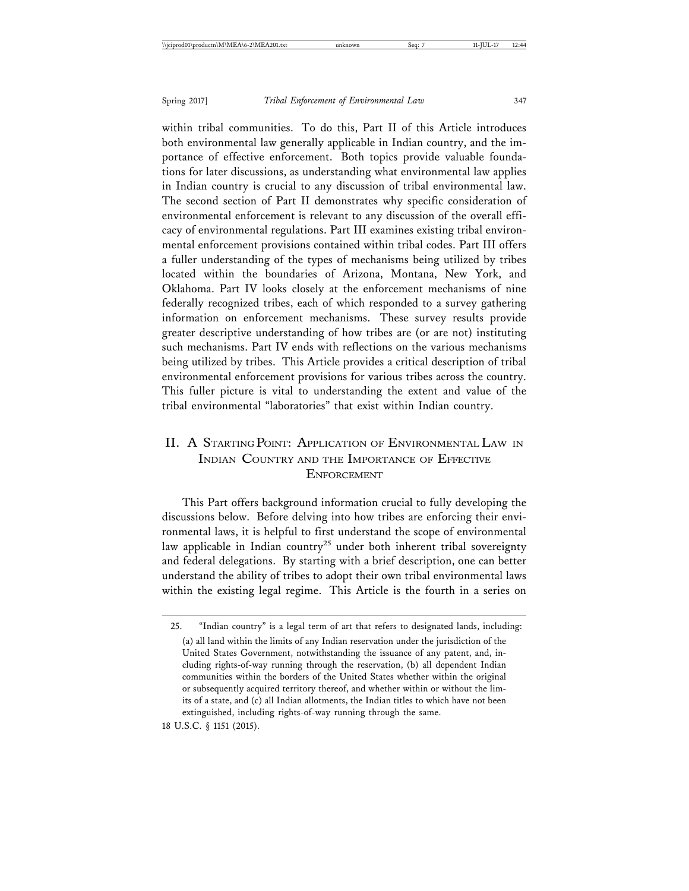within tribal communities. To do this, Part II of this Article introduces both environmental law generally applicable in Indian country, and the importance of effective enforcement. Both topics provide valuable foundations for later discussions, as understanding what environmental law applies in Indian country is crucial to any discussion of tribal environmental law. The second section of Part II demonstrates why specific consideration of environmental enforcement is relevant to any discussion of the overall efficacy of environmental regulations. Part III examines existing tribal environmental enforcement provisions contained within tribal codes. Part III offers a fuller understanding of the types of mechanisms being utilized by tribes located within the boundaries of Arizona, Montana, New York, and Oklahoma. Part IV looks closely at the enforcement mechanisms of nine federally recognized tribes, each of which responded to a survey gathering information on enforcement mechanisms. These survey results provide greater descriptive understanding of how tribes are (or are not) instituting such mechanisms. Part IV ends with reflections on the various mechanisms being utilized by tribes. This Article provides a critical description of tribal environmental enforcement provisions for various tribes across the country. This fuller picture is vital to understanding the extent and value of the tribal environmental "laboratories" that exist within Indian country.

## II. A Starting Point: Application of Environmental Law in Indian Country and the Importance of Effective Enforcement

This Part offers background information crucial to fully developing the discussions below. Before delving into how tribes are enforcing their environmental laws, it is helpful to first understand the scope of environmental law applicable in Indian country[25] under both inherent tribal sovereignty and federal delegations. By starting with a brief description, one can better understand the ability of tribes to adopt their own tribal environmental laws within the existing legal regime. This Article is the fourth in a series on

---

25. "Indian country" is a legal term of art that refers to designated lands, including:

> (a) all land within the limits of any Indian reservation under the jurisdiction of the United States Government, notwithstanding the issuance of any patent, and, including rights-of-way running through the reservation, (b) all dependent Indian communities within the borders of the United States whether within the original or subsequently acquired territory thereof, and whether within or without the limits of a state, and (c) all Indian allotments, the Indian titles to which have not been extinguished, including rights-of-way running through the same.

18 U.S.C. § 1151 (2015).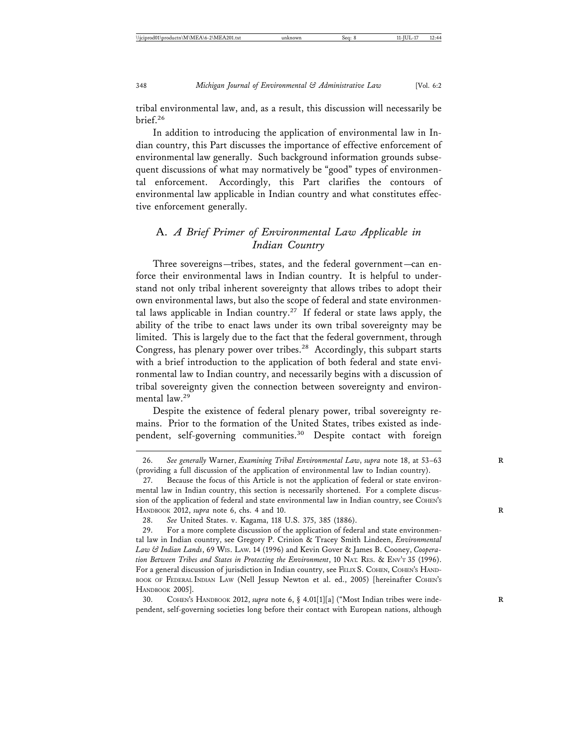tribal environmental law, and, as a result, this discussion will necessarily be brief.[26]

In addition to introducing the application of environmental law in Indian country, this Part discusses the importance of effective enforcement of environmental law generally. Such background information grounds subsequent discussions of what may normatively be "good" types of environmental enforcement. Accordingly, this Part clarifies the contours of environmental law applicable in Indian country and what constitutes effective enforcement generally.

## A. *A Brief Primer of Environmental Law Applicable in Indian Country*

Three sovereigns—tribes, states, and the federal government—can enforce their environmental laws in Indian country. It is helpful to understand not only tribal inherent sovereignty that allows tribes to adopt their own environmental laws, but also the scope of federal and state environmental laws applicable in Indian country.[27] If federal or state laws apply, the ability of the tribe to enact laws under its own tribal sovereignty may be limited. This is largely due to the fact that the federal government, through Congress, has plenary power over tribes.[28] Accordingly, this subpart starts with a brief introduction to the application of both federal and state environmental law to Indian country, and necessarily begins with a discussion of tribal sovereignty given the connection between sovereignty and environmental law.[29]

Despite the existence of federal plenary power, tribal sovereignty remains. Prior to the formation of the United States, tribes existed as independent, self-governing communities.[30] Despite contact with foreign

---

26. *See generally* Warner, *Examining Tribal Environmental Law*, *supra* note 18, at 53–63 (providing a full discussion of the application of environmental law to Indian country).

27. Because the focus of this Article is not the application of federal or state environmental law in Indian country, this section is necessarily shortened. For a complete discussion of the application of federal and state environmental law in Indian country, see COHEN'S HANDBOOK 2012, *supra* note 6, chs. 4 and 10.

28. *See* United States. v. Kagama, 118 U.S. 375, 385 (1886).

29. For a more complete discussion of the application of federal and state environmental law in Indian country, see Gregory P. Crinion & Tracey Smith Lindeen, *Environmental Law & Indian Lands*, 69 WIS. LAW. 14 (1996) and Kevin Gover & James B. Cooney, *Cooperation Between Tribes and States in Protecting the Environment*, 10 NAT. RES. & ENV'T 35 (1996). For a general discussion of jurisdiction in Indian country, see FELIX S. COHEN, COHEN'S HANDBOOK OF FEDERAL INDIAN LAW (Nell Jessup Newton et al. ed., 2005) [hereinafter COHEN'S HANDBOOK 2005].

30. COHEN'S HANDBOOK 2012, *supra* note 6, § 4.01[1][a] ("Most Indian tribes were independent, self-governing societies long before their contact with European nations, although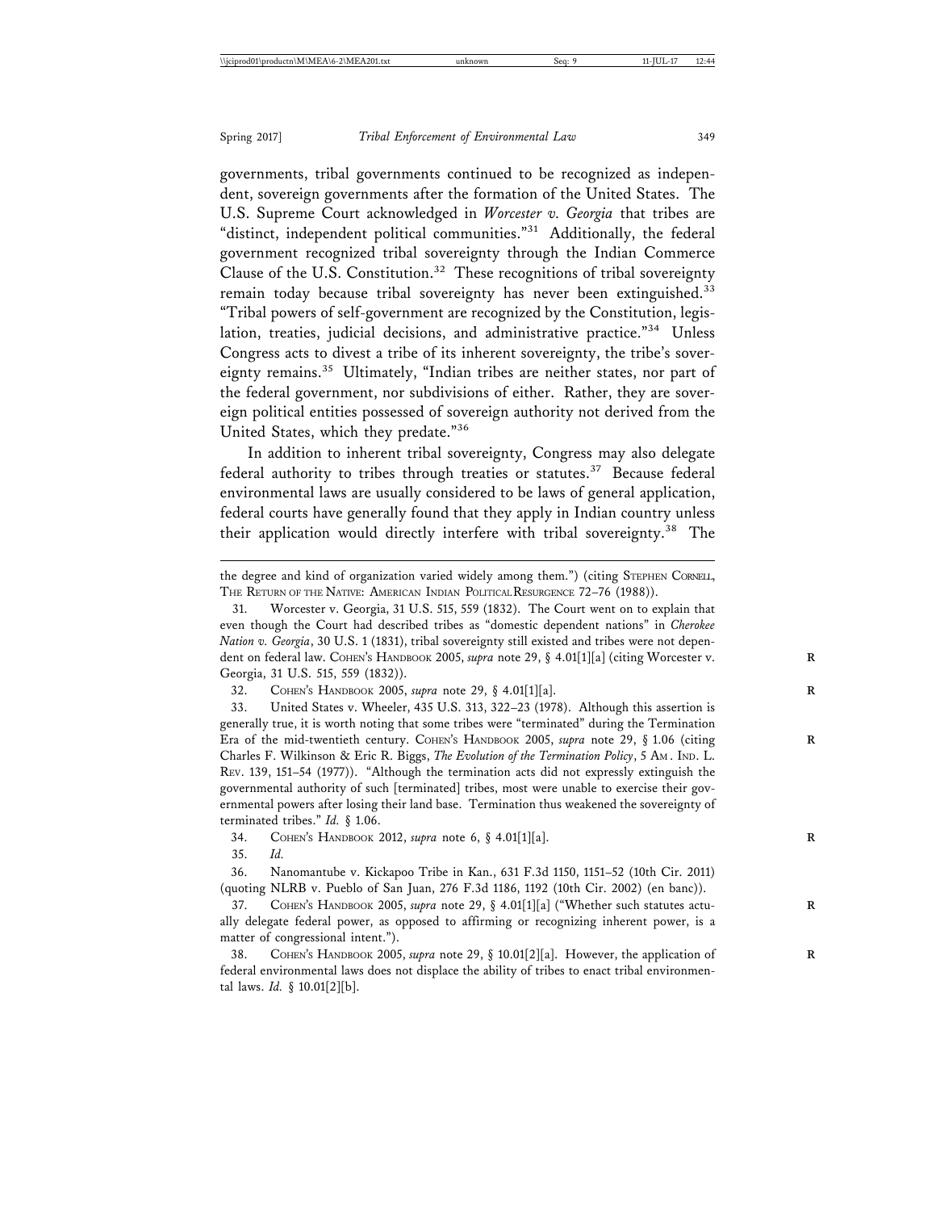governments, tribal governments continued to be recognized as independent, sovereign governments after the formation of the United States. The U.S. Supreme Court acknowledged in *Worcester v. Georgia* that tribes are "distinct, independent political communities."[31] Additionally, the federal government recognized tribal sovereignty through the Indian Commerce Clause of the U.S. Constitution.[32] These recognitions of tribal sovereignty remain today because tribal sovereignty has never been extinguished.[33] "Tribal powers of self-government are recognized by the Constitution, legislation, treaties, judicial decisions, and administrative practice."[34] Unless Congress acts to divest a tribe of its inherent sovereignty, the tribe's sovereignty remains.[35] Ultimately, "Indian tribes are neither states, nor part of the federal government, nor subdivisions of either. Rather, they are sovereign political entities possessed of sovereign authority not derived from the United States, which they predate."[36]

In addition to inherent tribal sovereignty, Congress may also delegate federal authority to tribes through treaties or statutes.[37] Because federal environmental laws are usually considered to be laws of general application, federal courts have generally found that they apply in Indian country unless their application would directly interfere with tribal sovereignty.[38] The

---

the degree and kind of organization varied widely among them.") (citing STEPHEN CORNELL, THE RETURN OF THE NATIVE: AMERICAN INDIAN POLITICAL RESURGENCE 72–76 (1988)).

31. Worcester v. Georgia, 31 U.S. 515, 559 (1832). The Court went on to explain that even though the Court had described tribes as "domestic dependent nations" in *Cherokee Nation v. Georgia*, 30 U.S. 1 (1831), tribal sovereignty still existed and tribes were not dependent on federal law. COHEN'S HANDBOOK 2005, *supra* note 29, § 4.01[1][a] (citing Worcester v. Georgia, 31 U.S. 515, 559 (1832)).

32. COHEN'S HANDBOOK 2005, *supra* note 29, § 4.01[1][a].

33. United States v. Wheeler, 435 U.S. 313, 322–23 (1978). Although this assertion is generally true, it is worth noting that some tribes were "terminated" during the Termination Era of the mid-twentieth century. COHEN'S HANDBOOK 2005, *supra* note 29, § 1.06 (citing Charles F. Wilkinson & Eric R. Biggs, *The Evolution of the Termination Policy*, 5 AM. IND. L. REV. 139, 151–54 (1977)). "Although the termination acts did not expressly extinguish the governmental authority of such [terminated] tribes, most were unable to exercise their governmental powers after losing their land base. Termination thus weakened the sovereignty of terminated tribes." *Id.* § 1.06.

34. COHEN'S HANDBOOK 2012, *supra* note 6, § 4.01[1][a].

35. *Id.*

36. Nanomantube v. Kickapoo Tribe in Kan., 631 F.3d 1150, 1151–52 (10th Cir. 2011) (quoting NLRB v. Pueblo of San Juan, 276 F.3d 1186, 1192 (10th Cir. 2002) (en banc)).

37. COHEN'S HANDBOOK 2005, *supra* note 29, § 4.01[1][a] ("Whether such statutes actually delegate federal power, as opposed to affirming or recognizing inherent power, is a matter of congressional intent.").

38. COHEN'S HANDBOOK 2005, *supra* note 29, § 10.01[2][a]. However, the application of federal environmental laws does not displace the ability of tribes to enact tribal environmental laws. *Id.* § 10.01[2][b].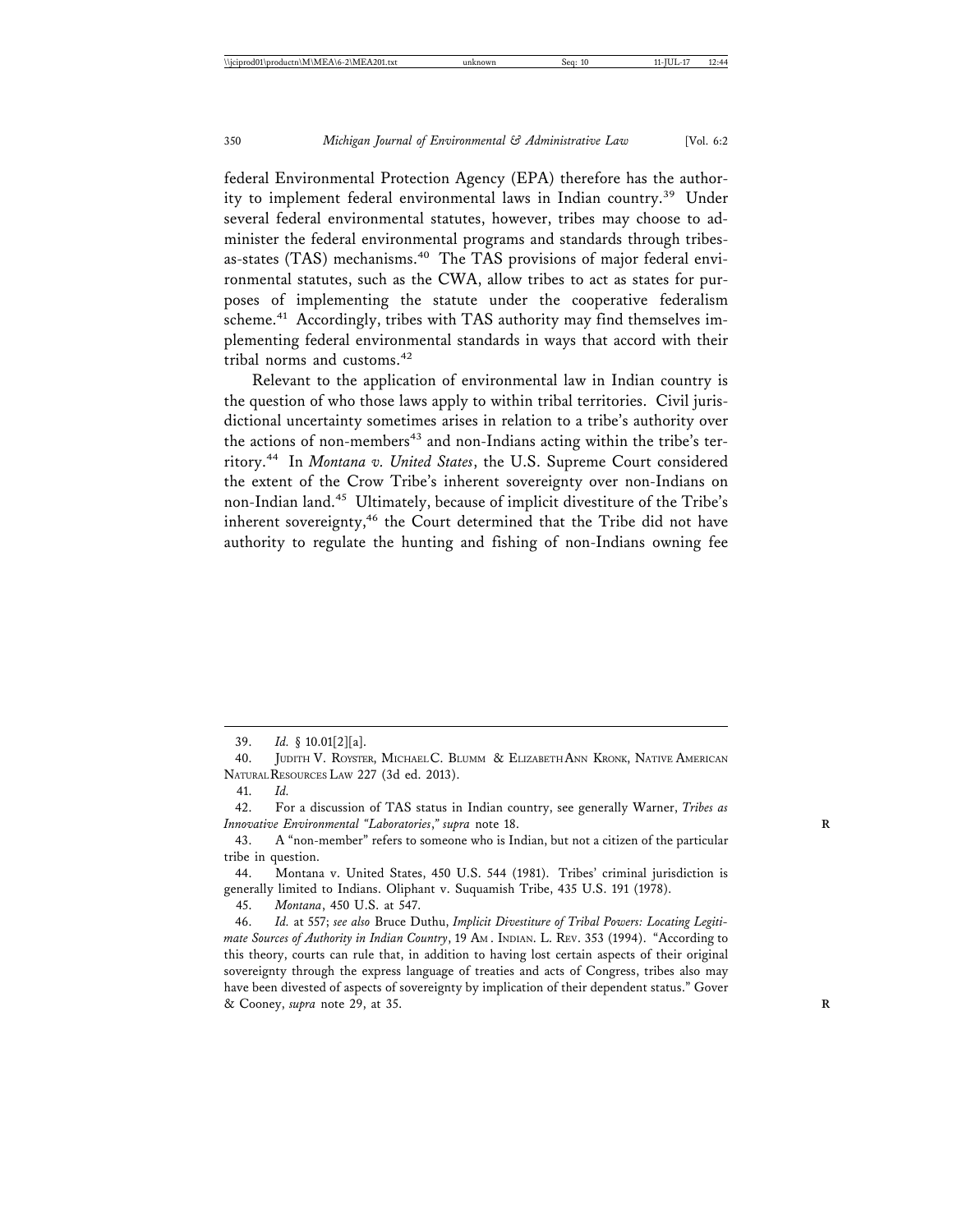federal Environmental Protection Agency (EPA) therefore has the authority to implement federal environmental laws in Indian country.[39] Under several federal environmental statutes, however, tribes may choose to administer the federal environmental programs and standards through tribes-as-states (TAS) mechanisms.[40] The TAS provisions of major federal environmental statutes, such as the CWA, allow tribes to act as states for purposes of implementing the statute under the cooperative federalism scheme.[41] Accordingly, tribes with TAS authority may find themselves implementing federal environmental standards in ways that accord with their tribal norms and customs.[42]

Relevant to the application of environmental law in Indian country is the question of who those laws apply to within tribal territories. Civil jurisdictional uncertainty sometimes arises in relation to a tribe's authority over the actions of non-members[43] and non-Indians acting within the tribe's territory.[44] In *Montana v. United States*, the U.S. Supreme Court considered the extent of the Crow Tribe's inherent sovereignty over non-Indians on non-Indian land.[45] Ultimately, because of implicit divestiture of the Tribe's inherent sovereignty,[46] the Court determined that the Tribe did not have authority to regulate the hunting and fishing of non-Indians owning fee

---

39. *Id.* § 10.01[2][a].

40. Judith V. Royster, Michael C. Blumm & Elizabeth Ann Kronk, Native American Natural Resources Law 227 (3d ed. 2013).

41. *Id.*

42. For a discussion of TAS status in Indian country, see generally Warner, *Tribes as Innovative Environmental "Laboratories*,*" supra* note 18.

43. A "non-member" refers to someone who is Indian, but not a citizen of the particular tribe in question.

44. Montana v. United States, 450 U.S. 544 (1981). Tribes' criminal jurisdiction is generally limited to Indians. Oliphant v. Suquamish Tribe, 435 U.S. 191 (1978).

45. *Montana*, 450 U.S. at 547.

46. *Id.* at 557; *see also* Bruce Duthu, *Implicit Divestiture of Tribal Powers: Locating Legitimate Sources of Authority in Indian Country*, 19 Am. Indian. L. Rev. 353 (1994). "According to this theory, courts can rule that, in addition to having lost certain aspects of their original sovereignty through the express language of treaties and acts of Congress, tribes also may have been divested of aspects of sovereignty by implication of their dependent status." Gover & Cooney, *supra* note 29, at 35.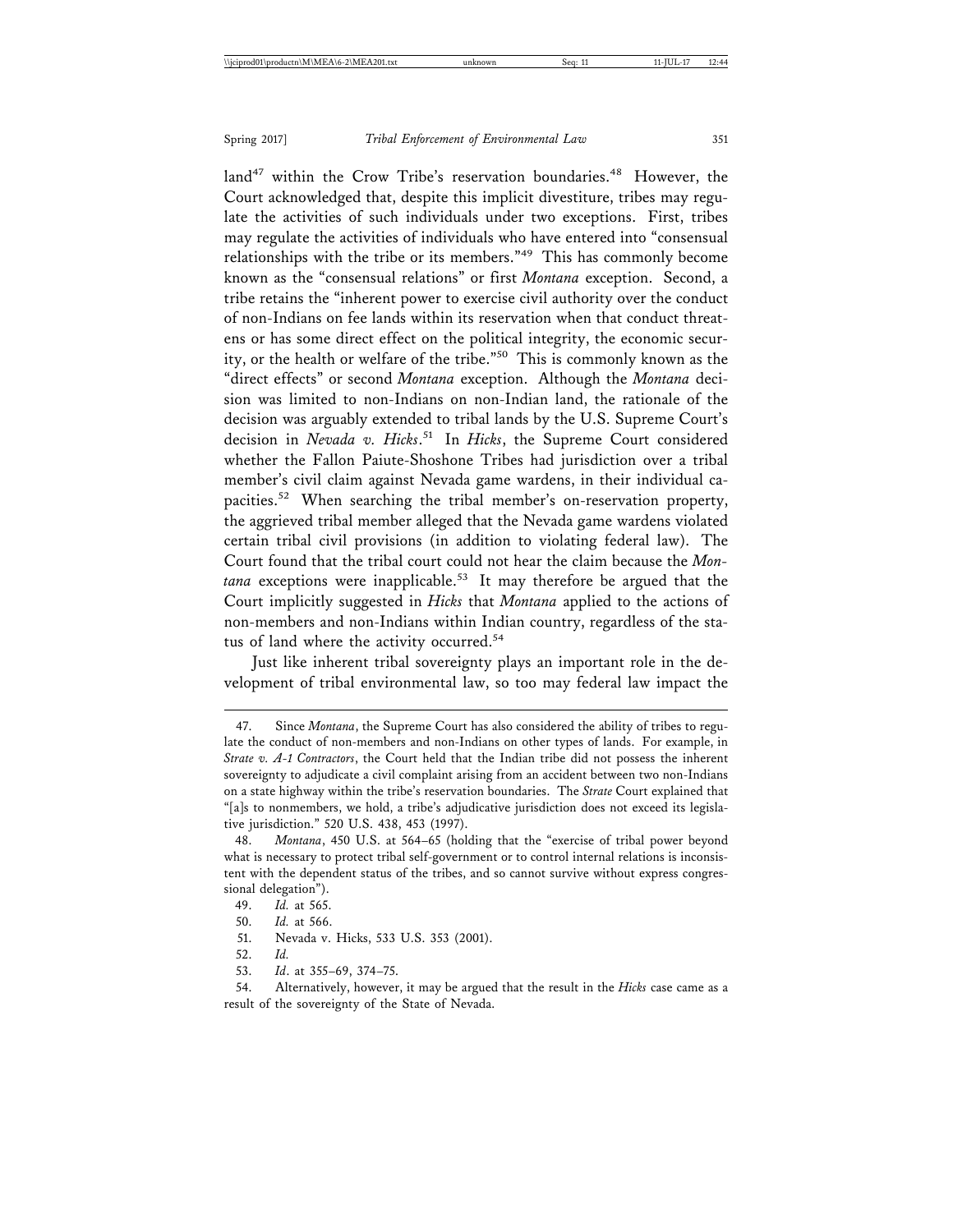land[47] within the Crow Tribe's reservation boundaries.[48] However, the Court acknowledged that, despite this implicit divestiture, tribes may regulate the activities of such individuals under two exceptions. First, tribes may regulate the activities of individuals who have entered into "consensual relationships with the tribe or its members."[49] This has commonly become known as the "consensual relations" or first *Montana* exception. Second, a tribe retains the "inherent power to exercise civil authority over the conduct of non-Indians on fee lands within its reservation when that conduct threatens or has some direct effect on the political integrity, the economic security, or the health or welfare of the tribe."[50] This is commonly known as the "direct effects" or second *Montana* exception. Although the *Montana* decision was limited to non-Indians on non-Indian land, the rationale of the decision was arguably extended to tribal lands by the U.S. Supreme Court's decision in *Nevada v. Hicks*.[51] In *Hicks*, the Supreme Court considered whether the Fallon Paiute-Shoshone Tribes had jurisdiction over a tribal member's civil claim against Nevada game wardens, in their individual capacities.[52] When searching the tribal member's on-reservation property, the aggrieved tribal member alleged that the Nevada game wardens violated certain tribal civil provisions (in addition to violating federal law). The Court found that the tribal court could not hear the claim because the *Montana* exceptions were inapplicable.[53] It may therefore be argued that the Court implicitly suggested in *Hicks* that *Montana* applied to the actions of non-members and non-Indians within Indian country, regardless of the status of land where the activity occurred.[54]

Just like inherent tribal sovereignty plays an important role in the development of tribal environmental law, so too may federal law impact the

---

47. Since *Montana*, the Supreme Court has also considered the ability of tribes to regulate the conduct of non-members and non-Indians on other types of lands. For example, in *Strate v. A-1 Contractors*, the Court held that the Indian tribe did not possess the inherent sovereignty to adjudicate a civil complaint arising from an accident between two non-Indians on a state highway within the tribe's reservation boundaries. The *Strate* Court explained that "[a]s to nonmembers, we hold, a tribe's adjudicative jurisdiction does not exceed its legislative jurisdiction." 520 U.S. 438, 453 (1997).

48. *Montana*, 450 U.S. at 564–65 (holding that the "exercise of tribal power beyond what is necessary to protect tribal self-government or to control internal relations is inconsistent with the dependent status of the tribes, and so cannot survive without express congressional delegation").

49. *Id.* at 565.

50. *Id.* at 566.

51. Nevada v. Hicks, 533 U.S. 353 (2001).

52. *Id.*

53. *Id*. at 355–69, 374–75.

54. Alternatively, however, it may be argued that the result in the *Hicks* case came as a result of the sovereignty of the State of Nevada.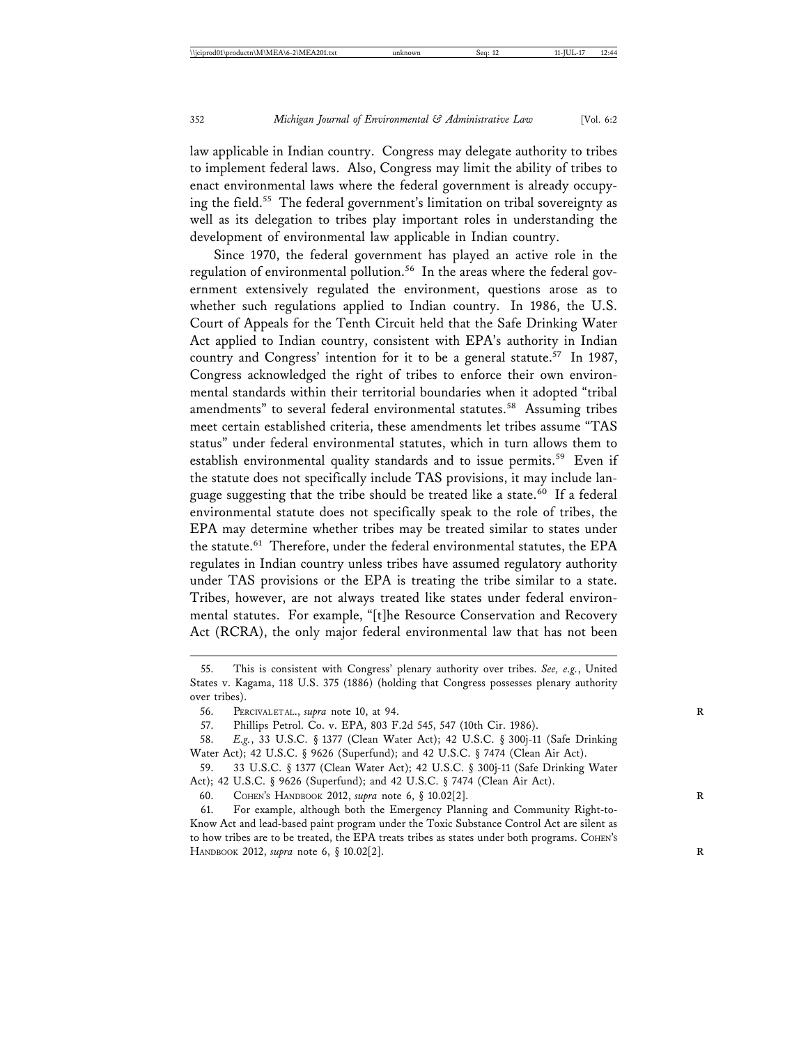law applicable in Indian country. Congress may delegate authority to tribes to implement federal laws. Also, Congress may limit the ability of tribes to enact environmental laws where the federal government is already occupying the field.[55] The federal government's limitation on tribal sovereignty as well as its delegation to tribes play important roles in understanding the development of environmental law applicable in Indian country.

Since 1970, the federal government has played an active role in the regulation of environmental pollution.[56] In the areas where the federal government extensively regulated the environment, questions arose as to whether such regulations applied to Indian country. In 1986, the U.S. Court of Appeals for the Tenth Circuit held that the Safe Drinking Water Act applied to Indian country, consistent with EPA's authority in Indian country and Congress' intention for it to be a general statute.[57] In 1987, Congress acknowledged the right of tribes to enforce their own environmental standards within their territorial boundaries when it adopted "tribal amendments" to several federal environmental statutes.[58] Assuming tribes meet certain established criteria, these amendments let tribes assume "TAS status" under federal environmental statutes, which in turn allows them to establish environmental quality standards and to issue permits.[59] Even if the statute does not specifically include TAS provisions, it may include language suggesting that the tribe should be treated like a state.[60] If a federal environmental statute does not specifically speak to the role of tribes, the EPA may determine whether tribes may be treated similar to states under the statute.[61] Therefore, under the federal environmental statutes, the EPA regulates in Indian country unless tribes have assumed regulatory authority under TAS provisions or the EPA is treating the tribe similar to a state. Tribes, however, are not always treated like states under federal environmental statutes. For example, "[t]he Resource Conservation and Recovery Act (RCRA), the only major federal environmental law that has not been

---

55. This is consistent with Congress' plenary authority over tribes. *See, e.g.*, United States v. Kagama, 118 U.S. 375 (1886) (holding that Congress possesses plenary authority over tribes).

56. PERCIVAL ET AL., *supra* note 10, at 94.

57. Phillips Petrol. Co. v. EPA, 803 F.2d 545, 547 (10th Cir. 1986).

58. *E.g.*, 33 U.S.C. § 1377 (Clean Water Act); 42 U.S.C. § 300j-11 (Safe Drinking Water Act); 42 U.S.C. § 9626 (Superfund); and 42 U.S.C. § 7474 (Clean Air Act).

59. 33 U.S.C. § 1377 (Clean Water Act); 42 U.S.C. § 300j-11 (Safe Drinking Water Act); 42 U.S.C. § 9626 (Superfund); and 42 U.S.C. § 7474 (Clean Air Act).

60. COHEN'S HANDBOOK 2012, *supra* note 6, § 10.02[2].

61. For example, although both the Emergency Planning and Community Right-to-Know Act and lead-based paint program under the Toxic Substance Control Act are silent as to how tribes are to be treated, the EPA treats tribes as states under both programs. COHEN'S HANDBOOK 2012, *supra* note 6, § 10.02[2].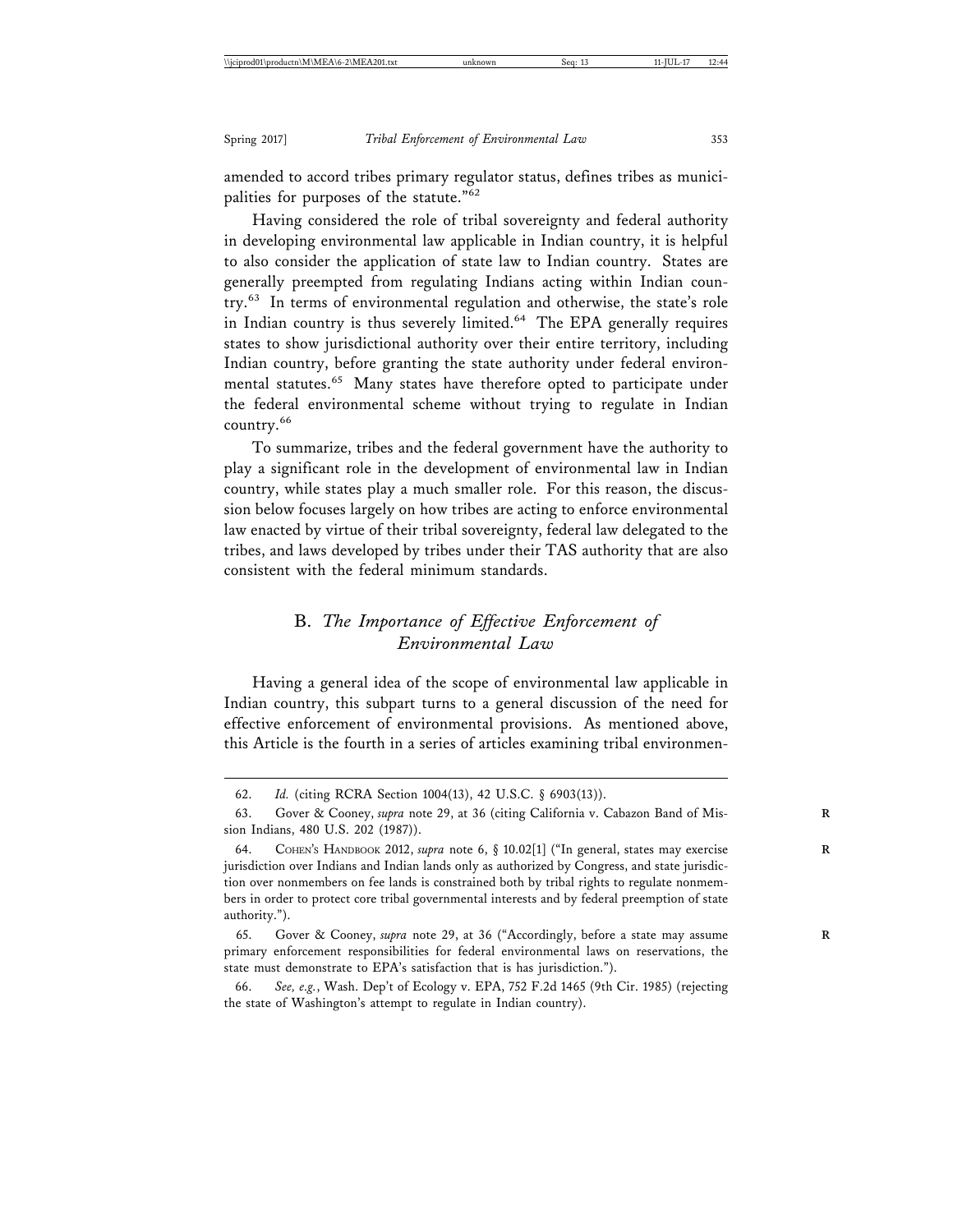amended to accord tribes primary regulator status, defines tribes as municipalities for purposes of the statute."[62]

Having considered the role of tribal sovereignty and federal authority in developing environmental law applicable in Indian country, it is helpful to also consider the application of state law to Indian country. States are generally preempted from regulating Indians acting within Indian country.[63] In terms of environmental regulation and otherwise, the state's role in Indian country is thus severely limited.[64] The EPA generally requires states to show jurisdictional authority over their entire territory, including Indian country, before granting the state authority under federal environmental statutes.[65] Many states have therefore opted to participate under the federal environmental scheme without trying to regulate in Indian country.[66]

To summarize, tribes and the federal government have the authority to play a significant role in the development of environmental law in Indian country, while states play a much smaller role. For this reason, the discussion below focuses largely on how tribes are acting to enforce environmental law enacted by virtue of their tribal sovereignty, federal law delegated to the tribes, and laws developed by tribes under their TAS authority that are also consistent with the federal minimum standards.

## B. *The Importance of Effective Enforcement of Environmental Law*

Having a general idea of the scope of environmental law applicable in Indian country, this subpart turns to a general discussion of the need for effective enforcement of environmental provisions. As mentioned above, this Article is the fourth in a series of articles examining tribal environmen-

---

62. *Id.* (citing RCRA Section 1004(13), 42 U.S.C. § 6903(13)).

63. Gover & Cooney, *supra* note 29, at 36 (citing California v. Cabazon Band of Mission Indians, 480 U.S. 202 (1987)).

64. COHEN'S HANDBOOK 2012, *supra* note 6, § 10.02[1] ("In general, states may exercise jurisdiction over Indians and Indian lands only as authorized by Congress, and state jurisdiction over nonmembers on fee lands is constrained both by tribal rights to regulate nonmembers in order to protect core tribal governmental interests and by federal preemption of state authority.").

65. Gover & Cooney, *supra* note 29, at 36 ("Accordingly, before a state may assume primary enforcement responsibilities for federal environmental laws on reservations, the state must demonstrate to EPA's satisfaction that is has jurisdiction.").

66. *See, e.g.*, Wash. Dep't of Ecology v. EPA, 752 F.2d 1465 (9th Cir. 1985) (rejecting the state of Washington's attempt to regulate in Indian country).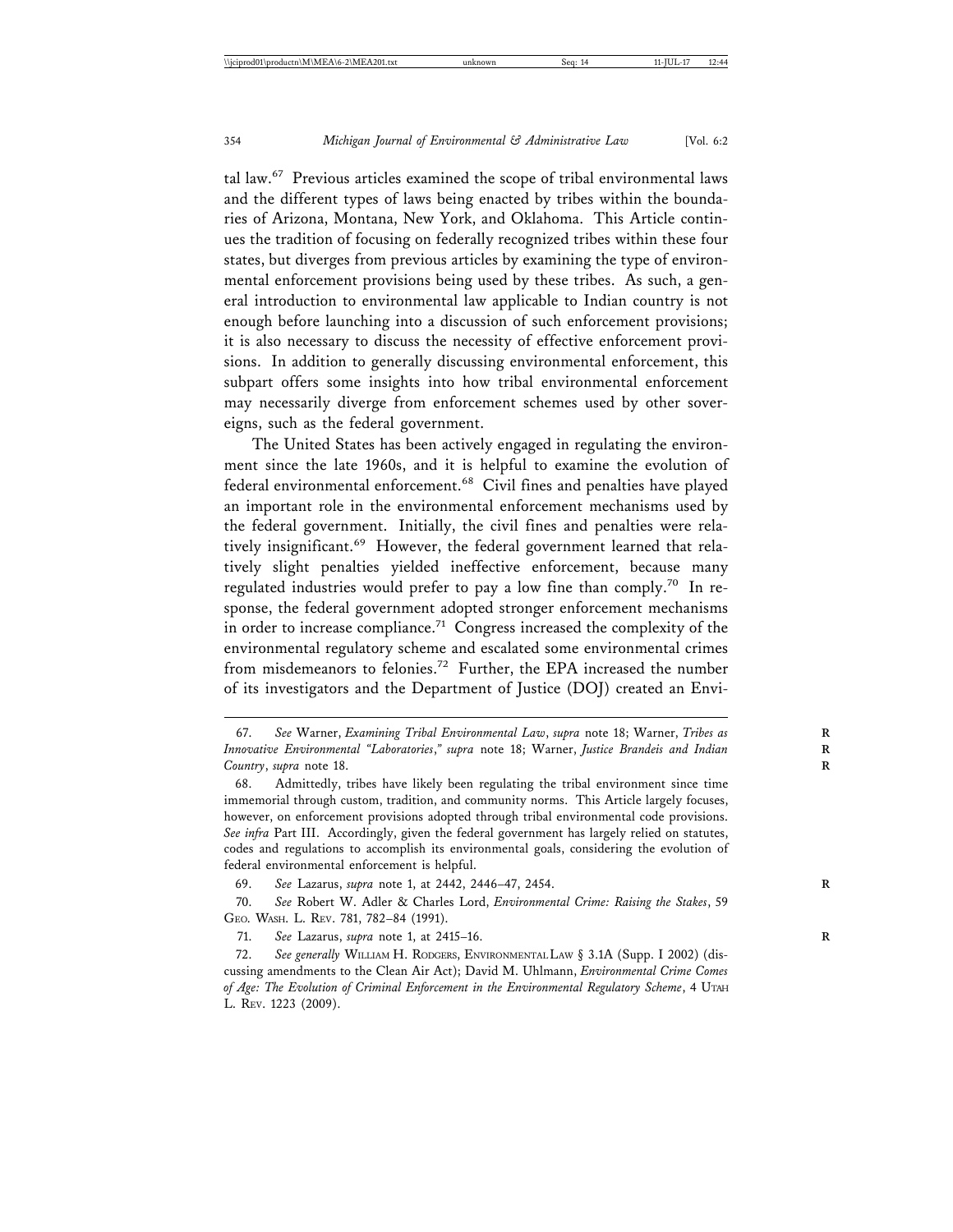tal law.[67] Previous articles examined the scope of tribal environmental laws and the different types of laws being enacted by tribes within the boundaries of Arizona, Montana, New York, and Oklahoma. This Article continues the tradition of focusing on federally recognized tribes within these four states, but diverges from previous articles by examining the type of environmental enforcement provisions being used by these tribes. As such, a general introduction to environmental law applicable to Indian country is not enough before launching into a discussion of such enforcement provisions; it is also necessary to discuss the necessity of effective enforcement provisions. In addition to generally discussing environmental enforcement, this subpart offers some insights into how tribal environmental enforcement may necessarily diverge from enforcement schemes used by other sovereigns, such as the federal government.

The United States has been actively engaged in regulating the environment since the late 1960s, and it is helpful to examine the evolution of federal environmental enforcement.[68] Civil fines and penalties have played an important role in the environmental enforcement mechanisms used by the federal government. Initially, the civil fines and penalties were relatively insignificant.[69] However, the federal government learned that relatively slight penalties yielded ineffective enforcement, because many regulated industries would prefer to pay a low fine than comply.[70] In response, the federal government adopted stronger enforcement mechanisms in order to increase compliance.[71] Congress increased the complexity of the environmental regulatory scheme and escalated some environmental crimes from misdemeanors to felonies.[72] Further, the EPA increased the number of its investigators and the Department of Justice (DOJ) created an Envi-

67. *See* Warner, *Examining Tribal Environmental Law*, *supra* note 18; Warner, *Tribes as Innovative Environmental "Laboratories*,*" supra* note 18; Warner, *Justice Brandeis and Indian Country*, *supra* note 18.

68. Admittedly, tribes have likely been regulating the tribal environment since time immemorial through custom, tradition, and community norms. This Article largely focuses, however, on enforcement provisions adopted through tribal environmental code provisions. *See infra* Part III. Accordingly, given the federal government has largely relied on statutes, codes and regulations to accomplish its environmental goals, considering the evolution of federal environmental enforcement is helpful.

69. *See* Lazarus, *supra* note 1, at 2442, 2446–47, 2454.

70. *See* Robert W. Adler & Charles Lord, *Environmental Crime: Raising the Stakes*, 59 GEO. WASH. L. REV. 781, 782–84 (1991).

71. *See* Lazarus, *supra* note 1, at 2415–16.

72. *See generally* WILLIAM H. RODGERS, ENVIRONMENTAL LAW § 3.1A (Supp. I 2002) (discussing amendments to the Clean Air Act); David M. Uhlmann, *Environmental Crime Comes of Age: The Evolution of Criminal Enforcement in the Environmental Regulatory Scheme*, 4 UTAH L. REV. 1223 (2009).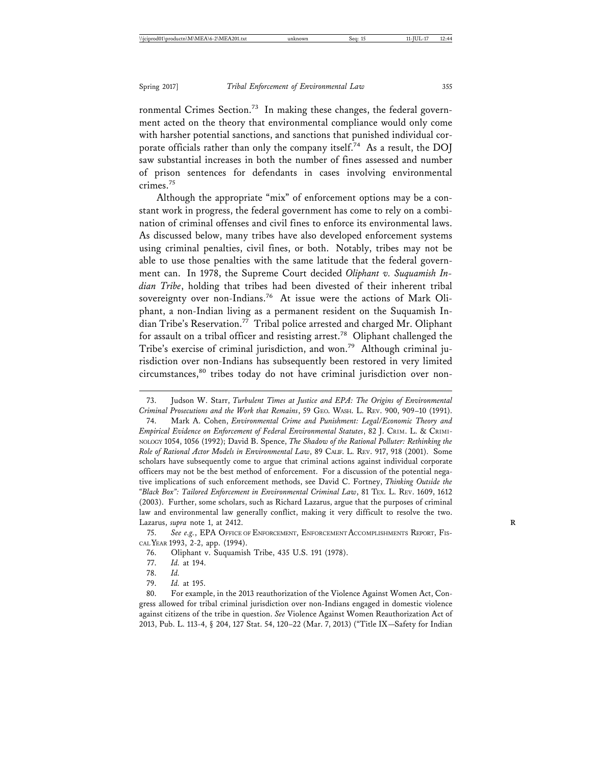ronmental Crimes Section.[73] In making these changes, the federal government acted on the theory that environmental compliance would only come with harsher potential sanctions, and sanctions that punished individual corporate officials rather than only the company itself.[74] As a result, the DOJ saw substantial increases in both the number of fines assessed and number of prison sentences for defendants in cases involving environmental crimes.[75]

Although the appropriate "mix" of enforcement options may be a constant work in progress, the federal government has come to rely on a combination of criminal offenses and civil fines to enforce its environmental laws. As discussed below, many tribes have also developed enforcement systems using criminal penalties, civil fines, or both. Notably, tribes may not be able to use those penalties with the same latitude that the federal government can. In 1978, the Supreme Court decided *Oliphant v. Suquamish Indian Tribe*, holding that tribes had been divested of their inherent tribal sovereignty over non-Indians.[76] At issue were the actions of Mark Oliphant, a non-Indian living as a permanent resident on the Suquamish Indian Tribe's Reservation.[77] Tribal police arrested and charged Mr. Oliphant for assault on a tribal officer and resisting arrest.[78] Oliphant challenged the Tribe's exercise of criminal jurisdiction, and won.[79] Although criminal jurisdiction over non-Indians has subsequently been restored in very limited circumstances,[80] tribes today do not have criminal jurisdiction over non-

---

73. Judson W. Starr, *Turbulent Times at Justice and EPA: The Origins of Environmental Criminal Prosecutions and the Work that Remains*, 59 GEO. WASH. L. REV. 900, 909–10 (1991).

74. Mark A. Cohen, *Environmental Crime and Punishment: Legal/Economic Theory and Empirical Evidence on Enforcement of Federal Environmental Statutes*, 82 J. CRIM. L. & CRIMINOLOGY 1054, 1056 (1992); David B. Spence, *The Shadow of the Rational Polluter: Rethinking the Role of Rational Actor Models in Environmental Law*, 89 CALIF. L. REV. 917, 918 (2001). Some scholars have subsequently come to argue that criminal actions against individual corporate officers may not be the best method of enforcement. For a discussion of the potential negative implications of such enforcement methods, see David C. Fortney, *Thinking Outside the "Black Box": Tailored Enforcement in Environmental Criminal Law*, 81 TEX. L. REV. 1609, 1612 (2003). Further, some scholars, such as Richard Lazarus, argue that the purposes of criminal law and environmental law generally conflict, making it very difficult to resolve the two. Lazarus, *supra* note 1, at 2412.

75. *See e.g.*, EPA OFFICE OF ENFORCEMENT, ENFORCEMENT ACCOMPLISHMENTS REPORT, FISCAL YEAR 1993, 2-2, app. (1994).

76. Oliphant v. Suquamish Tribe, 435 U.S. 191 (1978).

77. *Id.* at 194.

78. *Id.*

79. *Id.* at 195.

80. For example, in the 2013 reauthorization of the Violence Against Women Act, Congress allowed for tribal criminal jurisdiction over non-Indians engaged in domestic violence against citizens of the tribe in question. *See* Violence Against Women Reauthorization Act of 2013, Pub. L. 113-4, § 204, 127 Stat. 54, 120–22 (Mar. 7, 2013) ("Title IX—Safety for Indian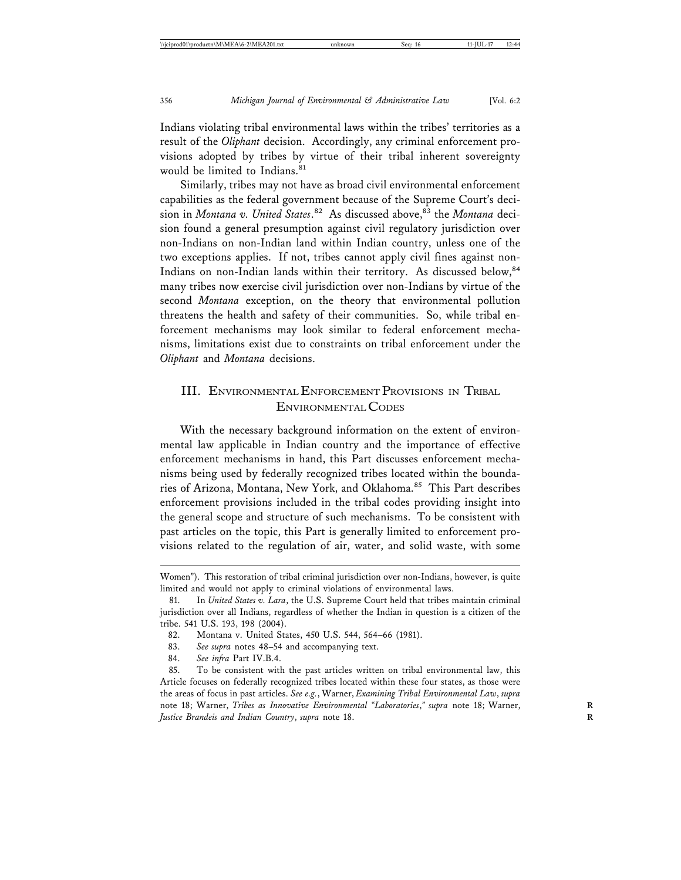Indians violating tribal environmental laws within the tribes' territories as a result of the *Oliphant* decision. Accordingly, any criminal enforcement provisions adopted by tribes by virtue of their tribal inherent sovereignty would be limited to Indians.[81]

Similarly, tribes may not have as broad civil environmental enforcement capabilities as the federal government because of the Supreme Court's decision in *Montana v. United States*.[82] As discussed above,[83] the *Montana* decision found a general presumption against civil regulatory jurisdiction over non-Indians on non-Indian land within Indian country, unless one of the two exceptions applies. If not, tribes cannot apply civil fines against non-Indians on non-Indian lands within their territory. As discussed below,[84] many tribes now exercise civil jurisdiction over non-Indians by virtue of the second *Montana* exception, on the theory that environmental pollution threatens the health and safety of their communities. So, while tribal enforcement mechanisms may look similar to federal enforcement mechanisms, limitations exist due to constraints on tribal enforcement under the *Oliphant* and *Montana* decisions.

## III. Environmental Enforcement Provisions in Tribal Environmental Codes

With the necessary background information on the extent of environmental law applicable in Indian country and the importance of effective enforcement mechanisms in hand, this Part discusses enforcement mechanisms being used by federally recognized tribes located within the boundaries of Arizona, Montana, New York, and Oklahoma.[85] This Part describes enforcement provisions included in the tribal codes providing insight into the general scope and structure of such mechanisms. To be consistent with past articles on the topic, this Part is generally limited to enforcement provisions related to the regulation of air, water, and solid waste, with some

---

Women"). This restoration of tribal criminal jurisdiction over non-Indians, however, is quite limited and would not apply to criminal violations of environmental laws.

81. In *United States v. Lara*, the U.S. Supreme Court held that tribes maintain criminal jurisdiction over all Indians, regardless of whether the Indian in question is a citizen of the tribe. 541 U.S. 193, 198 (2004).

82. Montana v. United States, 450 U.S. 544, 564–66 (1981).

83. *See supra* notes 48–54 and accompanying text.

84. *See infra* Part IV.B.4.

85. To be consistent with the past articles written on tribal environmental law, this Article focuses on federally recognized tribes located within these four states, as those were the areas of focus in past articles. *See e.g.*, Warner, *Examining Tribal Environmental Law*, *supra* note 18; Warner, *Tribes as Innovative Environmental "Laboratories*," *supra* note 18; Warner, *Justice Brandeis and Indian Country*, *supra* note 18.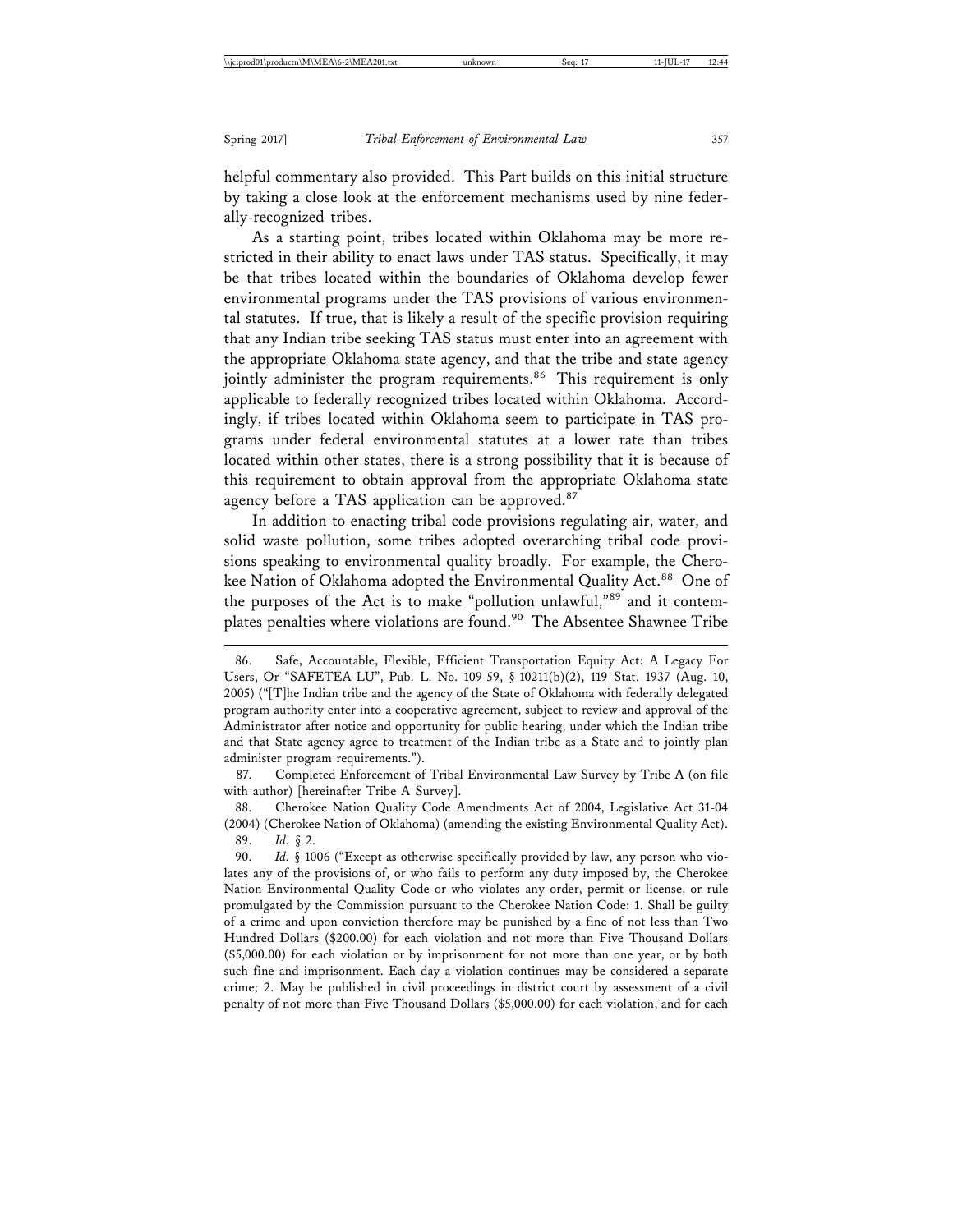helpful commentary also provided. This Part builds on this initial structure by taking a close look at the enforcement mechanisms used by nine federally-recognized tribes.

As a starting point, tribes located within Oklahoma may be more restricted in their ability to enact laws under TAS status. Specifically, it may be that tribes located within the boundaries of Oklahoma develop fewer environmental programs under the TAS provisions of various environmental statutes. If true, that is likely a result of the specific provision requiring that any Indian tribe seeking TAS status must enter into an agreement with the appropriate Oklahoma state agency, and that the tribe and state agency jointly administer the program requirements.[86] This requirement is only applicable to federally recognized tribes located within Oklahoma. Accordingly, if tribes located within Oklahoma seem to participate in TAS programs under federal environmental statutes at a lower rate than tribes located within other states, there is a strong possibility that it is because of this requirement to obtain approval from the appropriate Oklahoma state agency before a TAS application can be approved.[87]

In addition to enacting tribal code provisions regulating air, water, and solid waste pollution, some tribes adopted overarching tribal code provisions speaking to environmental quality broadly. For example, the Cherokee Nation of Oklahoma adopted the Environmental Quality Act.[88] One of the purposes of the Act is to make "pollution unlawful,"[89] and it contemplates penalties where violations are found.[90] The Absentee Shawnee Tribe

---

86. Safe, Accountable, Flexible, Efficient Transportation Equity Act: A Legacy For Users, Or "SAFETEA-LU", Pub. L. No. 109-59, § 10211(b)(2), 119 Stat. 1937 (Aug. 10, 2005) ("[T]he Indian tribe and the agency of the State of Oklahoma with federally delegated program authority enter into a cooperative agreement, subject to review and approval of the Administrator after notice and opportunity for public hearing, under which the Indian tribe and that State agency agree to treatment of the Indian tribe as a State and to jointly plan administer program requirements.").

87. Completed Enforcement of Tribal Environmental Law Survey by Tribe A (on file with author) [hereinafter Tribe A Survey].

88. Cherokee Nation Quality Code Amendments Act of 2004, Legislative Act 31-04 (2004) (Cherokee Nation of Oklahoma) (amending the existing Environmental Quality Act).

89. *Id.* § 2.

90. *Id.* § 1006 ("Except as otherwise specifically provided by law, any person who violates any of the provisions of, or who fails to perform any duty imposed by, the Cherokee Nation Environmental Quality Code or who violates any order, permit or license, or rule promulgated by the Commission pursuant to the Cherokee Nation Code: 1. Shall be guilty of a crime and upon conviction therefore may be punished by a fine of not less than Two Hundred Dollars ($200.00) for each violation and not more than Five Thousand Dollars ($5,000.00) for each violation or by imprisonment for not more than one year, or by both such fine and imprisonment. Each day a violation continues may be considered a separate crime; 2. May be published in civil proceedings in district court by assessment of a civil penalty of not more than Five Thousand Dollars ($5,000.00) for each violation, and for each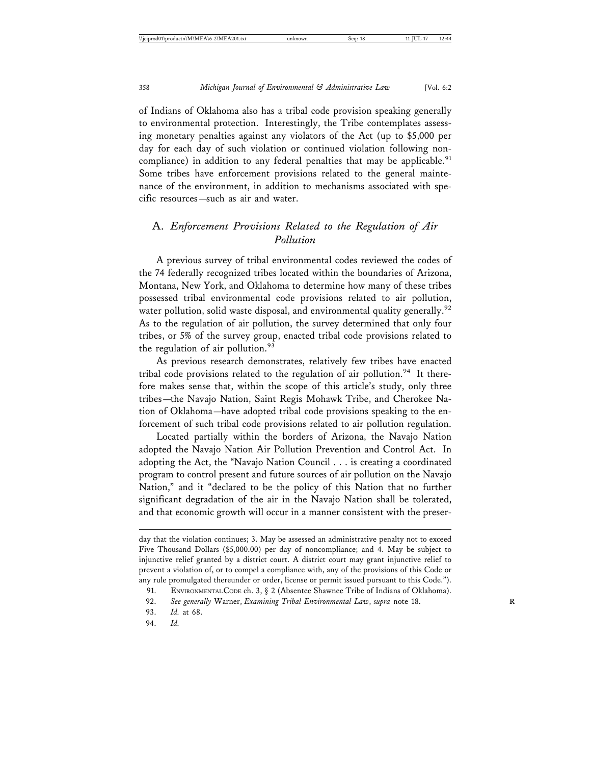of Indians of Oklahoma also has a tribal code provision speaking generally to environmental protection. Interestingly, the Tribe contemplates assessing monetary penalties against any violators of the Act (up to $5,000 per day for each day of such violation or continued violation following noncompliance) in addition to any federal penalties that may be applicable.[91] Some tribes have enforcement provisions related to the general maintenance of the environment, in addition to mechanisms associated with specific resources—such as air and water.

## A. *Enforcement Provisions Related to the Regulation of Air Pollution*

A previous survey of tribal environmental codes reviewed the codes of the 74 federally recognized tribes located within the boundaries of Arizona, Montana, New York, and Oklahoma to determine how many of these tribes possessed tribal environmental code provisions related to air pollution, water pollution, solid waste disposal, and environmental quality generally.[92] As to the regulation of air pollution, the survey determined that only four tribes, or 5% of the survey group, enacted tribal code provisions related to the regulation of air pollution.[93]

As previous research demonstrates, relatively few tribes have enacted tribal code provisions related to the regulation of air pollution.[94] It therefore makes sense that, within the scope of this article's study, only three tribes—the Navajo Nation, Saint Regis Mohawk Tribe, and Cherokee Nation of Oklahoma—have adopted tribal code provisions speaking to the enforcement of such tribal code provisions related to air pollution regulation.

Located partially within the borders of Arizona, the Navajo Nation adopted the Navajo Nation Air Pollution Prevention and Control Act. In adopting the Act, the "Navajo Nation Council . . . is creating a coordinated program to control present and future sources of air pollution on the Navajo Nation," and it "declared to be the policy of this Nation that no further significant degradation of the air in the Navajo Nation shall be tolerated, and that economic growth will occur in a manner consistent with the preser-

---

day that the violation continues; 3. May be assessed an administrative penalty not to exceed Five Thousand Dollars ($5,000.00) per day of noncompliance; and 4. May be subject to injunctive relief granted by a district court. A district court may grant injunctive relief to prevent a violation of, or to compel a compliance with, any of the provisions of this Code or any rule promulgated thereunder or order, license or permit issued pursuant to this Code.").

91. ENVIRONMENTAL CODE ch. 3, § 2 (Absentee Shawnee Tribe of Indians of Oklahoma).

92. *See generally* Warner, *Examining Tribal Environmental Law*, *supra* note 18.

93. *Id.* at 68.

94. *Id.*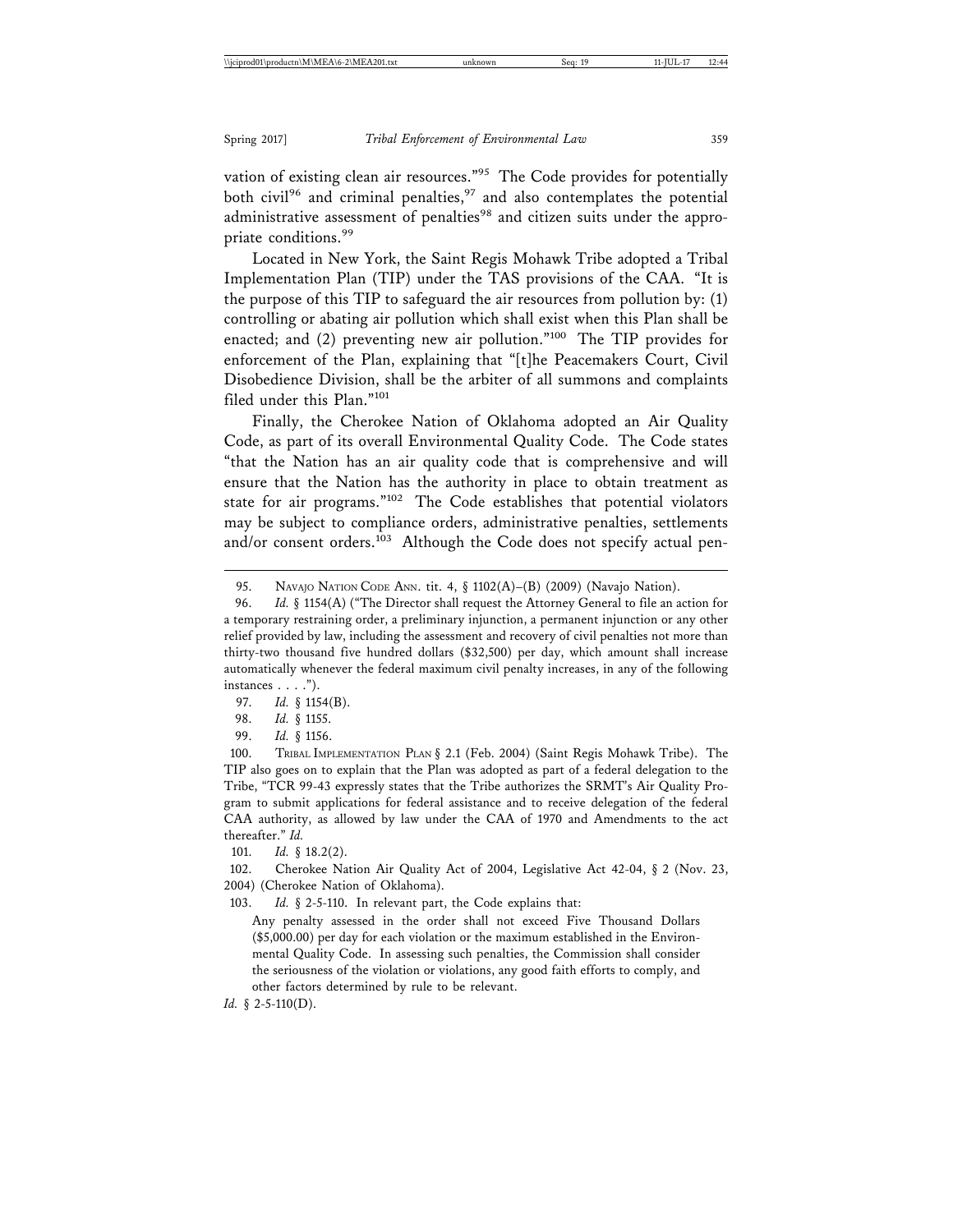vation of existing clean air resources."[95] The Code provides for potentially both civil[96] and criminal penalties,[97] and also contemplates the potential administrative assessment of penalties[98] and citizen suits under the appropriate conditions.[99]

Located in New York, the Saint Regis Mohawk Tribe adopted a Tribal Implementation Plan (TIP) under the TAS provisions of the CAA. "It is the purpose of this TIP to safeguard the air resources from pollution by: (1) controlling or abating air pollution which shall exist when this Plan shall be enacted; and (2) preventing new air pollution."[100] The TIP provides for enforcement of the Plan, explaining that "[t]he Peacemakers Court, Civil Disobedience Division, shall be the arbiter of all summons and complaints filed under this Plan."[101]

Finally, the Cherokee Nation of Oklahoma adopted an Air Quality Code, as part of its overall Environmental Quality Code. The Code states "that the Nation has an air quality code that is comprehensive and will ensure that the Nation has the authority in place to obtain treatment as state for air programs."[102] The Code establishes that potential violators may be subject to compliance orders, administrative penalties, settlements and/or consent orders.[103] Although the Code does not specify actual pen-

---

95. NAVAJO NATION CODE ANN. tit. 4, § 1102(A)–(B) (2009) (Navajo Nation).

96. *Id.* § 1154(A) ("The Director shall request the Attorney General to file an action for a temporary restraining order, a preliminary injunction, a permanent injunction or any other relief provided by law, including the assessment and recovery of civil penalties not more than thirty-two thousand five hundred dollars ($32,500) per day, which amount shall increase automatically whenever the federal maximum civil penalty increases, in any of the following instances . . . .").

97. *Id.* § 1154(B).

98. *Id.* § 1155.

99. *Id.* § 1156.

100. TRIBAL IMPLEMENTATION PLAN § 2.1 (Feb. 2004) (Saint Regis Mohawk Tribe). The TIP also goes on to explain that the Plan was adopted as part of a federal delegation to the Tribe, "TCR 99-43 expressly states that the Tribe authorizes the SRMT's Air Quality Program to submit applications for federal assistance and to receive delegation of the federal CAA authority, as allowed by law under the CAA of 1970 and Amendments to the act thereafter." *Id.*

101. *Id.* § 18.2(2).

102. Cherokee Nation Air Quality Act of 2004, Legislative Act 42-04, § 2 (Nov. 23, 2004) (Cherokee Nation of Oklahoma).

103. *Id.* § 2-5-110. In relevant part, the Code explains that:

> Any penalty assessed in the order shall not exceed Five Thousand Dollars ($5,000.00) per day for each violation or the maximum established in the Environmental Quality Code. In assessing such penalties, the Commission shall consider the seriousness of the violation or violations, any good faith efforts to comply, and other factors determined by rule to be relevant.

*Id.* § 2-5-110(D).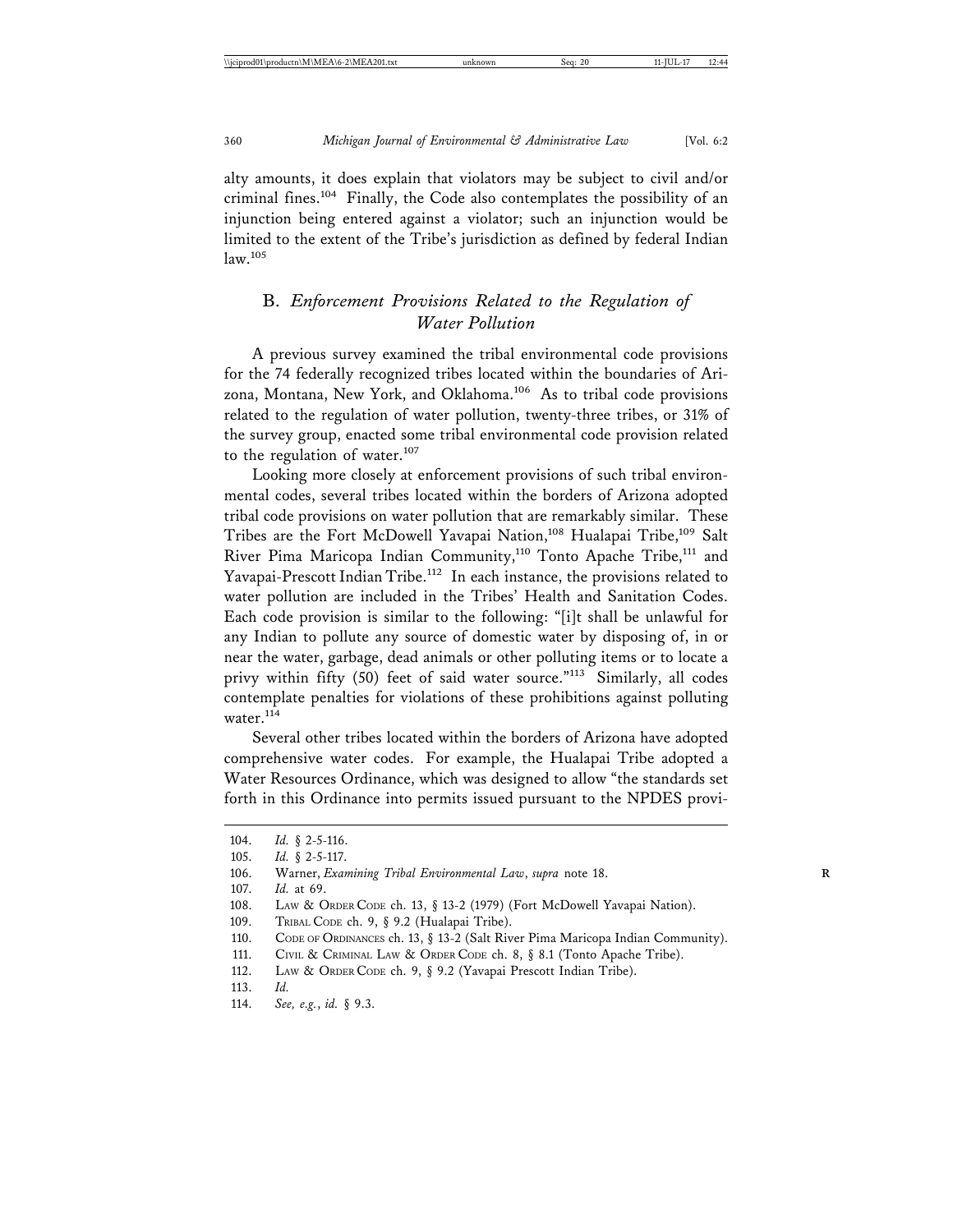alty amounts, it does explain that violators may be subject to civil and/or criminal fines.[104] Finally, the Code also contemplates the possibility of an injunction being entered against a violator; such an injunction would be limited to the extent of the Tribe's jurisdiction as defined by federal Indian law.[105]

### B. *Enforcement Provisions Related to the Regulation of Water Pollution*

A previous survey examined the tribal environmental code provisions for the 74 federally recognized tribes located within the boundaries of Arizona, Montana, New York, and Oklahoma.[106] As to tribal code provisions related to the regulation of water pollution, twenty-three tribes, or 31% of the survey group, enacted some tribal environmental code provision related to the regulation of water.[107]

Looking more closely at enforcement provisions of such tribal environmental codes, several tribes located within the borders of Arizona adopted tribal code provisions on water pollution that are remarkably similar. These Tribes are the Fort McDowell Yavapai Nation,[108] Hualapai Tribe,[109] Salt River Pima Maricopa Indian Community,[110] Tonto Apache Tribe,[111] and Yavapai-Prescott Indian Tribe.[112] In each instance, the provisions related to water pollution are included in the Tribes' Health and Sanitation Codes. Each code provision is similar to the following: "[i]t shall be unlawful for any Indian to pollute any source of domestic water by disposing of, in or near the water, garbage, dead animals or other polluting items or to locate a privy within fifty (50) feet of said water source."[113] Similarly, all codes contemplate penalties for violations of these prohibitions against polluting water.[114]

Several other tribes located within the borders of Arizona have adopted comprehensive water codes. For example, the Hualapai Tribe adopted a Water Resources Ordinance, which was designed to allow "the standards set forth in this Ordinance into permits issued pursuant to the NPDES provi-

---

104. *Id.* § 2-5-116.
105. *Id.* § 2-5-117.
106. Warner, *Examining Tribal Environmental Law*, *supra* note 18.
107. *Id.* at 69.
108. LAW & ORDER CODE ch. 13, § 13-2 (1979) (Fort McDowell Yavapai Nation).
109. TRIBAL CODE ch. 9, § 9.2 (Hualapai Tribe).
110. CODE OF ORDINANCES ch. 13, § 13-2 (Salt River Pima Maricopa Indian Community).
111. CIVIL & CRIMINAL LAW & ORDER CODE ch. 8, § 8.1 (Tonto Apache Tribe).
112. LAW & ORDER CODE ch. 9, § 9.2 (Yavapai Prescott Indian Tribe).
113. *Id.*
114. *See, e.g.*, *id.* § 9.3.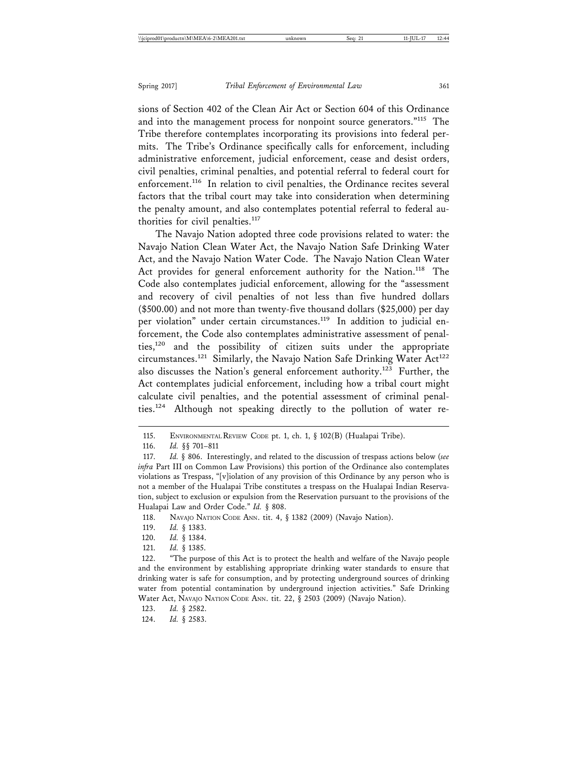sions of Section 402 of the Clean Air Act or Section 604 of this Ordinance and into the management process for nonpoint source generators."[115] The Tribe therefore contemplates incorporating its provisions into federal permits. The Tribe's Ordinance specifically calls for enforcement, including administrative enforcement, judicial enforcement, cease and desist orders, civil penalties, criminal penalties, and potential referral to federal court for enforcement.[116] In relation to civil penalties, the Ordinance recites several factors that the tribal court may take into consideration when determining the penalty amount, and also contemplates potential referral to federal authorities for civil penalties.[117]

The Navajo Nation adopted three code provisions related to water: the Navajo Nation Clean Water Act, the Navajo Nation Safe Drinking Water Act, and the Navajo Nation Water Code. The Navajo Nation Clean Water Act provides for general enforcement authority for the Nation.[118] The Code also contemplates judicial enforcement, allowing for the "assessment and recovery of civil penalties of not less than five hundred dollars ($500.00) and not more than twenty-five thousand dollars ($25,000) per day per violation" under certain circumstances.[119] In addition to judicial enforcement, the Code also contemplates administrative assessment of penalties,[120] and the possibility of citizen suits under the appropriate circumstances.[121] Similarly, the Navajo Nation Safe Drinking Water Act[122] also discusses the Nation's general enforcement authority.[123] Further, the Act contemplates judicial enforcement, including how a tribal court might calculate civil penalties, and the potential assessment of criminal penalties.[124] Although not speaking directly to the pollution of water re-

---

115. ENVIRONMENTAL REVIEW CODE pt. 1, ch. 1, § 102(B) (Hualapai Tribe).

116. *Id.* §§ 701–811

117. *Id.* § 806. Interestingly, and related to the discussion of trespass actions below (*see infra* Part III on Common Law Provisions) this portion of the Ordinance also contemplates violations as Trespass, "[v]iolation of any provision of this Ordinance by any person who is not a member of the Hualapai Tribe constitutes a trespass on the Hualapai Indian Reservation, subject to exclusion or expulsion from the Reservation pursuant to the provisions of the Hualapai Law and Order Code." *Id.* § 808.

118. NAVAJO NATION CODE ANN. tit. 4, § 1382 (2009) (Navajo Nation).

119. *Id.* § 1383.

120. *Id.* § 1384.

121. *Id.* § 1385.

122. "The purpose of this Act is to protect the health and welfare of the Navajo people and the environment by establishing appropriate drinking water standards to ensure that drinking water is safe for consumption, and by protecting underground sources of drinking water from potential contamination by underground injection activities." Safe Drinking Water Act, NAVAJO NATION CODE ANN. tit. 22, § 2503 (2009) (Navajo Nation).

123. *Id.* § 2582.

124. *Id.* § 2583.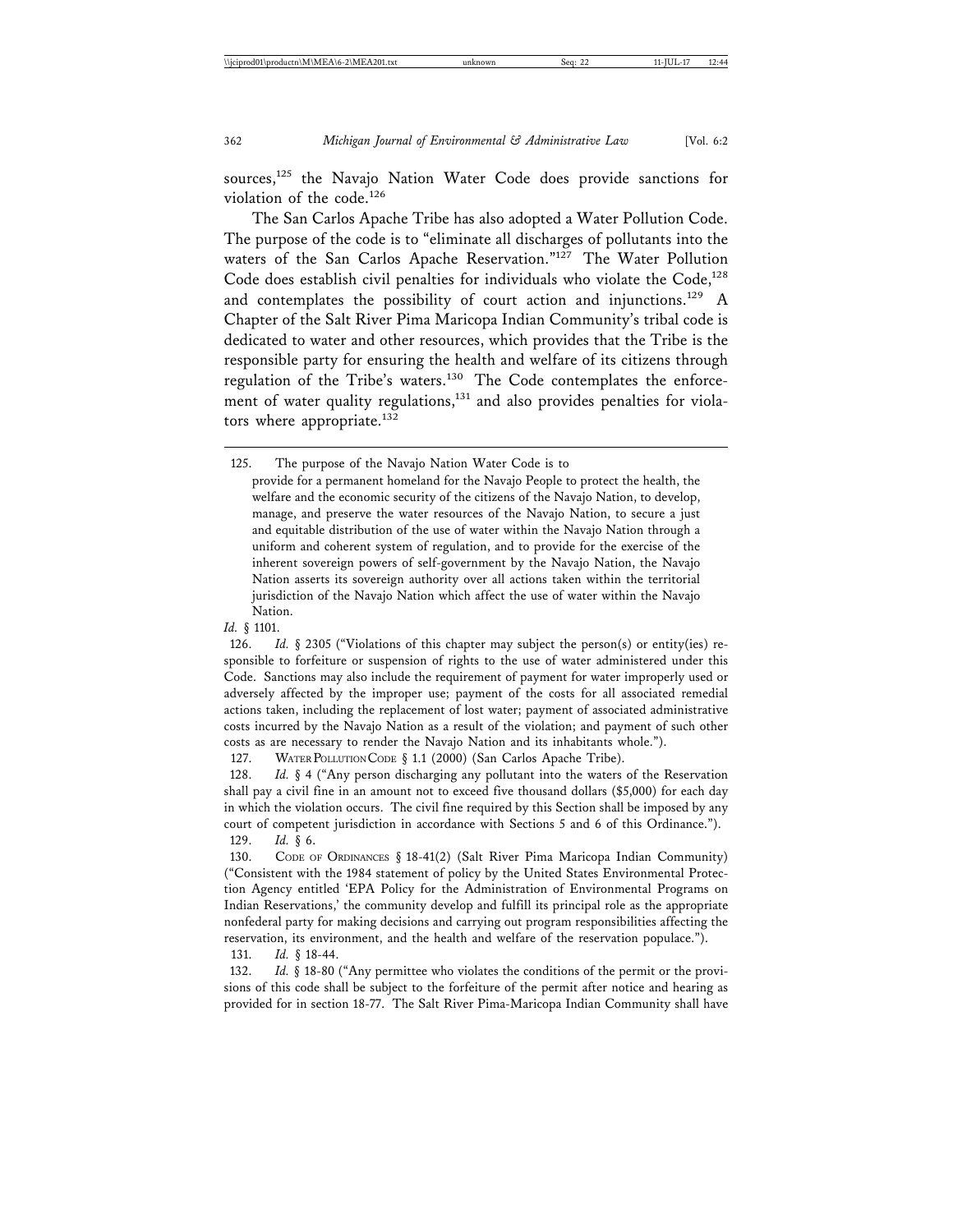sources,[125] the Navajo Nation Water Code does provide sanctions for violation of the code.[126]

The San Carlos Apache Tribe has also adopted a Water Pollution Code. The purpose of the code is to "eliminate all discharges of pollutants into the waters of the San Carlos Apache Reservation."[127] The Water Pollution Code does establish civil penalties for individuals who violate the Code,[128] and contemplates the possibility of court action and injunctions.[129] A Chapter of the Salt River Pima Maricopa Indian Community's tribal code is dedicated to water and other resources, which provides that the Tribe is the responsible party for ensuring the health and welfare of its citizens through regulation of the Tribe's waters.[130] The Code contemplates the enforcement of water quality regulations,[131] and also provides penalties for violators where appropriate.[132]

---

125. The purpose of the Navajo Nation Water Code is to

> provide for a permanent homeland for the Navajo People to protect the health, the welfare and the economic security of the citizens of the Navajo Nation, to develop, manage, and preserve the water resources of the Navajo Nation, to secure a just and equitable distribution of the use of water within the Navajo Nation through a uniform and coherent system of regulation, and to provide for the exercise of the inherent sovereign powers of self-government by the Navajo Nation, the Navajo Nation asserts its sovereign authority over all actions taken within the territorial jurisdiction of the Navajo Nation which affect the use of water within the Navajo Nation.

*Id.* § 1101.

126. *Id.* § 2305 ("Violations of this chapter may subject the person(s) or entity(ies) responsible to forfeiture or suspension of rights to the use of water administered under this Code. Sanctions may also include the requirement of payment for water improperly used or adversely affected by the improper use; payment of the costs for all associated remedial actions taken, including the replacement of lost water; payment of associated administrative costs incurred by the Navajo Nation as a result of the violation; and payment of such other costs as are necessary to render the Navajo Nation and its inhabitants whole.").

127. WATER POLLUTION CODE § 1.1 (2000) (San Carlos Apache Tribe).

128. *Id.* § 4 ("Any person discharging any pollutant into the waters of the Reservation shall pay a civil fine in an amount not to exceed five thousand dollars ($5,000) for each day in which the violation occurs. The civil fine required by this Section shall be imposed by any court of competent jurisdiction in accordance with Sections 5 and 6 of this Ordinance.").

129. *Id.* § 6.

130. CODE OF ORDINANCES § 18-41(2) (Salt River Pima Maricopa Indian Community) ("Consistent with the 1984 statement of policy by the United States Environmental Protection Agency entitled 'EPA Policy for the Administration of Environmental Programs on Indian Reservations,' the community develop and fulfill its principal role as the appropriate nonfederal party for making decisions and carrying out program responsibilities affecting the reservation, its environment, and the health and welfare of the reservation populace.").

131. *Id.* § 18-44.

132. *Id.* § 18-80 ("Any permittee who violates the conditions of the permit or the provisions of this code shall be subject to the forfeiture of the permit after notice and hearing as provided for in section 18-77. The Salt River Pima-Maricopa Indian Community shall have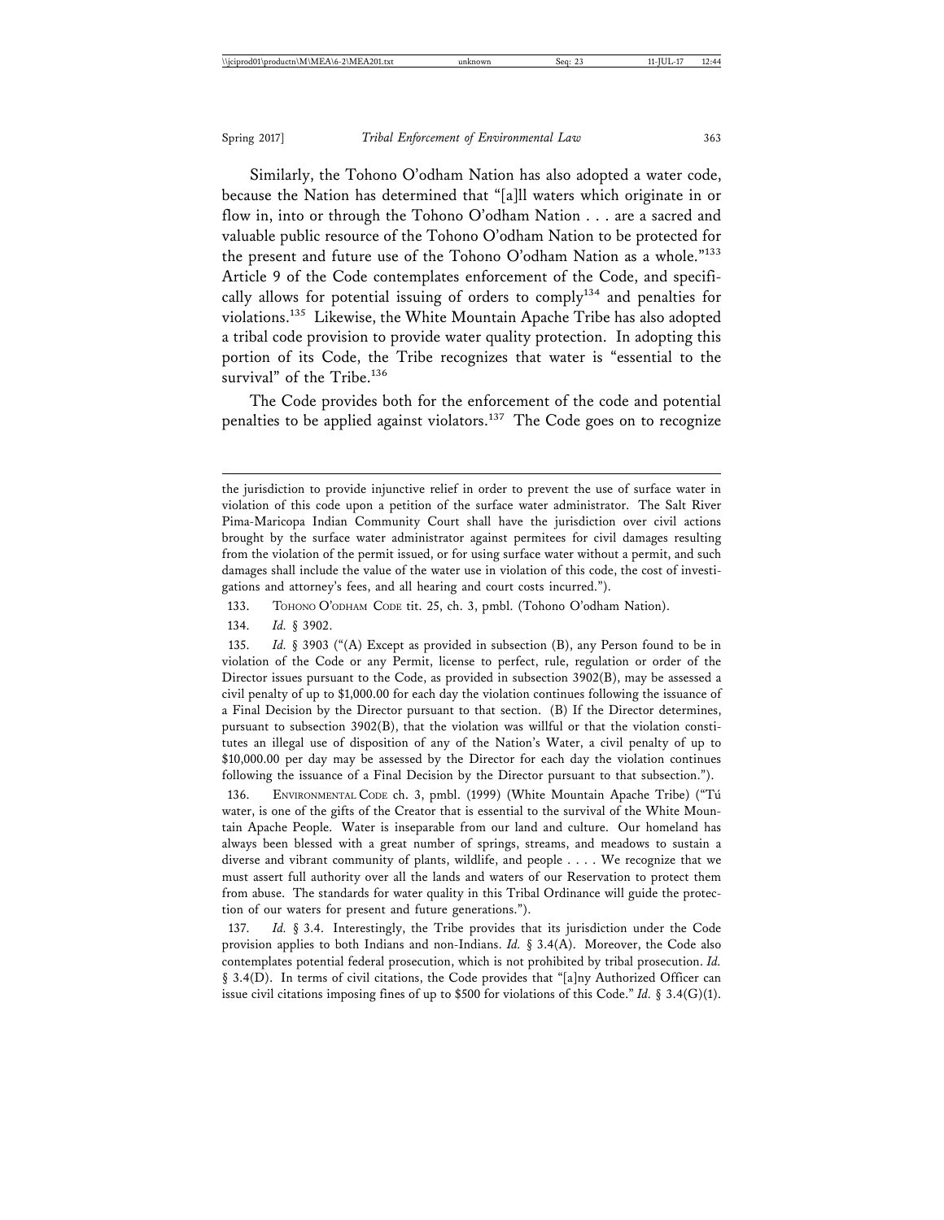Similarly, the Tohono O'odham Nation has also adopted a water code, because the Nation has determined that "[a]ll waters which originate in or flow in, into or through the Tohono O'odham Nation . . . are a sacred and valuable public resource of the Tohono O'odham Nation to be protected for the present and future use of the Tohono O'odham Nation as a whole."[133] Article 9 of the Code contemplates enforcement of the Code, and specifically allows for potential issuing of orders to comply[134] and penalties for violations.[135] Likewise, the White Mountain Apache Tribe has also adopted a tribal code provision to provide water quality protection. In adopting this portion of its Code, the Tribe recognizes that water is "essential to the survival" of the Tribe.[136]

The Code provides both for the enforcement of the code and potential penalties to be applied against violators.[137] The Code goes on to recognize

---

the jurisdiction to provide injunctive relief in order to prevent the use of surface water in violation of this code upon a petition of the surface water administrator. The Salt River Pima-Maricopa Indian Community Court shall have the jurisdiction over civil actions brought by the surface water administrator against permitees for civil damages resulting from the violation of the permit issued, or for using surface water without a permit, and such damages shall include the value of the water use in violation of this code, the cost of investigations and attorney's fees, and all hearing and court costs incurred.").

133. TOHONO O'ODHAM CODE tit. 25, ch. 3, pmbl. (Tohono O'odham Nation).

134. *Id.* § 3902.

135. *Id.* § 3903 ("(A) Except as provided in subsection (B), any Person found to be in violation of the Code or any Permit, license to perfect, rule, regulation or order of the Director issues pursuant to the Code, as provided in subsection 3902(B), may be assessed a civil penalty of up to $1,000.00 for each day the violation continues following the issuance of a Final Decision by the Director pursuant to that section. (B) If the Director determines, pursuant to subsection 3902(B), that the violation was willful or that the violation constitutes an illegal use of disposition of any of the Nation's Water, a civil penalty of up to $10,000.00 per day may be assessed by the Director for each day the violation continues following the issuance of a Final Decision by the Director pursuant to that subsection.").

136. ENVIRONMENTAL CODE ch. 3, pmbl. (1999) (White Mountain Apache Tribe) ("Tú water, is one of the gifts of the Creator that is essential to the survival of the White Mountain Apache People. Water is inseparable from our land and culture. Our homeland has always been blessed with a great number of springs, streams, and meadows to sustain a diverse and vibrant community of plants, wildlife, and people . . . . We recognize that we must assert full authority over all the lands and waters of our Reservation to protect them from abuse. The standards for water quality in this Tribal Ordinance will guide the protection of our waters for present and future generations.").

137. *Id.* § 3.4. Interestingly, the Tribe provides that its jurisdiction under the Code provision applies to both Indians and non-Indians. *Id.* § 3.4(A). Moreover, the Code also contemplates potential federal prosecution, which is not prohibited by tribal prosecution. *Id.* § 3.4(D). In terms of civil citations, the Code provides that "[a]ny Authorized Officer can issue civil citations imposing fines of up to $500 for violations of this Code." *Id.* § 3.4(G)(1).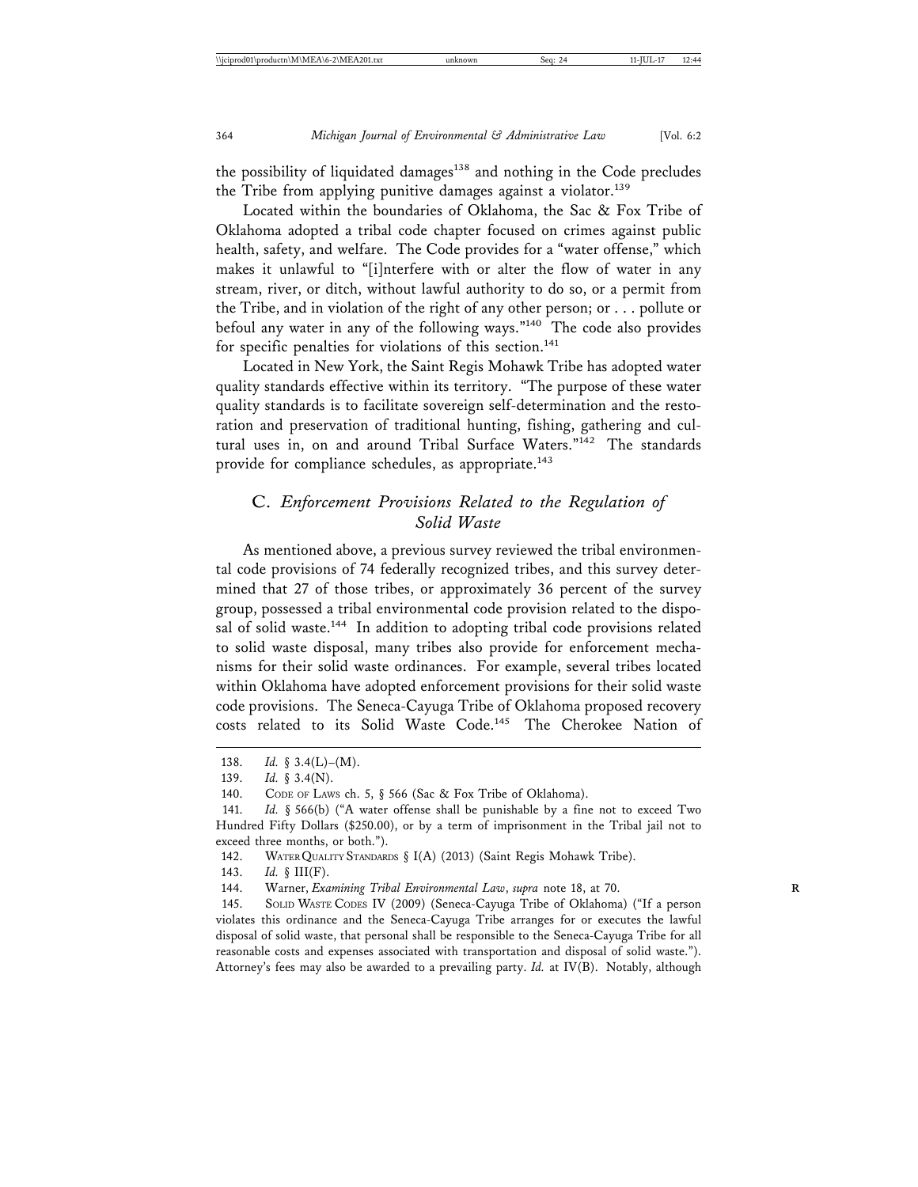the possibility of liquidated damages[138] and nothing in the Code precludes the Tribe from applying punitive damages against a violator.[139]

Located within the boundaries of Oklahoma, the Sac & Fox Tribe of Oklahoma adopted a tribal code chapter focused on crimes against public health, safety, and welfare. The Code provides for a "water offense," which makes it unlawful to "[i]nterfere with or alter the flow of water in any stream, river, or ditch, without lawful authority to do so, or a permit from the Tribe, and in violation of the right of any other person; or . . . pollute or befoul any water in any of the following ways."[140] The code also provides for specific penalties for violations of this section.[141]

Located in New York, the Saint Regis Mohawk Tribe has adopted water quality standards effective within its territory. "The purpose of these water quality standards is to facilitate sovereign self-determination and the restoration and preservation of traditional hunting, fishing, gathering and cultural uses in, on and around Tribal Surface Waters."[142] The standards provide for compliance schedules, as appropriate.[143]

## C. *Enforcement Provisions Related to the Regulation of Solid Waste*

As mentioned above, a previous survey reviewed the tribal environmental code provisions of 74 federally recognized tribes, and this survey determined that 27 of those tribes, or approximately 36 percent of the survey group, possessed a tribal environmental code provision related to the disposal of solid waste.[144] In addition to adopting tribal code provisions related to solid waste disposal, many tribes also provide for enforcement mechanisms for their solid waste ordinances. For example, several tribes located within Oklahoma have adopted enforcement provisions for their solid waste code provisions. The Seneca-Cayuga Tribe of Oklahoma proposed recovery costs related to its Solid Waste Code.[145] The Cherokee Nation of

---

138. *Id.* § 3.4(L)–(M).

139. *Id.* § 3.4(N).

140. CODE OF LAWS ch. 5, § 566 (Sac & Fox Tribe of Oklahoma).

141. *Id.* § 566(b) ("A water offense shall be punishable by a fine not to exceed Two Hundred Fifty Dollars ($250.00), or by a term of imprisonment in the Tribal jail not to exceed three months, or both.").

142. WATER QUALITY STANDARDS § I(A) (2013) (Saint Regis Mohawk Tribe).

143. *Id.* § III(F).

144. Warner, *Examining Tribal Environmental Law*, *supra* note 18, at 70.

145. SOLID WASTE CODES IV (2009) (Seneca-Cayuga Tribe of Oklahoma) ("If a person violates this ordinance and the Seneca-Cayuga Tribe arranges for or executes the lawful disposal of solid waste, that personal shall be responsible to the Seneca-Cayuga Tribe for all reasonable costs and expenses associated with transportation and disposal of solid waste."). Attorney's fees may also be awarded to a prevailing party. *Id.* at IV(B). Notably, although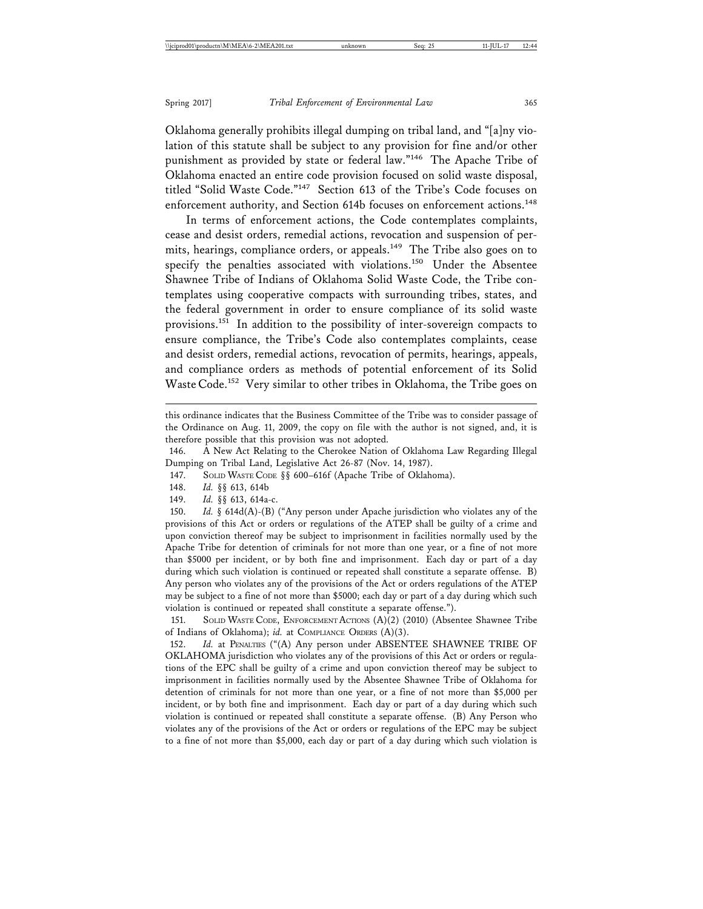Oklahoma generally prohibits illegal dumping on tribal land, and "[a]ny violation of this statute shall be subject to any provision for fine and/or other punishment as provided by state or federal law."[146] The Apache Tribe of Oklahoma enacted an entire code provision focused on solid waste disposal, titled "Solid Waste Code."[147] Section 613 of the Tribe's Code focuses on enforcement authority, and Section 614b focuses on enforcement actions.[148]

In terms of enforcement actions, the Code contemplates complaints, cease and desist orders, remedial actions, revocation and suspension of permits, hearings, compliance orders, or appeals.[149] The Tribe also goes on to specify the penalties associated with violations.[150] Under the Absentee Shawnee Tribe of Indians of Oklahoma Solid Waste Code, the Tribe contemplates using cooperative compacts with surrounding tribes, states, and the federal government in order to ensure compliance of its solid waste provisions.[151] In addition to the possibility of inter-sovereign compacts to ensure compliance, the Tribe's Code also contemplates complaints, cease and desist orders, remedial actions, revocation of permits, hearings, appeals, and compliance orders as methods of potential enforcement of its Solid Waste Code.[152] Very similar to other tribes in Oklahoma, the Tribe goes on

---

this ordinance indicates that the Business Committee of the Tribe was to consider passage of the Ordinance on Aug. 11, 2009, the copy on file with the author is not signed, and, it is therefore possible that this provision was not adopted.

146. A New Act Relating to the Cherokee Nation of Oklahoma Law Regarding Illegal Dumping on Tribal Land, Legislative Act 26-87 (Nov. 14, 1987).

147. SOLID WASTE CODE §§ 600–616f (Apache Tribe of Oklahoma).

148. *Id.* §§ 613, 614b

149. *Id.* §§ 613, 614a-c.

150. *Id.* § 614d(A)-(B) ("Any person under Apache jurisdiction who violates any of the provisions of this Act or orders or regulations of the ATEP shall be guilty of a crime and upon conviction thereof may be subject to imprisonment in facilities normally used by the Apache Tribe for detention of criminals for not more than one year, or a fine of not more than $5000 per incident, or by both fine and imprisonment. Each day or part of a day during which such violation is continued or repeated shall constitute a separate offense. B) Any person who violates any of the provisions of the Act or orders regulations of the ATEP may be subject to a fine of not more than $5000; each day or part of a day during which such violation is continued or repeated shall constitute a separate offense.").

151. SOLID WASTE CODE, ENFORCEMENT ACTIONS (A)(2) (2010) (Absentee Shawnee Tribe of Indians of Oklahoma); *id.* at COMPLIANCE ORDERS (A)(3).

152. *Id.* at PENALTIES ("(A) Any person under ABSENTEE SHAWNEE TRIBE OF OKLAHOMA jurisdiction who violates any of the provisions of this Act or orders or regulations of the EPC shall be guilty of a crime and upon conviction thereof may be subject to imprisonment in facilities normally used by the Absentee Shawnee Tribe of Oklahoma for detention of criminals for not more than one year, or a fine of not more than $5,000 per incident, or by both fine and imprisonment. Each day or part of a day during which such violation is continued or repeated shall constitute a separate offense. (B) Any Person who violates any of the provisions of the Act or orders or regulations of the EPC may be subject to a fine of not more than $5,000, each day or part of a day during which such violation is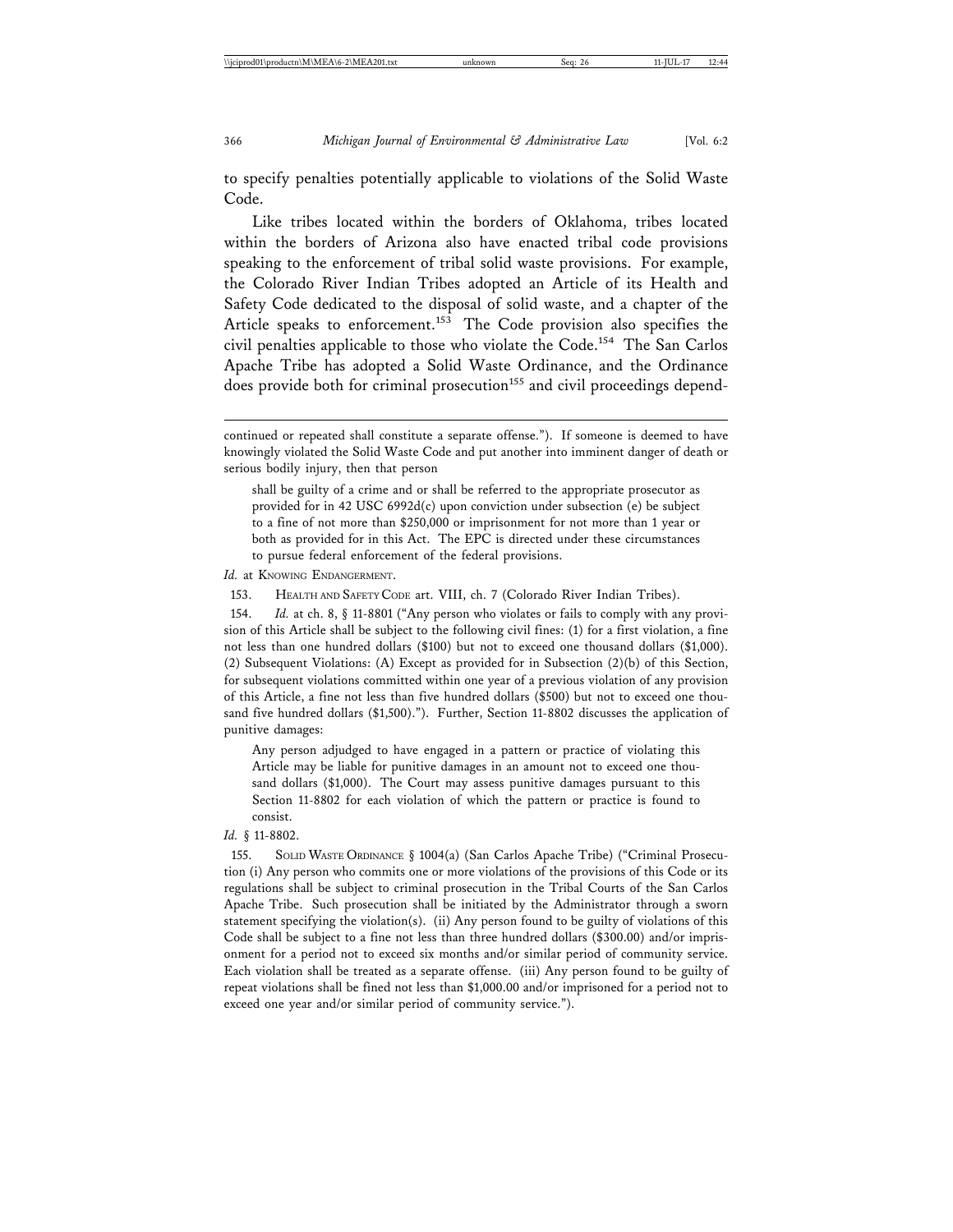to specify penalties potentially applicable to violations of the Solid Waste Code.

Like tribes located within the borders of Oklahoma, tribes located within the borders of Arizona also have enacted tribal code provisions speaking to the enforcement of tribal solid waste provisions. For example, the Colorado River Indian Tribes adopted an Article of its Health and Safety Code dedicated to the disposal of solid waste, and a chapter of the Article speaks to enforcement.[153] The Code provision also specifies the civil penalties applicable to those who violate the Code.[154] The San Carlos Apache Tribe has adopted a Solid Waste Ordinance, and the Ordinance does provide both for criminal prosecution[155] and civil proceedings depend-

---

continued or repeated shall constitute a separate offense."). If someone is deemed to have knowingly violated the Solid Waste Code and put another into imminent danger of death or serious bodily injury, then that person

> shall be guilty of a crime and or shall be referred to the appropriate prosecutor as provided for in 42 USC 6992d(c) upon conviction under subsection (e) be subject to a fine of not more than $250,000 or imprisonment for not more than 1 year or both as provided for in this Act. The EPC is directed under these circumstances to pursue federal enforcement of the federal provisions.

*Id.* at KNOWING ENDANGERMENT.

153. HEALTH AND SAFETY CODE art. VIII, ch. 7 (Colorado River Indian Tribes).

154. *Id.* at ch. 8, § 11-8801 ("Any person who violates or fails to comply with any provision of this Article shall be subject to the following civil fines: (1) for a first violation, a fine not less than one hundred dollars ($100) but not to exceed one thousand dollars ($1,000). (2) Subsequent Violations: (A) Except as provided for in Subsection (2)(b) of this Section, for subsequent violations committed within one year of a previous violation of any provision of this Article, a fine not less than five hundred dollars ($500) but not to exceed one thousand five hundred dollars ($1,500)."). Further, Section 11-8802 discusses the application of punitive damages:

> Any person adjudged to have engaged in a pattern or practice of violating this Article may be liable for punitive damages in an amount not to exceed one thousand dollars ($1,000). The Court may assess punitive damages pursuant to this Section 11-8802 for each violation of which the pattern or practice is found to consist.

*Id.* § 11-8802.

155. SOLID WASTE ORDINANCE § 1004(a) (San Carlos Apache Tribe) ("Criminal Prosecution (i) Any person who commits one or more violations of the provisions of this Code or its regulations shall be subject to criminal prosecution in the Tribal Courts of the San Carlos Apache Tribe. Such prosecution shall be initiated by the Administrator through a sworn statement specifying the violation(s). (ii) Any person found to be guilty of violations of this Code shall be subject to a fine not less than three hundred dollars ($300.00) and/or imprisonment for a period not to exceed six months and/or similar period of community service. Each violation shall be treated as a separate offense. (iii) Any person found to be guilty of repeat violations shall be fined not less than $1,000.00 and/or imprisoned for a period not to exceed one year and/or similar period of community service.").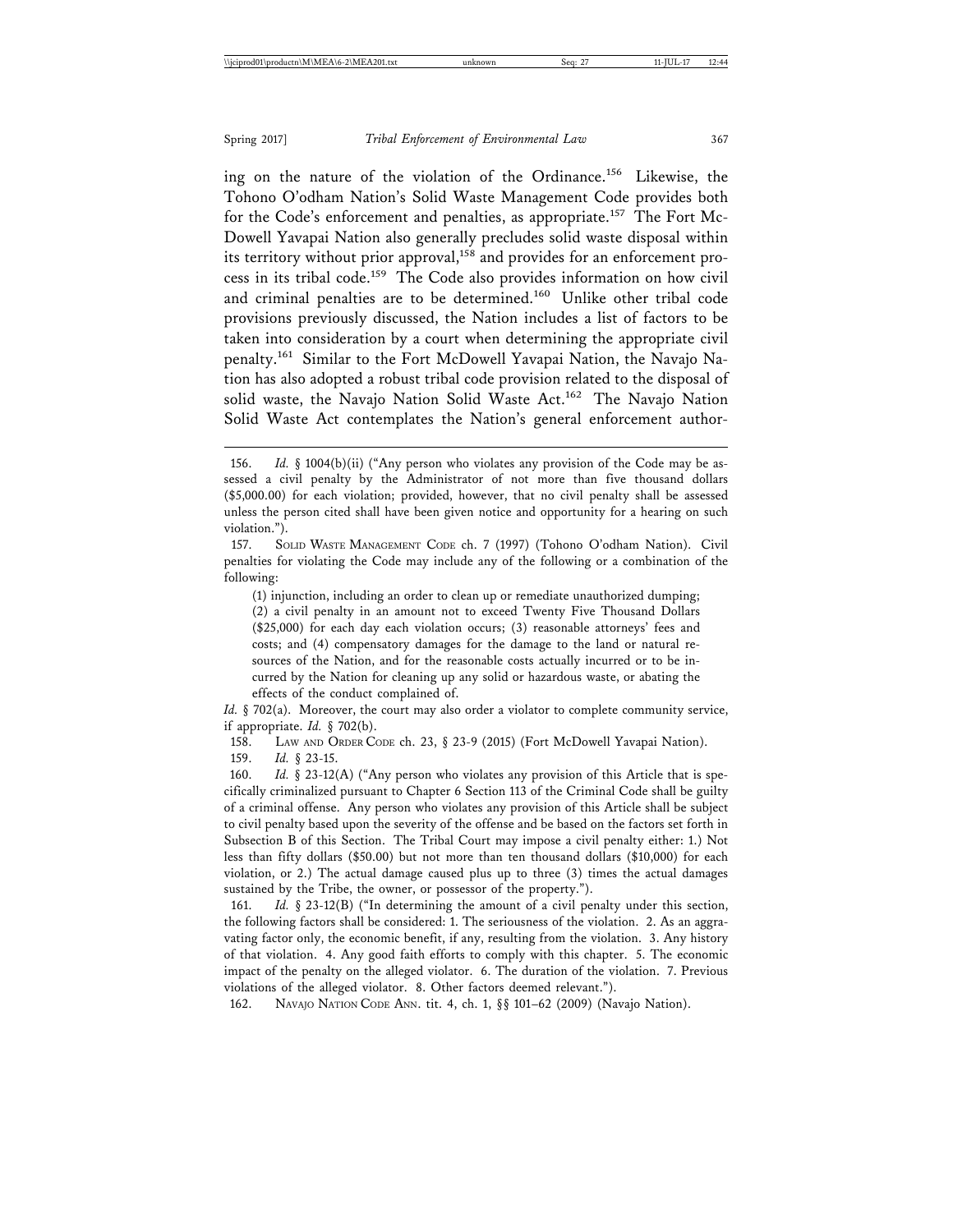ing on the nature of the violation of the Ordinance.[156] Likewise, the Tohono O'odham Nation's Solid Waste Management Code provides both for the Code's enforcement and penalties, as appropriate.[157] The Fort McDowell Yavapai Nation also generally precludes solid waste disposal within its territory without prior approval,[158] and provides for an enforcement process in its tribal code.[159] The Code also provides information on how civil and criminal penalties are to be determined.[160] Unlike other tribal code provisions previously discussed, the Nation includes a list of factors to be taken into consideration by a court when determining the appropriate civil penalty.[161] Similar to the Fort McDowell Yavapai Nation, the Navajo Nation has also adopted a robust tribal code provision related to the disposal of solid waste, the Navajo Nation Solid Waste Act.[162] The Navajo Nation Solid Waste Act contemplates the Nation's general enforcement author-

---

156. *Id.* § 1004(b)(ii) ("Any person who violates any provision of the Code may be assessed a civil penalty by the Administrator of not more than five thousand dollars ($5,000.00) for each violation; provided, however, that no civil penalty shall be assessed unless the person cited shall have been given notice and opportunity for a hearing on such violation.").

157. SOLID WASTE MANAGEMENT CODE ch. 7 (1997) (Tohono O'odham Nation). Civil penalties for violating the Code may include any of the following or a combination of the following:

> (1) injunction, including an order to clean up or remediate unauthorized dumping; (2) a civil penalty in an amount not to exceed Twenty Five Thousand Dollars ($25,000) for each day each violation occurs; (3) reasonable attorneys' fees and costs; and (4) compensatory damages for the damage to the land or natural resources of the Nation, and for the reasonable costs actually incurred or to be incurred by the Nation for cleaning up any solid or hazardous waste, or abating the effects of the conduct complained of.

*Id.* § 702(a). Moreover, the court may also order a violator to complete community service, if appropriate. *Id.* § 702(b).

158. LAW AND ORDER CODE ch. 23, § 23-9 (2015) (Fort McDowell Yavapai Nation).

159. *Id.* § 23-15.

160. *Id.* § 23-12(A) ("Any person who violates any provision of this Article that is specifically criminalized pursuant to Chapter 6 Section 113 of the Criminal Code shall be guilty of a criminal offense. Any person who violates any provision of this Article shall be subject to civil penalty based upon the severity of the offense and be based on the factors set forth in Subsection B of this Section. The Tribal Court may impose a civil penalty either: 1.) Not less than fifty dollars ($50.00) but not more than ten thousand dollars ($10,000) for each violation, or 2.) The actual damage caused plus up to three (3) times the actual damages sustained by the Tribe, the owner, or possessor of the property.").

161. *Id.* § 23-12(B) ("In determining the amount of a civil penalty under this section, the following factors shall be considered: 1. The seriousness of the violation. 2. As an aggravating factor only, the economic benefit, if any, resulting from the violation. 3. Any history of that violation. 4. Any good faith efforts to comply with this chapter. 5. The economic impact of the penalty on the alleged violator. 6. The duration of the violation. 7. Previous violations of the alleged violator. 8. Other factors deemed relevant.").

162. NAVAJO NATION CODE ANN. tit. 4, ch. 1, §§ 101–62 (2009) (Navajo Nation).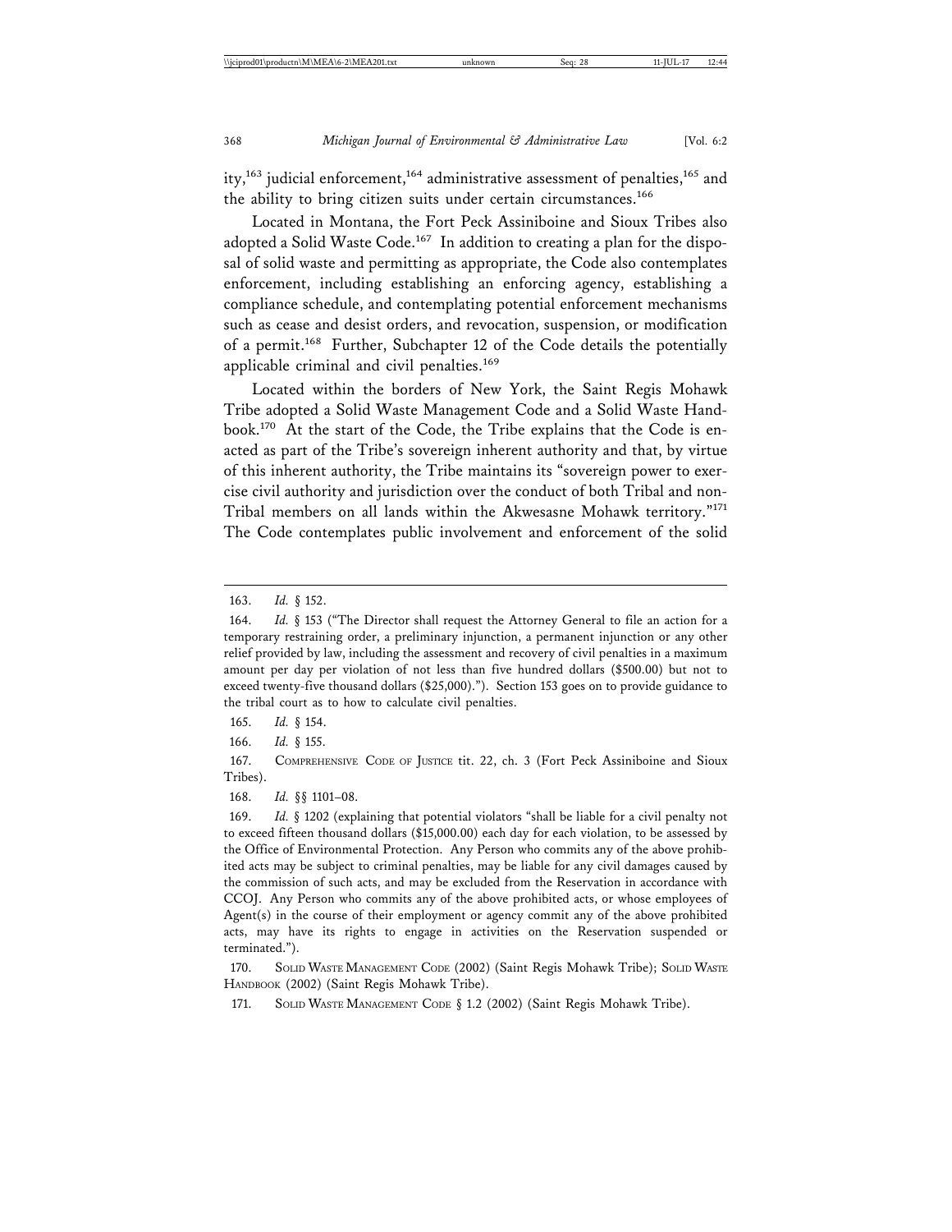ity,[163] judicial enforcement,[164] administrative assessment of penalties,[165] and the ability to bring citizen suits under certain circumstances.[166]

Located in Montana, the Fort Peck Assiniboine and Sioux Tribes also adopted a Solid Waste Code.[167] In addition to creating a plan for the disposal of solid waste and permitting as appropriate, the Code also contemplates enforcement, including establishing an enforcing agency, establishing a compliance schedule, and contemplating potential enforcement mechanisms such as cease and desist orders, and revocation, suspension, or modification of a permit.[168] Further, Subchapter 12 of the Code details the potentially applicable criminal and civil penalties.[169]

Located within the borders of New York, the Saint Regis Mohawk Tribe adopted a Solid Waste Management Code and a Solid Waste Handbook.[170] At the start of the Code, the Tribe explains that the Code is enacted as part of the Tribe's sovereign inherent authority and that, by virtue of this inherent authority, the Tribe maintains its "sovereign power to exercise civil authority and jurisdiction over the conduct of both Tribal and non-Tribal members on all lands within the Akwesasne Mohawk territory."[171] The Code contemplates public involvement and enforcement of the solid

---

163. *Id.* § 152.

164. *Id.* § 153 ("The Director shall request the Attorney General to file an action for a temporary restraining order, a preliminary injunction, a permanent injunction or any other relief provided by law, including the assessment and recovery of civil penalties in a maximum amount per day per violation of not less than five hundred dollars ($500.00) but not to exceed twenty-five thousand dollars ($25,000)."). Section 153 goes on to provide guidance to the tribal court as to how to calculate civil penalties.

165. *Id.* § 154.

166. *Id.* § 155.

167. Comprehensive Code of Justice tit. 22, ch. 3 (Fort Peck Assiniboine and Sioux Tribes).

168. *Id.* §§ 1101–08.

169. *Id.* § 1202 (explaining that potential violators "shall be liable for a civil penalty not to exceed fifteen thousand dollars ($15,000.00) each day for each violation, to be assessed by the Office of Environmental Protection. Any Person who commits any of the above prohibited acts may be subject to criminal penalties, may be liable for any civil damages caused by the commission of such acts, and may be excluded from the Reservation in accordance with CCOJ. Any Person who commits any of the above prohibited acts, or whose employees of Agent(s) in the course of their employment or agency commit any of the above prohibited acts, may have its rights to engage in activities on the Reservation suspended or terminated.").

170. Solid Waste Management Code (2002) (Saint Regis Mohawk Tribe); Solid Waste Handbook (2002) (Saint Regis Mohawk Tribe).

171. Solid Waste Management Code § 1.2 (2002) (Saint Regis Mohawk Tribe).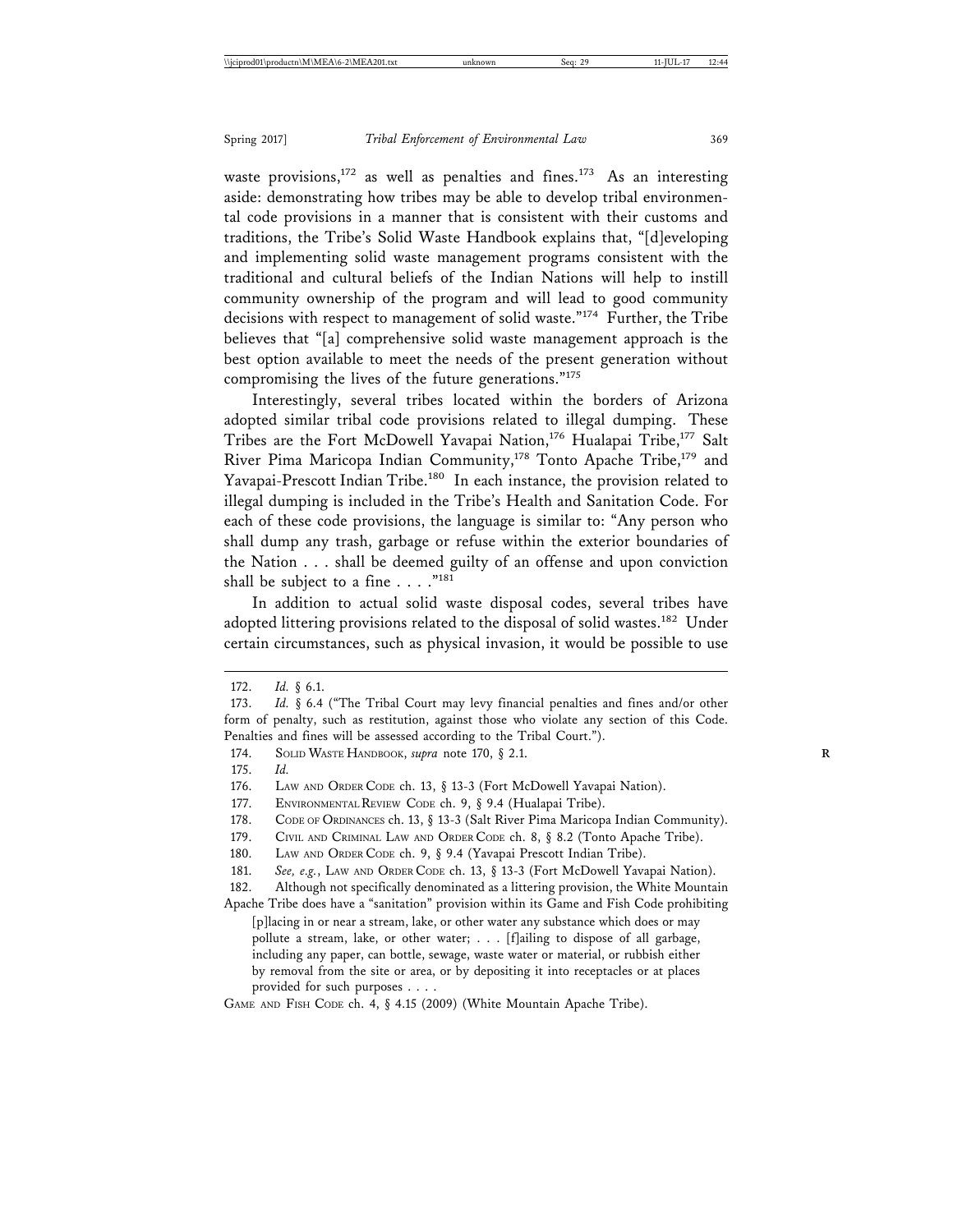waste provisions,[172] as well as penalties and fines.[173] As an interesting aside: demonstrating how tribes may be able to develop tribal environmental code provisions in a manner that is consistent with their customs and traditions, the Tribe's Solid Waste Handbook explains that, "[d]eveloping and implementing solid waste management programs consistent with the traditional and cultural beliefs of the Indian Nations will help to instill community ownership of the program and will lead to good community decisions with respect to management of solid waste."[174] Further, the Tribe believes that "[a] comprehensive solid waste management approach is the best option available to meet the needs of the present generation without compromising the lives of the future generations."[175]

Interestingly, several tribes located within the borders of Arizona adopted similar tribal code provisions related to illegal dumping. These Tribes are the Fort McDowell Yavapai Nation,[176] Hualapai Tribe,[177] Salt River Pima Maricopa Indian Community,[178] Tonto Apache Tribe,[179] and Yavapai-Prescott Indian Tribe.[180] In each instance, the provision related to illegal dumping is included in the Tribe's Health and Sanitation Code. For each of these code provisions, the language is similar to: "Any person who shall dump any trash, garbage or refuse within the exterior boundaries of the Nation . . . shall be deemed guilty of an offense and upon conviction shall be subject to a fine . . . ."[181]

In addition to actual solid waste disposal codes, several tribes have adopted littering provisions related to the disposal of solid wastes.[182] Under certain circumstances, such as physical invasion, it would be possible to use

---

172. *Id.* § 6.1.

173. *Id.* § 6.4 ("The Tribal Court may levy financial penalties and fines and/or other form of penalty, such as restitution, against those who violate any section of this Code. Penalties and fines will be assessed according to the Tribal Court.").

174. Solid Waste Handbook, *supra* note 170, § 2.1.

175. *Id.*

176. Law and Order Code ch. 13, § 13-3 (Fort McDowell Yavapai Nation).

177. Environmental Review Code ch. 9, § 9.4 (Hualapai Tribe).

178. Code of Ordinances ch. 13, § 13-3 (Salt River Pima Maricopa Indian Community).

179. Civil and Criminal Law and Order Code ch. 8, § 8.2 (Tonto Apache Tribe).

180. Law and Order Code ch. 9, § 9.4 (Yavapai Prescott Indian Tribe).

181. *See, e.g.*, Law and Order Code ch. 13, § 13-3 (Fort McDowell Yavapai Nation).

182. Although not specifically denominated as a littering provision, the White Mountain Apache Tribe does have a "sanitation" provision within its Game and Fish Code prohibiting

> [p]lacing in or near a stream, lake, or other water any substance which does or may pollute a stream, lake, or other water; . . . [f]ailing to dispose of all garbage, including any paper, can bottle, sewage, waste water or material, or rubbish either by removal from the site or area, or by depositing it into receptacles or at places provided for such purposes . . . .

Game and Fish Code ch. 4, § 4.15 (2009) (White Mountain Apache Tribe).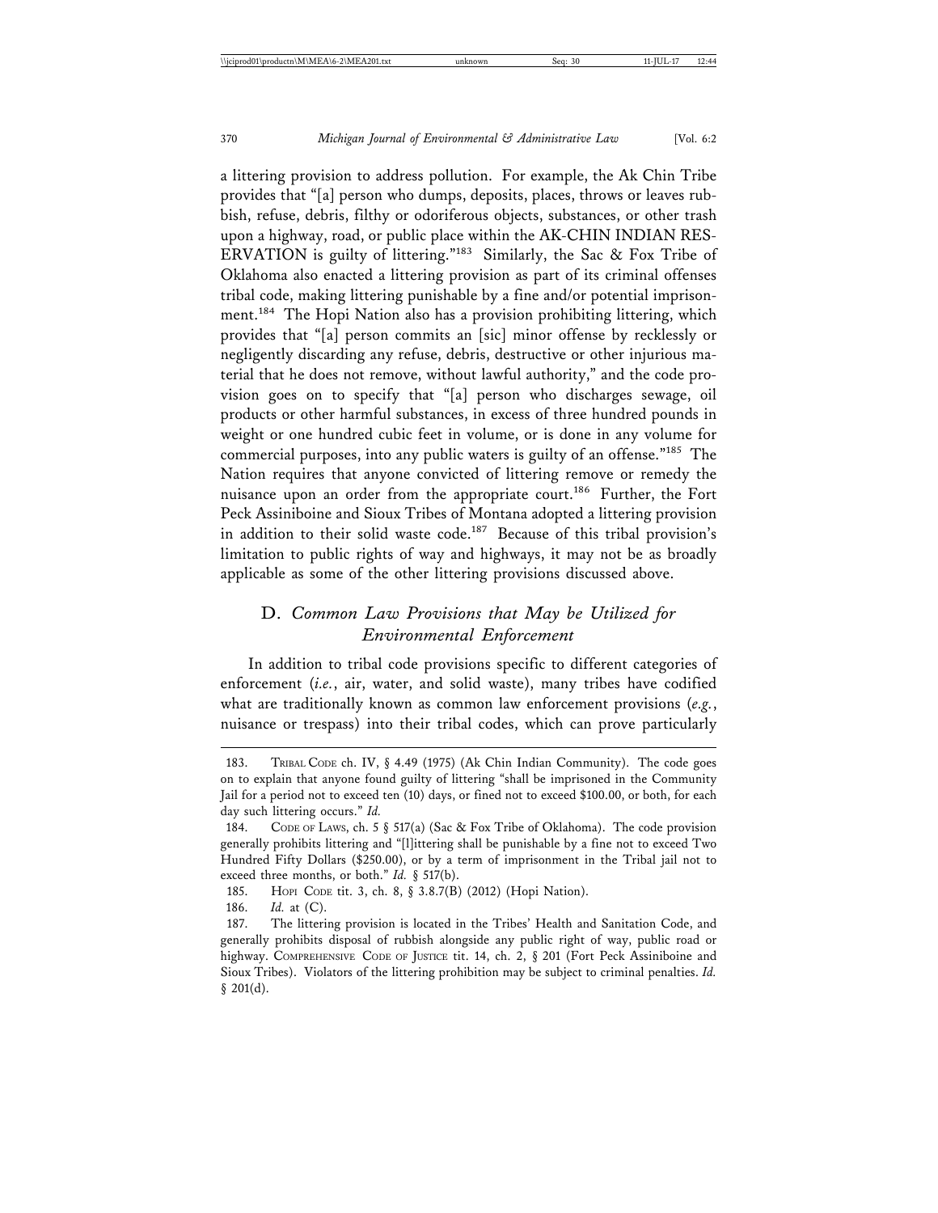a littering provision to address pollution. For example, the Ak Chin Tribe provides that "[a] person who dumps, deposits, places, throws or leaves rubbish, refuse, debris, filthy or odoriferous objects, substances, or other trash upon a highway, road, or public place within the AK-CHIN INDIAN RESERVATION is guilty of littering."[183] Similarly, the Sac & Fox Tribe of Oklahoma also enacted a littering provision as part of its criminal offenses tribal code, making littering punishable by a fine and/or potential imprisonment.[184] The Hopi Nation also has a provision prohibiting littering, which provides that "[a] person commits an [sic] minor offense by recklessly or negligently discarding any refuse, debris, destructive or other injurious material that he does not remove, without lawful authority," and the code provision goes on to specify that "[a] person who discharges sewage, oil products or other harmful substances, in excess of three hundred pounds in weight or one hundred cubic feet in volume, or is done in any volume for commercial purposes, into any public waters is guilty of an offense."[185] The Nation requires that anyone convicted of littering remove or remedy the nuisance upon an order from the appropriate court.[186] Further, the Fort Peck Assiniboine and Sioux Tribes of Montana adopted a littering provision in addition to their solid waste code.[187] Because of this tribal provision's limitation to public rights of way and highways, it may not be as broadly applicable as some of the other littering provisions discussed above.

## D. *Common Law Provisions that May be Utilized for Environmental Enforcement*

In addition to tribal code provisions specific to different categories of enforcement (*i.e.*, air, water, and solid waste), many tribes have codified what are traditionally known as common law enforcement provisions (*e.g.*, nuisance or trespass) into their tribal codes, which can prove particularly

---

183. TRIBAL CODE ch. IV, § 4.49 (1975) (Ak Chin Indian Community). The code goes on to explain that anyone found guilty of littering "shall be imprisoned in the Community Jail for a period not to exceed ten (10) days, or fined not to exceed $100.00, or both, for each day such littering occurs." *Id.*

184. CODE OF LAWS, ch. 5 § 517(a) (Sac & Fox Tribe of Oklahoma). The code provision generally prohibits littering and "[l]ittering shall be punishable by a fine not to exceed Two Hundred Fifty Dollars ($250.00), or by a term of imprisonment in the Tribal jail not to exceed three months, or both." *Id.* § 517(b).

185. HOPI CODE tit. 3, ch. 8, § 3.8.7(B) (2012) (Hopi Nation).

186. *Id.* at (C).

187. The littering provision is located in the Tribes' Health and Sanitation Code, and generally prohibits disposal of rubbish alongside any public right of way, public road or highway. COMPREHENSIVE CODE OF JUSTICE tit. 14, ch. 2, § 201 (Fort Peck Assiniboine and Sioux Tribes). Violators of the littering prohibition may be subject to criminal penalties. *Id.* § 201(d).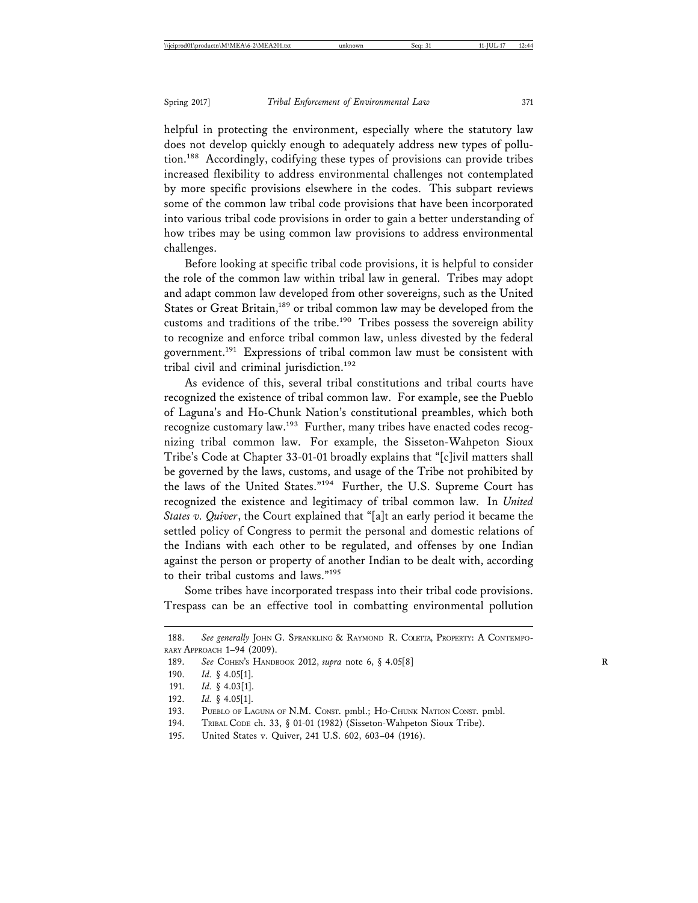helpful in protecting the environment, especially where the statutory law does not develop quickly enough to adequately address new types of pollution.[188] Accordingly, codifying these types of provisions can provide tribes increased flexibility to address environmental challenges not contemplated by more specific provisions elsewhere in the codes. This subpart reviews some of the common law tribal code provisions that have been incorporated into various tribal code provisions in order to gain a better understanding of how tribes may be using common law provisions to address environmental challenges.

Before looking at specific tribal code provisions, it is helpful to consider the role of the common law within tribal law in general. Tribes may adopt and adapt common law developed from other sovereigns, such as the United States or Great Britain,[189] or tribal common law may be developed from the customs and traditions of the tribe.[190] Tribes possess the sovereign ability to recognize and enforce tribal common law, unless divested by the federal government.[191] Expressions of tribal common law must be consistent with tribal civil and criminal jurisdiction.[192]

As evidence of this, several tribal constitutions and tribal courts have recognized the existence of tribal common law. For example, see the Pueblo of Laguna's and Ho-Chunk Nation's constitutional preambles, which both recognize customary law.[193] Further, many tribes have enacted codes recognizing tribal common law. For example, the Sisseton-Wahpeton Sioux Tribe's Code at Chapter 33-01-01 broadly explains that "[c]ivil matters shall be governed by the laws, customs, and usage of the Tribe not prohibited by the laws of the United States."[194] Further, the U.S. Supreme Court has recognized the existence and legitimacy of tribal common law. In *United States v. Quiver*, the Court explained that "[a]t an early period it became the settled policy of Congress to permit the personal and domestic relations of the Indians with each other to be regulated, and offenses by one Indian against the person or property of another Indian to be dealt with, according to their tribal customs and laws."[195]

Some tribes have incorporated trespass into their tribal code provisions. Trespass can be an effective tool in combatting environmental pollution

---

188. *See generally* John G. Sprankling & Raymond R. Coletta, Property: A Contemporary Approach 1–94 (2009).

189. *See* Cohen's Handbook 2012, *supra* note 6, § 4.05[8]

190. *Id.* § 4.05[1].

191. *Id.* § 4.03[1].

192. *Id.* § 4.05[1].

193. Pueblo of Laguna of N.M. Const. pmbl.; Ho-Chunk Nation Const. pmbl.

194. Tribal Code ch. 33, § 01-01 (1982) (Sisseton-Wahpeton Sioux Tribe).

195. United States v. Quiver, 241 U.S. 602, 603–04 (1916).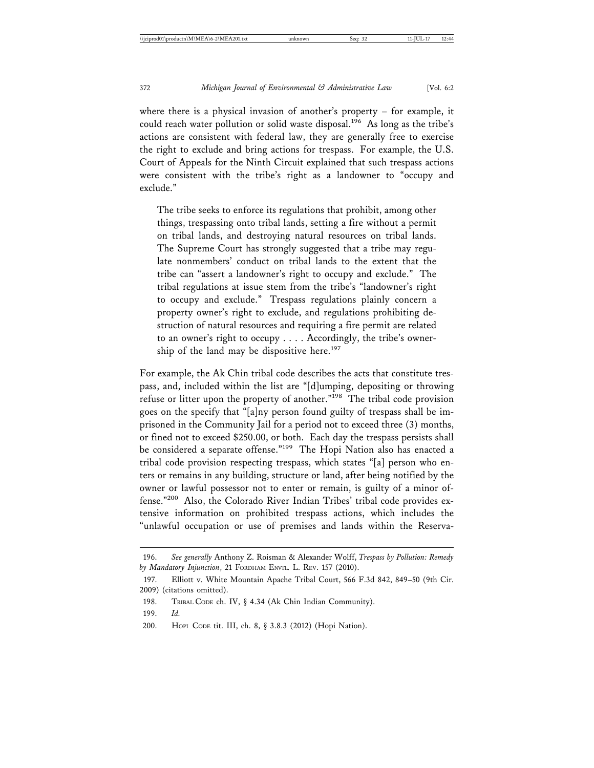where there is a physical invasion of another's property – for example, it could reach water pollution or solid waste disposal.[196] As long as the tribe's actions are consistent with federal law, they are generally free to exercise the right to exclude and bring actions for trespass. For example, the U.S. Court of Appeals for the Ninth Circuit explained that such trespass actions were consistent with the tribe's right as a landowner to "occupy and exclude."

> The tribe seeks to enforce its regulations that prohibit, among other things, trespassing onto tribal lands, setting a fire without a permit on tribal lands, and destroying natural resources on tribal lands. The Supreme Court has strongly suggested that a tribe may regulate nonmembers' conduct on tribal lands to the extent that the tribe can "assert a landowner's right to occupy and exclude." The tribal regulations at issue stem from the tribe's "landowner's right to occupy and exclude." Trespass regulations plainly concern a property owner's right to exclude, and regulations prohibiting destruction of natural resources and requiring a fire permit are related to an owner's right to occupy . . . . Accordingly, the tribe's ownership of the land may be dispositive here.[197]

For example, the Ak Chin tribal code describes the acts that constitute trespass, and, included within the list are "[d]umping, depositing or throwing refuse or litter upon the property of another."[198] The tribal code provision goes on the specify that "[a]ny person found guilty of trespass shall be imprisoned in the Community Jail for a period not to exceed three (3) months, or fined not to exceed $250.00, or both. Each day the trespass persists shall be considered a separate offense."[199] The Hopi Nation also has enacted a tribal code provision respecting trespass, which states "[a] person who enters or remains in any building, structure or land, after being notified by the owner or lawful possessor not to enter or remain, is guilty of a minor offense."[200] Also, the Colorado River Indian Tribes' tribal code provides extensive information on prohibited trespass actions, which includes the "unlawful occupation or use of premises and lands within the Reserva-

---

196. *See generally* Anthony Z. Roisman & Alexander Wolff, *Trespass by Pollution: Remedy by Mandatory Injunction*, 21 FORDHAM ENVTL. L. REV. 157 (2010).

197. Elliott v. White Mountain Apache Tribal Court, 566 F.3d 842, 849–50 (9th Cir. 2009) (citations omitted).

198. TRIBAL CODE ch. IV, § 4.34 (Ak Chin Indian Community).

199. *Id.*

200. HOPI CODE tit. III, ch. 8, § 3.8.3 (2012) (Hopi Nation).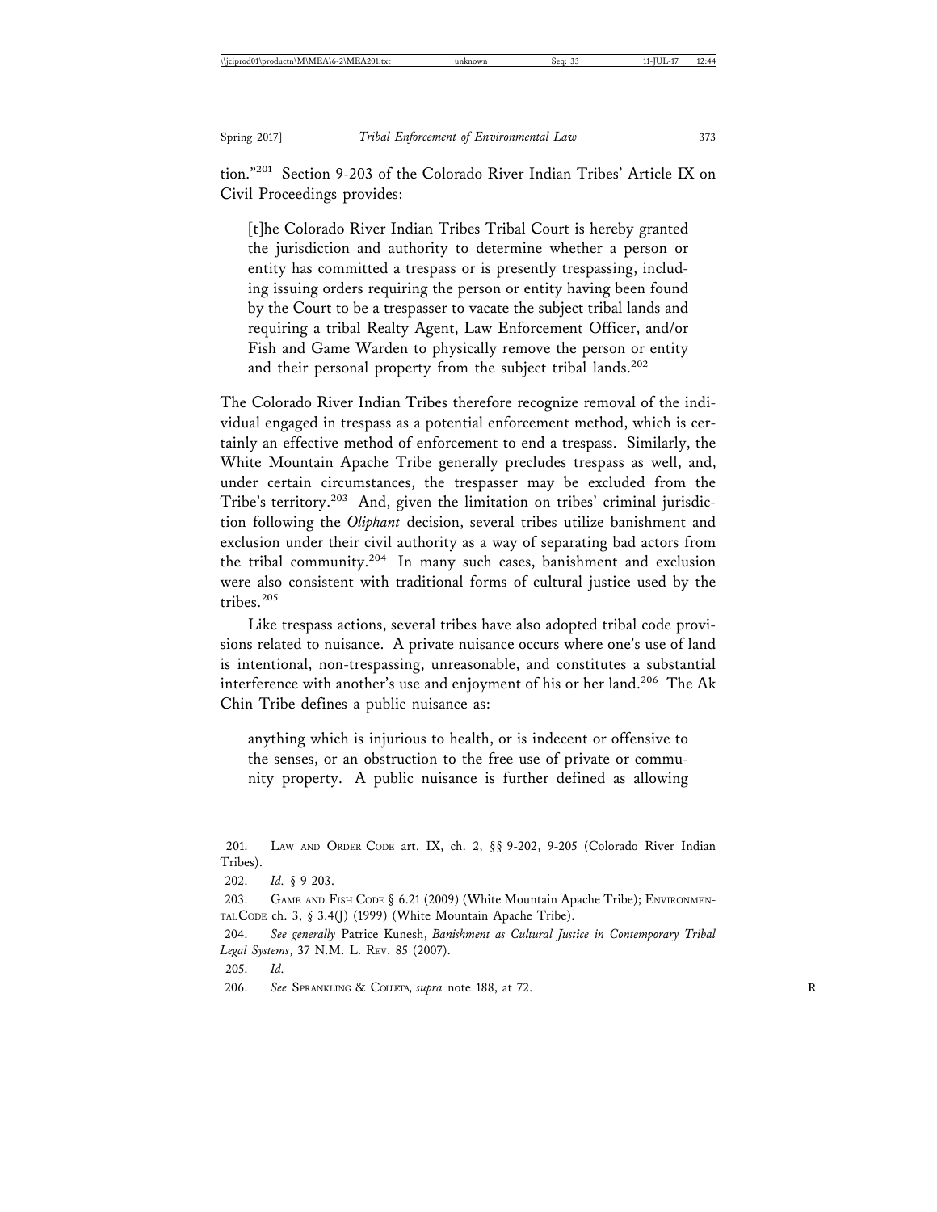tion."[201] Section 9-203 of the Colorado River Indian Tribes' Article IX on Civil Proceedings provides:

> [t]he Colorado River Indian Tribes Tribal Court is hereby granted the jurisdiction and authority to determine whether a person or entity has committed a trespass or is presently trespassing, including issuing orders requiring the person or entity having been found by the Court to be a trespasser to vacate the subject tribal lands and requiring a tribal Realty Agent, Law Enforcement Officer, and/or Fish and Game Warden to physically remove the person or entity and their personal property from the subject tribal lands.[202]

The Colorado River Indian Tribes therefore recognize removal of the individual engaged in trespass as a potential enforcement method, which is certainly an effective method of enforcement to end a trespass. Similarly, the White Mountain Apache Tribe generally precludes trespass as well, and, under certain circumstances, the trespasser may be excluded from the Tribe's territory.[203] And, given the limitation on tribes' criminal jurisdiction following the *Oliphant* decision, several tribes utilize banishment and exclusion under their civil authority as a way of separating bad actors from the tribal community.[204] In many such cases, banishment and exclusion were also consistent with traditional forms of cultural justice used by the tribes.[205]

Like trespass actions, several tribes have also adopted tribal code provisions related to nuisance. A private nuisance occurs where one's use of land is intentional, non-trespassing, unreasonable, and constitutes a substantial interference with another's use and enjoyment of his or her land.[206] The Ak Chin Tribe defines a public nuisance as:

> anything which is injurious to health, or is indecent or offensive to the senses, or an obstruction to the free use of private or community property. A public nuisance is further defined as allowing

---

201. Law and Order Code art. IX, ch. 2, §§ 9-202, 9-205 (Colorado River Indian Tribes).

202. *Id.* § 9-203.

203. Game and Fish Code § 6.21 (2009) (White Mountain Apache Tribe); Environmental Code ch. 3, § 3.4(J) (1999) (White Mountain Apache Tribe).

204. *See generally* Patrice Kunesh, *Banishment as Cultural Justice in Contemporary Tribal Legal Systems*, 37 N.M. L. Rev. 85 (2007).

205. *Id.*

206. *See* Sprankling & Colleta, *supra* note 188, at 72.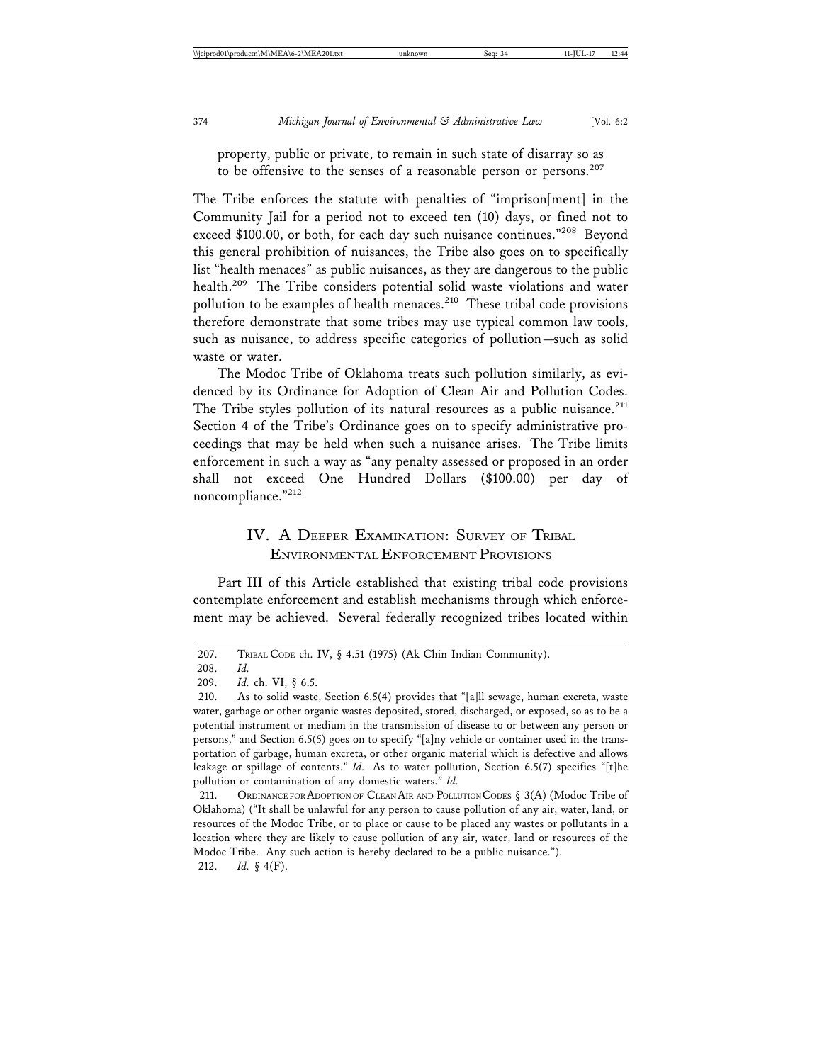property, public or private, to remain in such state of disarray so as to be offensive to the senses of a reasonable person or persons.[207]

The Tribe enforces the statute with penalties of "imprison[ment] in the Community Jail for a period not to exceed ten (10) days, or fined not to exceed $100.00, or both, for each day such nuisance continues."[208] Beyond this general prohibition of nuisances, the Tribe also goes on to specifically list "health menaces" as public nuisances, as they are dangerous to the public health.[209] The Tribe considers potential solid waste violations and water pollution to be examples of health menaces.[210] These tribal code provisions therefore demonstrate that some tribes may use typical common law tools, such as nuisance, to address specific categories of pollution—such as solid waste or water.

The Modoc Tribe of Oklahoma treats such pollution similarly, as evidenced by its Ordinance for Adoption of Clean Air and Pollution Codes. The Tribe styles pollution of its natural resources as a public nuisance.[211] Section 4 of the Tribe's Ordinance goes on to specify administrative proceedings that may be held when such a nuisance arises. The Tribe limits enforcement in such a way as "any penalty assessed or proposed in an order shall not exceed One Hundred Dollars ($100.00) per day of noncompliance."[212]

## IV. A DEEPER EXAMINATION: SURVEY OF TRIBAL ENVIRONMENTAL ENFORCEMENT PROVISIONS

Part III of this Article established that existing tribal code provisions contemplate enforcement and establish mechanisms through which enforcement may be achieved. Several federally recognized tribes located within

---

207. TRIBAL CODE ch. IV, § 4.51 (1975) (Ak Chin Indian Community).

208. *Id.*

209. *Id.* ch. VI, § 6.5.

210. As to solid waste, Section 6.5(4) provides that "[a]ll sewage, human excreta, waste water, garbage or other organic wastes deposited, stored, discharged, or exposed, so as to be a potential instrument or medium in the transmission of disease to or between any person or persons," and Section 6.5(5) goes on to specify "[a]ny vehicle or container used in the transportation of garbage, human excreta, or other organic material which is defective and allows leakage or spillage of contents." *Id.* As to water pollution, Section 6.5(7) specifies "[t]he pollution or contamination of any domestic waters." *Id.*

211. ORDINANCE FOR ADOPTION OF CLEAN AIR AND POLLUTION CODES § 3(A) (Modoc Tribe of Oklahoma) ("It shall be unlawful for any person to cause pollution of any air, water, land, or resources of the Modoc Tribe, or to place or cause to be placed any wastes or pollutants in a location where they are likely to cause pollution of any air, water, land or resources of the Modoc Tribe. Any such action is hereby declared to be a public nuisance.").

212. *Id.* § 4(F).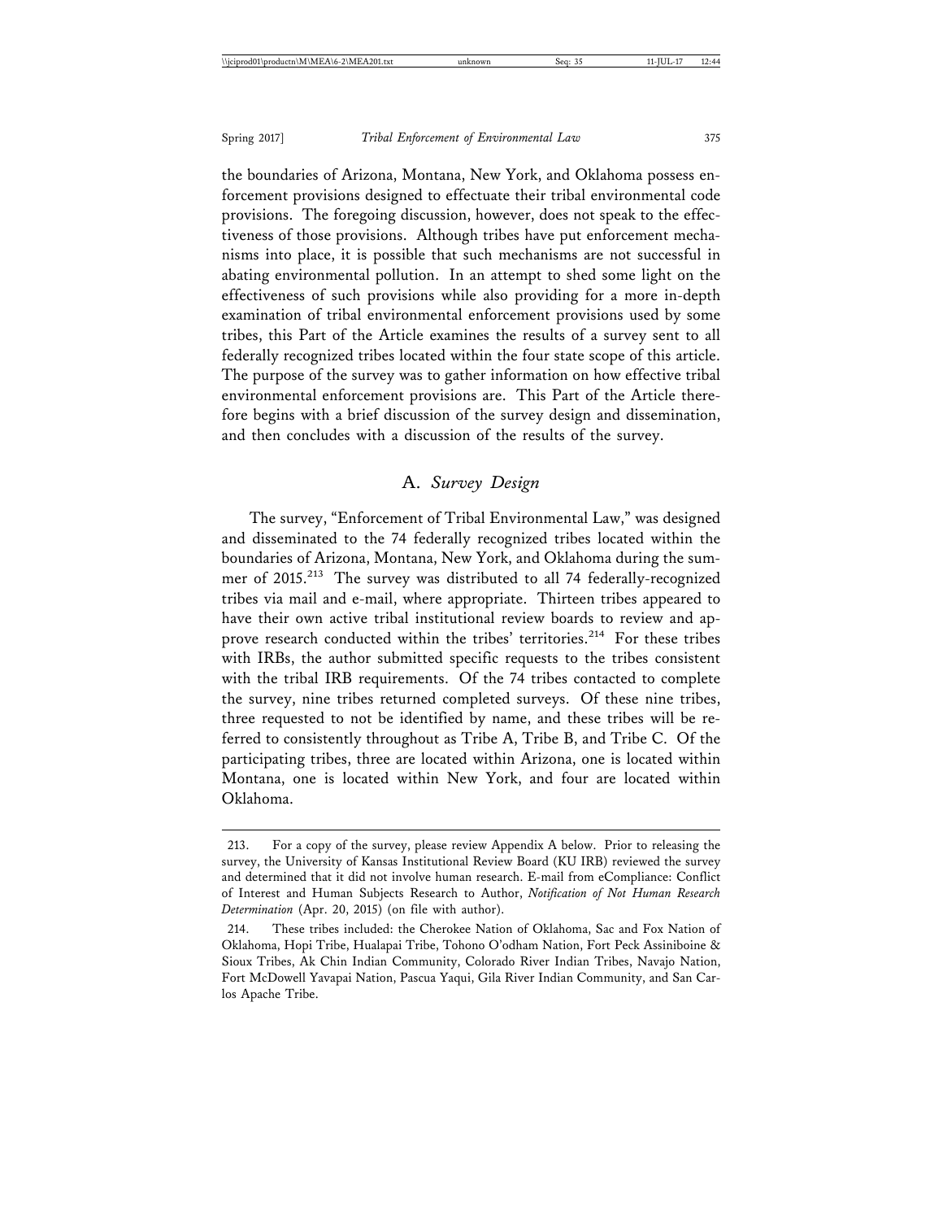the boundaries of Arizona, Montana, New York, and Oklahoma possess enforcement provisions designed to effectuate their tribal environmental code provisions. The foregoing discussion, however, does not speak to the effectiveness of those provisions. Although tribes have put enforcement mechanisms into place, it is possible that such mechanisms are not successful in abating environmental pollution. In an attempt to shed some light on the effectiveness of such provisions while also providing for a more in-depth examination of tribal environmental enforcement provisions used by some tribes, this Part of the Article examines the results of a survey sent to all federally recognized tribes located within the four state scope of this article. The purpose of the survey was to gather information on how effective tribal environmental enforcement provisions are. This Part of the Article therefore begins with a brief discussion of the survey design and dissemination, and then concludes with a discussion of the results of the survey.

## A. *Survey Design*

The survey, "Enforcement of Tribal Environmental Law," was designed and disseminated to the 74 federally recognized tribes located within the boundaries of Arizona, Montana, New York, and Oklahoma during the summer of 2015.[213] The survey was distributed to all 74 federally-recognized tribes via mail and e-mail, where appropriate. Thirteen tribes appeared to have their own active tribal institutional review boards to review and approve research conducted within the tribes' territories.[214] For these tribes with IRBs, the author submitted specific requests to the tribes consistent with the tribal IRB requirements. Of the 74 tribes contacted to complete the survey, nine tribes returned completed surveys. Of these nine tribes, three requested to not be identified by name, and these tribes will be referred to consistently throughout as Tribe A, Tribe B, and Tribe C. Of the participating tribes, three are located within Arizona, one is located within Montana, one is located within New York, and four are located within Oklahoma.

---

213. For a copy of the survey, please review Appendix A below. Prior to releasing the survey, the University of Kansas Institutional Review Board (KU IRB) reviewed the survey and determined that it did not involve human research. E-mail from eCompliance: Conflict of Interest and Human Subjects Research to Author, *Notification of Not Human Research Determination* (Apr. 20, 2015) (on file with author).

214. These tribes included: the Cherokee Nation of Oklahoma, Sac and Fox Nation of Oklahoma, Hopi Tribe, Hualapai Tribe, Tohono O'odham Nation, Fort Peck Assiniboine & Sioux Tribes, Ak Chin Indian Community, Colorado River Indian Tribes, Navajo Nation, Fort McDowell Yavapai Nation, Pascua Yaqui, Gila River Indian Community, and San Carlos Apache Tribe.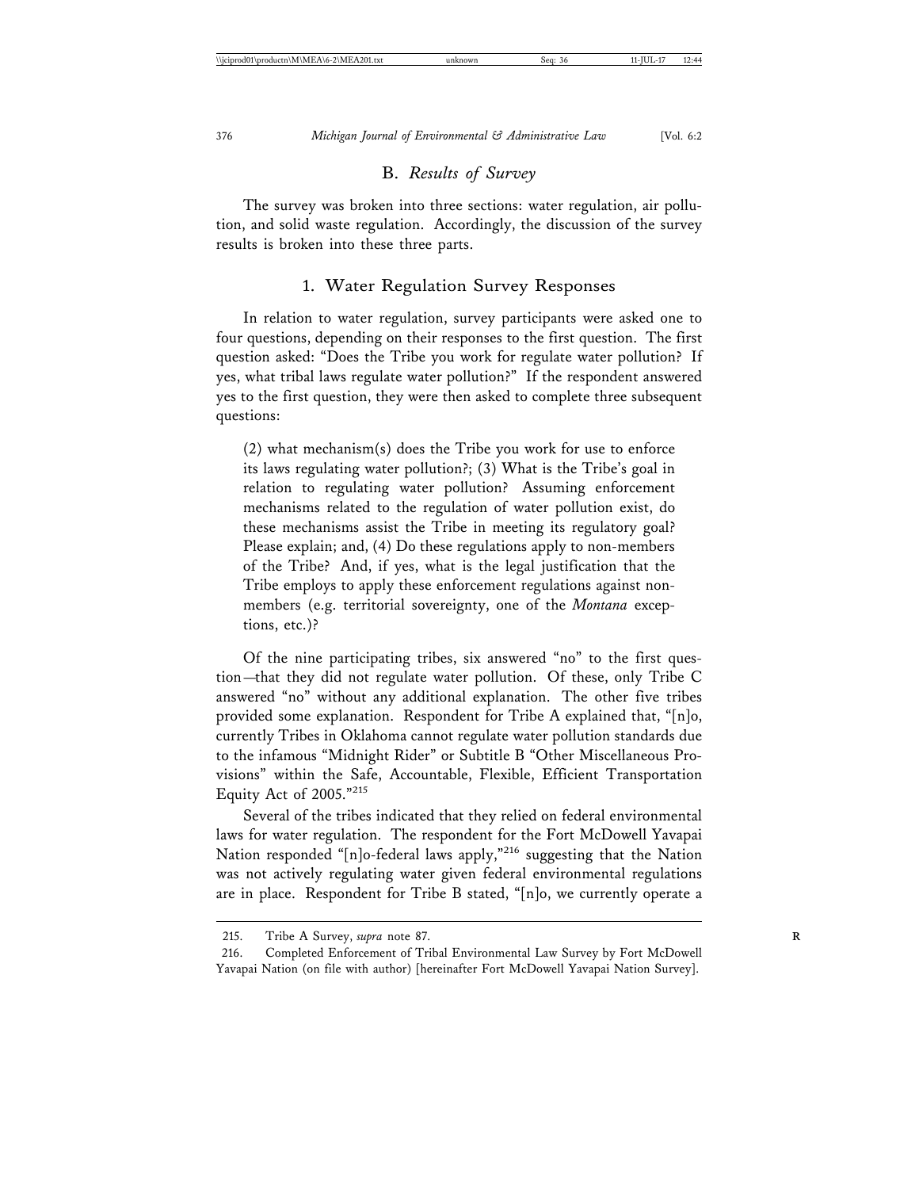## B. *Results of Survey*

The survey was broken into three sections: water regulation, air pollution, and solid waste regulation. Accordingly, the discussion of the survey results is broken into these three parts.

### 1. Water Regulation Survey Responses

In relation to water regulation, survey participants were asked one to four questions, depending on their responses to the first question. The first question asked: "Does the Tribe you work for regulate water pollution? If yes, what tribal laws regulate water pollution?" If the respondent answered yes to the first question, they were then asked to complete three subsequent questions:

> (2) what mechanism(s) does the Tribe you work for use to enforce its laws regulating water pollution?; (3) What is the Tribe's goal in relation to regulating water pollution? Assuming enforcement mechanisms related to the regulation of water pollution exist, do these mechanisms assist the Tribe in meeting its regulatory goal? Please explain; and, (4) Do these regulations apply to non-members of the Tribe? And, if yes, what is the legal justification that the Tribe employs to apply these enforcement regulations against non-members (e.g. territorial sovereignty, one of the *Montana* exceptions, etc.)?

Of the nine participating tribes, six answered "no" to the first question—that they did not regulate water pollution. Of these, only Tribe C answered "no" without any additional explanation. The other five tribes provided some explanation. Respondent for Tribe A explained that, "[n]o, currently Tribes in Oklahoma cannot regulate water pollution standards due to the infamous "Midnight Rider" or Subtitle B "Other Miscellaneous Provisions" within the Safe, Accountable, Flexible, Efficient Transportation Equity Act of 2005."[215]

Several of the tribes indicated that they relied on federal environmental laws for water regulation. The respondent for the Fort McDowell Yavapai Nation responded "[n]o-federal laws apply,"[216] suggesting that the Nation was not actively regulating water given federal environmental regulations are in place. Respondent for Tribe B stated, "[n]o, we currently operate a

215. Tribe A Survey, *supra* note 87.

216. Completed Enforcement of Tribal Environmental Law Survey by Fort McDowell Yavapai Nation (on file with author) [hereinafter Fort McDowell Yavapai Nation Survey].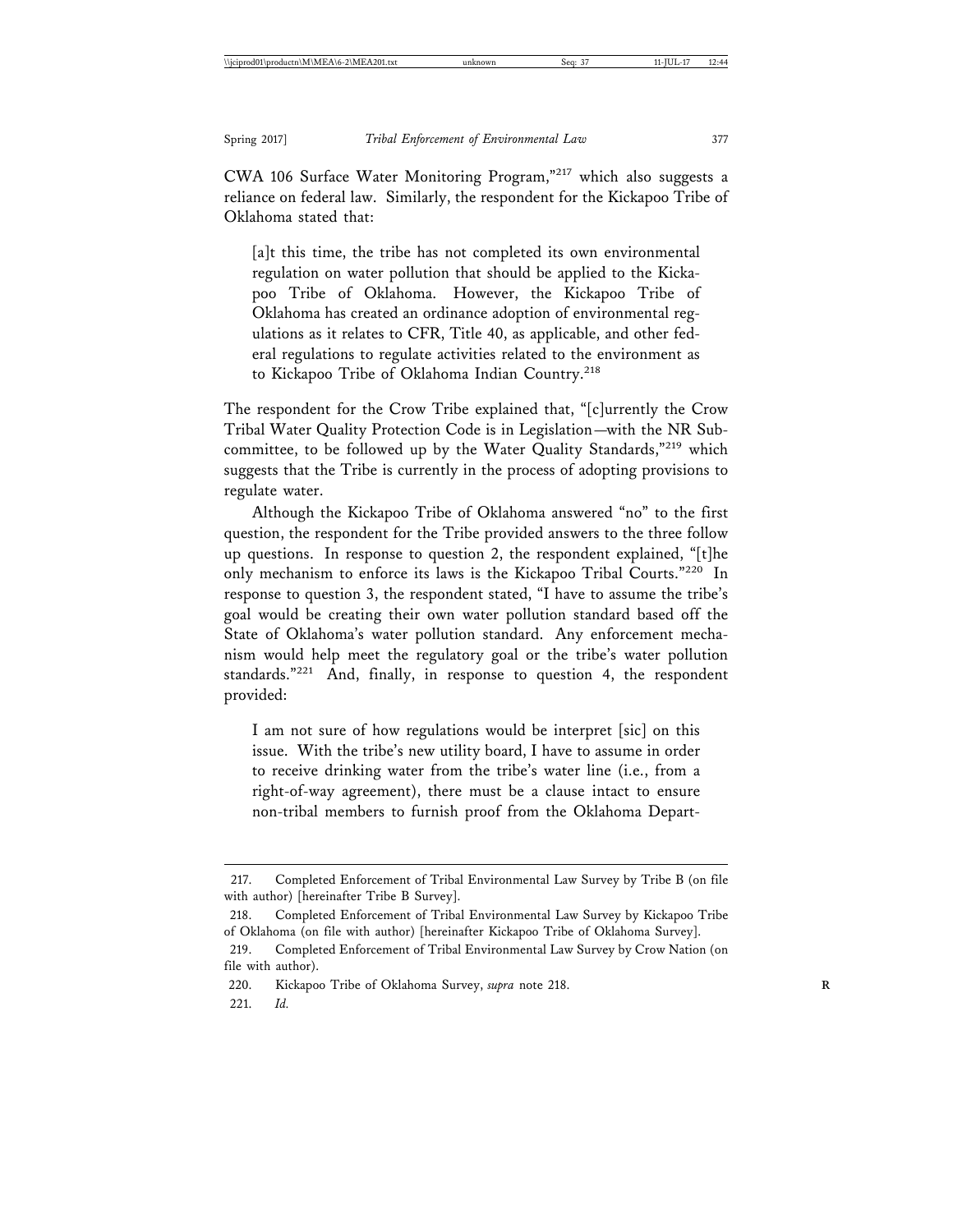CWA 106 Surface Water Monitoring Program,"[217] which also suggests a reliance on federal law. Similarly, the respondent for the Kickapoo Tribe of Oklahoma stated that:

> [a]t this time, the tribe has not completed its own environmental regulation on water pollution that should be applied to the Kickapoo Tribe of Oklahoma. However, the Kickapoo Tribe of Oklahoma has created an ordinance adoption of environmental regulations as it relates to CFR, Title 40, as applicable, and other federal regulations to regulate activities related to the environment as to Kickapoo Tribe of Oklahoma Indian Country.[218]

The respondent for the Crow Tribe explained that, "[c]urrently the Crow Tribal Water Quality Protection Code is in Legislation—with the NR Subcommittee, to be followed up by the Water Quality Standards,"[219] which suggests that the Tribe is currently in the process of adopting provisions to regulate water.

Although the Kickapoo Tribe of Oklahoma answered "no" to the first question, the respondent for the Tribe provided answers to the three follow up questions. In response to question 2, the respondent explained, "[t]he only mechanism to enforce its laws is the Kickapoo Tribal Courts."[220] In response to question 3, the respondent stated, "I have to assume the tribe's goal would be creating their own water pollution standard based off the State of Oklahoma's water pollution standard. Any enforcement mechanism would help meet the regulatory goal or the tribe's water pollution standards."[221] And, finally, in response to question 4, the respondent provided:

> I am not sure of how regulations would be interpret [sic] on this issue. With the tribe's new utility board, I have to assume in order to receive drinking water from the tribe's water line (i.e., from a right-of-way agreement), there must be a clause intact to ensure non-tribal members to furnish proof from the Oklahoma Depart-

---

217. Completed Enforcement of Tribal Environmental Law Survey by Tribe B (on file with author) [hereinafter Tribe B Survey].

218. Completed Enforcement of Tribal Environmental Law Survey by Kickapoo Tribe of Oklahoma (on file with author) [hereinafter Kickapoo Tribe of Oklahoma Survey].

219. Completed Enforcement of Tribal Environmental Law Survey by Crow Nation (on file with author).

220. Kickapoo Tribe of Oklahoma Survey, *supra* note 218.

221. *Id.*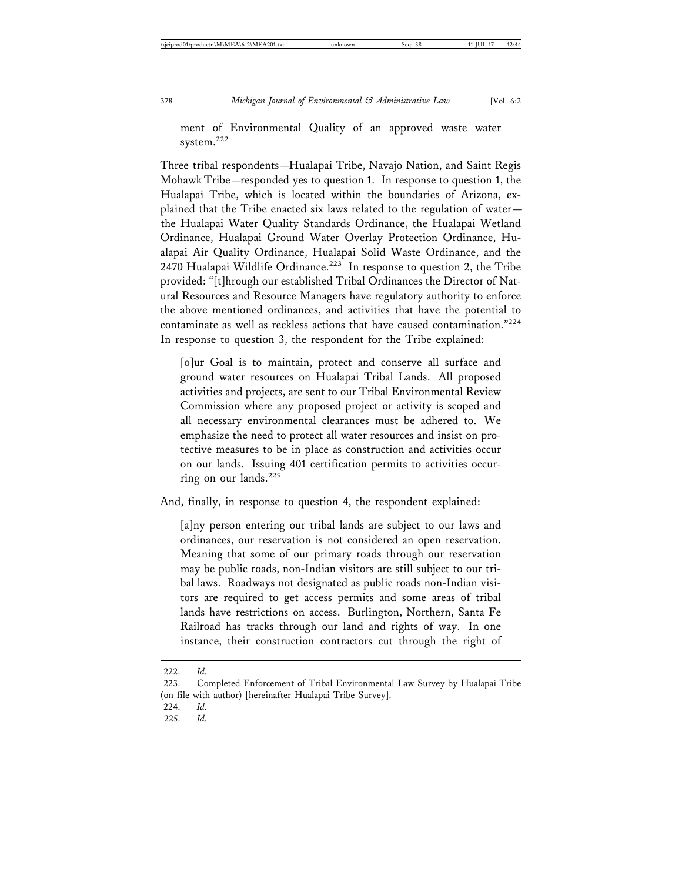ment of Environmental Quality of an approved waste water system.[222]

Three tribal respondents—Hualapai Tribe, Navajo Nation, and Saint Regis Mohawk Tribe—responded yes to question 1. In response to question 1, the Hualapai Tribe, which is located within the boundaries of Arizona, explained that the Tribe enacted six laws related to the regulation of water—the Hualapai Water Quality Standards Ordinance, the Hualapai Wetland Ordinance, Hualapai Ground Water Overlay Protection Ordinance, Hualapai Air Quality Ordinance, Hualapai Solid Waste Ordinance, and the 2470 Hualapai Wildlife Ordinance.[223] In response to question 2, the Tribe provided: "[t]hrough our established Tribal Ordinances the Director of Natural Resources and Resource Managers have regulatory authority to enforce the above mentioned ordinances, and activities that have the potential to contaminate as well as reckless actions that have caused contamination."[224] In response to question 3, the respondent for the Tribe explained:

> [o]ur Goal is to maintain, protect and conserve all surface and ground water resources on Hualapai Tribal Lands. All proposed activities and projects, are sent to our Tribal Environmental Review Commission where any proposed project or activity is scoped and all necessary environmental clearances must be adhered to. We emphasize the need to protect all water resources and insist on protective measures to be in place as construction and activities occur on our lands. Issuing 401 certification permits to activities occurring on our lands.[225]

And, finally, in response to question 4, the respondent explained:

> [a]ny person entering our tribal lands are subject to our laws and ordinances, our reservation is not considered an open reservation. Meaning that some of our primary roads through our reservation may be public roads, non-Indian visitors are still subject to our tribal laws. Roadways not designated as public roads non-Indian visitors are required to get access permits and some areas of tribal lands have restrictions on access. Burlington, Northern, Santa Fe Railroad has tracks through our land and rights of way. In one instance, their construction contractors cut through the right of

---

222. *Id.*

223. Completed Enforcement of Tribal Environmental Law Survey by Hualapai Tribe (on file with author) [hereinafter Hualapai Tribe Survey].

224. *Id.*

225. *Id.*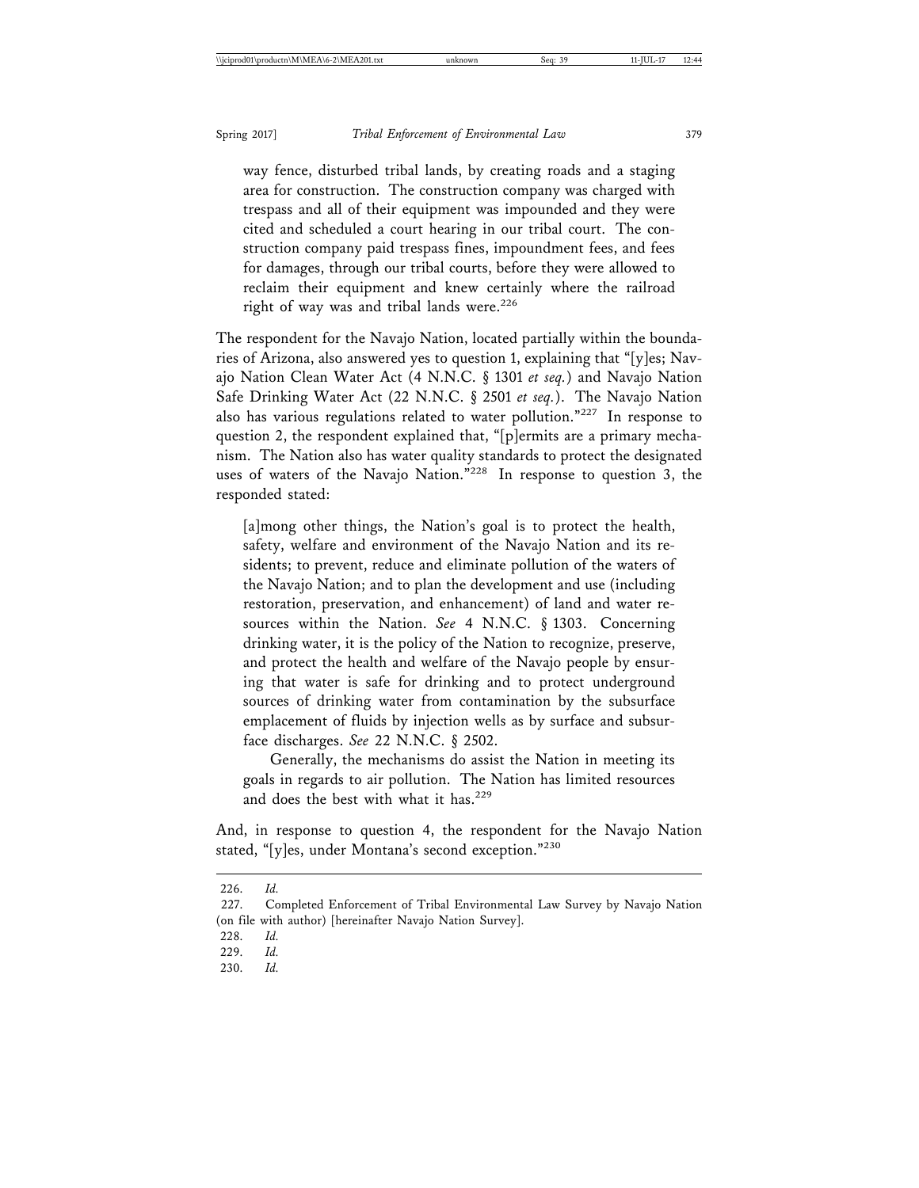> way fence, disturbed tribal lands, by creating roads and a staging area for construction. The construction company was charged with trespass and all of their equipment was impounded and they were cited and scheduled a court hearing in our tribal court. The construction company paid trespass fines, impoundment fees, and fees for damages, through our tribal courts, before they were allowed to reclaim their equipment and knew certainly where the railroad right of way was and tribal lands were.[226]

The respondent for the Navajo Nation, located partially within the boundaries of Arizona, also answered yes to question 1, explaining that "[y]es; Navajo Nation Clean Water Act (4 N.N.C. § 1301 *et seq.*) and Navajo Nation Safe Drinking Water Act (22 N.N.C. § 2501 *et seq.*). The Navajo Nation also has various regulations related to water pollution."[227] In response to question 2, the respondent explained that, "[p]ermits are a primary mechanism. The Nation also has water quality standards to protect the designated uses of waters of the Navajo Nation."[228] In response to question 3, the responded stated:

> [a]mong other things, the Nation's goal is to protect the health, safety, welfare and environment of the Navajo Nation and its residents; to prevent, reduce and eliminate pollution of the waters of the Navajo Nation; and to plan the development and use (including restoration, preservation, and enhancement) of land and water resources within the Nation. *See* 4 N.N.C. § 1303. Concerning drinking water, it is the policy of the Nation to recognize, preserve, and protect the health and welfare of the Navajo people by ensuring that water is safe for drinking and to protect underground sources of drinking water from contamination by the subsurface emplacement of fluids by injection wells as by surface and subsurface discharges. *See* 22 N.N.C. § 2502.
>
> Generally, the mechanisms do assist the Nation in meeting its goals in regards to air pollution. The Nation has limited resources and does the best with what it has.[229]

And, in response to question 4, the respondent for the Navajo Nation stated, "[y]es, under Montana's second exception."[230]

---

226. *Id.*

227. Completed Enforcement of Tribal Environmental Law Survey by Navajo Nation (on file with author) [hereinafter Navajo Nation Survey].

228. *Id.*

229. *Id.*

230. *Id.*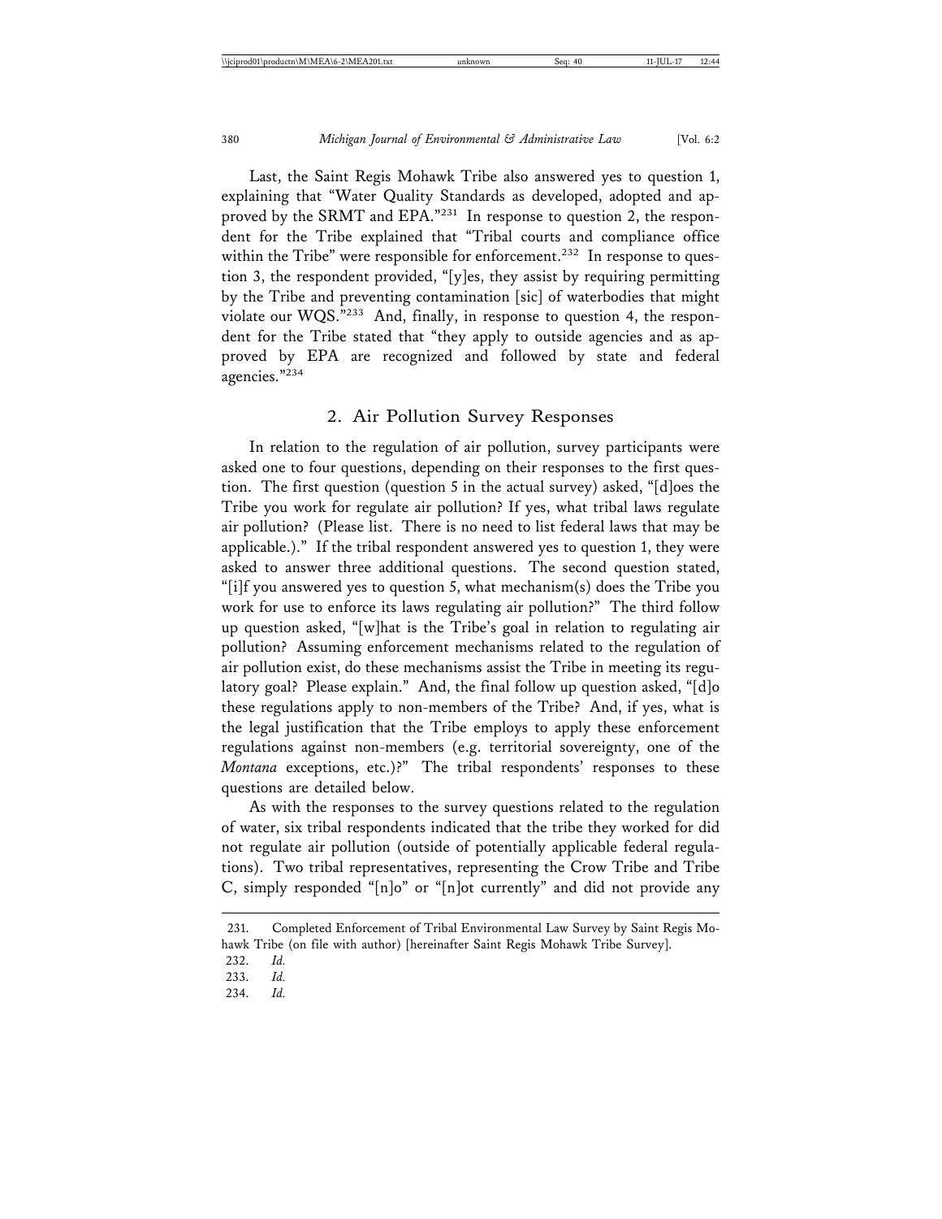Last, the Saint Regis Mohawk Tribe also answered yes to question 1, explaining that "Water Quality Standards as developed, adopted and approved by the SRMT and EPA."[231] In response to question 2, the respondent for the Tribe explained that "Tribal courts and compliance office within the Tribe" were responsible for enforcement.[232] In response to question 3, the respondent provided, "[y]es, they assist by requiring permitting by the Tribe and preventing contamination [sic] of waterbodies that might violate our WQS."[233] And, finally, in response to question 4, the respondent for the Tribe stated that "they apply to outside agencies and as approved by EPA are recognized and followed by state and federal agencies."[234]

### 2. Air Pollution Survey Responses

In relation to the regulation of air pollution, survey participants were asked one to four questions, depending on their responses to the first question. The first question (question 5 in the actual survey) asked, "[d]oes the Tribe you work for regulate air pollution? If yes, what tribal laws regulate air pollution? (Please list. There is no need to list federal laws that may be applicable.)." If the tribal respondent answered yes to question 1, they were asked to answer three additional questions. The second question stated, "[i]f you answered yes to question 5, what mechanism(s) does the Tribe you work for use to enforce its laws regulating air pollution?" The third follow up question asked, "[w]hat is the Tribe's goal in relation to regulating air pollution? Assuming enforcement mechanisms related to the regulation of air pollution exist, do these mechanisms assist the Tribe in meeting its regulatory goal? Please explain." And, the final follow up question asked, "[d]o these regulations apply to non-members of the Tribe? And, if yes, what is the legal justification that the Tribe employs to apply these enforcement regulations against non-members (e.g. territorial sovereignty, one of the *Montana* exceptions, etc.)?" The tribal respondents' responses to these questions are detailed below.

As with the responses to the survey questions related to the regulation of water, six tribal respondents indicated that the tribe they worked for did not regulate air pollution (outside of potentially applicable federal regulations). Two tribal representatives, representing the Crow Tribe and Tribe C, simply responded "[n]o" or "[n]ot currently" and did not provide any

---

231. Completed Enforcement of Tribal Environmental Law Survey by Saint Regis Mohawk Tribe (on file with author) [hereinafter Saint Regis Mohawk Tribe Survey].

232. *Id.*

233. *Id.*

234. *Id.*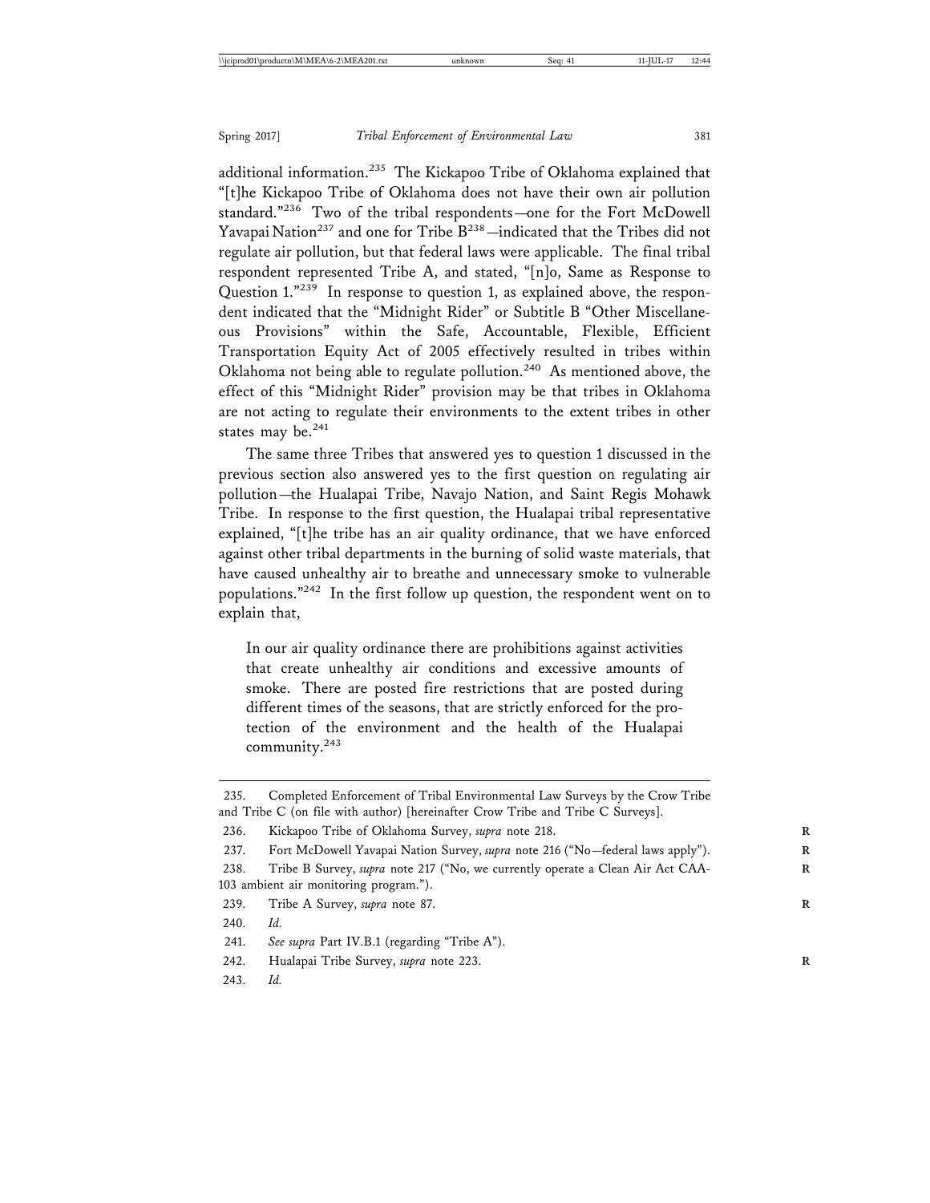additional information.[235] The Kickapoo Tribe of Oklahoma explained that "[t]he Kickapoo Tribe of Oklahoma does not have their own air pollution standard."[236] Two of the tribal respondents—one for the Fort McDowell Yavapai Nation[237] and one for Tribe B[238]—indicated that the Tribes did not regulate air pollution, but that federal laws were applicable. The final tribal respondent represented Tribe A, and stated, "[n]o, Same as Response to Question 1."[239] In response to question 1, as explained above, the respondent indicated that the "Midnight Rider" or Subtitle B "Other Miscellaneous Provisions" within the Safe, Accountable, Flexible, Efficient Transportation Equity Act of 2005 effectively resulted in tribes within Oklahoma not being able to regulate pollution.[240] As mentioned above, the effect of this "Midnight Rider" provision may be that tribes in Oklahoma are not acting to regulate their environments to the extent tribes in other states may be.[241]

The same three Tribes that answered yes to question 1 discussed in the previous section also answered yes to the first question on regulating air pollution—the Hualapai Tribe, Navajo Nation, and Saint Regis Mohawk Tribe. In response to the first question, the Hualapai tribal representative explained, "[t]he tribe has an air quality ordinance, that we have enforced against other tribal departments in the burning of solid waste materials, that have caused unhealthy air to breathe and unnecessary smoke to vulnerable populations."[242] In the first follow up question, the respondent went on to explain that,

> In our air quality ordinance there are prohibitions against activities that create unhealthy air conditions and excessive amounts of smoke. There are posted fire restrictions that are posted during different times of the seasons, that are strictly enforced for the protection of the environment and the health of the Hualapai community.[243]

---

235. Completed Enforcement of Tribal Environmental Law Surveys by the Crow Tribe and Tribe C (on file with author) [hereinafter Crow Tribe and Tribe C Surveys].

236. Kickapoo Tribe of Oklahoma Survey, *supra* note 218.

237. Fort McDowell Yavapai Nation Survey, *supra* note 216 ("No—federal laws apply").

238. Tribe B Survey, *supra* note 217 ("No, we currently operate a Clean Air Act CAA-103 ambient air monitoring program.").

239. Tribe A Survey, *supra* note 87.

240. *Id.*

241. *See supra* Part IV.B.1 (regarding "Tribe A").

242. Hualapai Tribe Survey, *supra* note 223.

243. *Id.*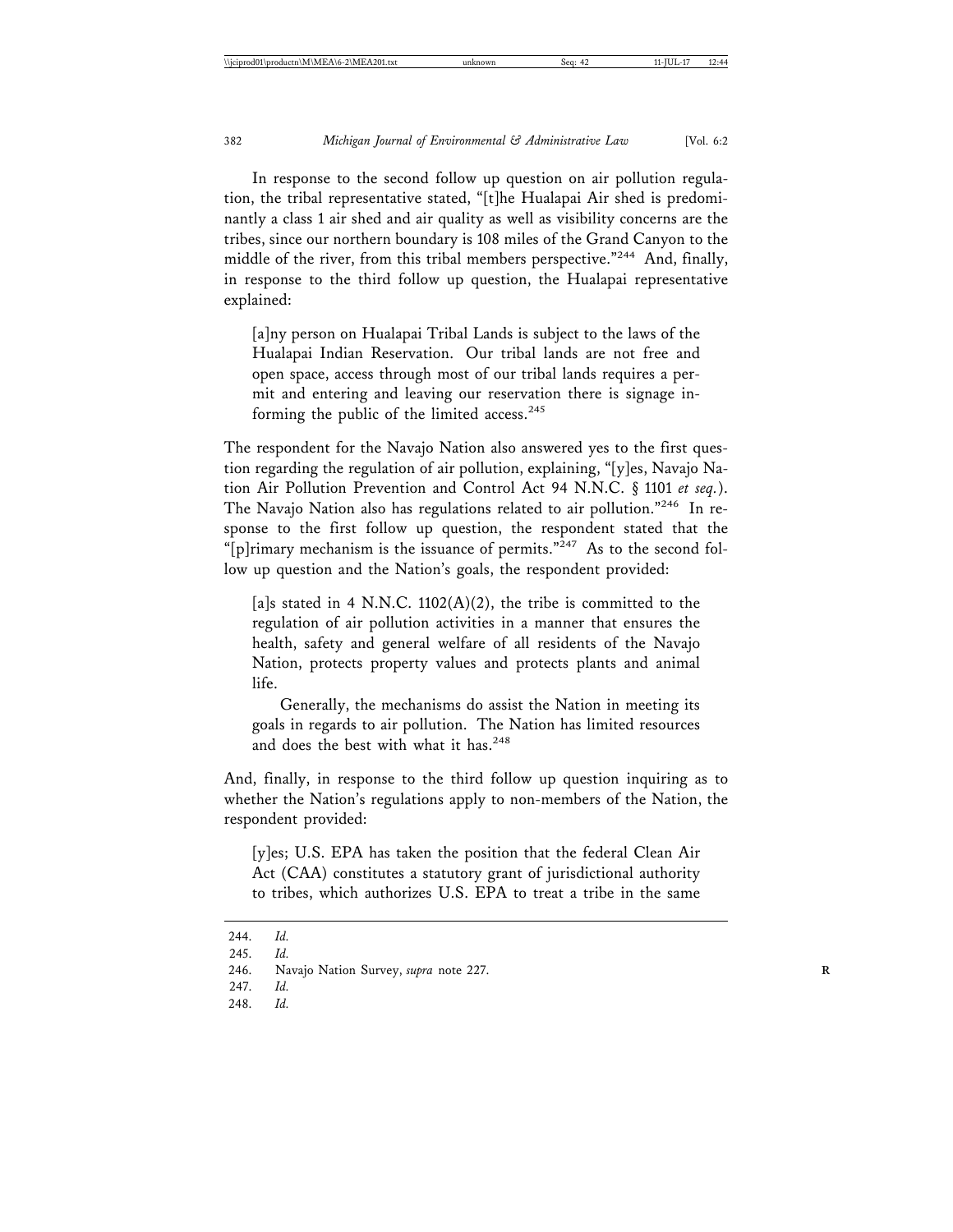In response to the second follow up question on air pollution regulation, the tribal representative stated, "[t]he Hualapai Air shed is predominantly a class 1 air shed and air quality as well as visibility concerns are the tribes, since our northern boundary is 108 miles of the Grand Canyon to the middle of the river, from this tribal members perspective."[244] And, finally, in response to the third follow up question, the Hualapai representative explained:

> [a]ny person on Hualapai Tribal Lands is subject to the laws of the Hualapai Indian Reservation. Our tribal lands are not free and open space, access through most of our tribal lands requires a permit and entering and leaving our reservation there is signage informing the public of the limited access.[245]

The respondent for the Navajo Nation also answered yes to the first question regarding the regulation of air pollution, explaining, "[y]es, Navajo Nation Air Pollution Prevention and Control Act 94 N.N.C. § 1101 *et seq.*). The Navajo Nation also has regulations related to air pollution."[246] In response to the first follow up question, the respondent stated that the "[p]rimary mechanism is the issuance of permits."[247] As to the second follow up question and the Nation's goals, the respondent provided:

> [a]s stated in 4 N.N.C. 1102(A)(2), the tribe is committed to the regulation of air pollution activities in a manner that ensures the health, safety and general welfare of all residents of the Navajo Nation, protects property values and protects plants and animal life.
>
> Generally, the mechanisms do assist the Nation in meeting its goals in regards to air pollution. The Nation has limited resources and does the best with what it has.[248]

And, finally, in response to the third follow up question inquiring as to whether the Nation's regulations apply to non-members of the Nation, the respondent provided:

> [y]es; U.S. EPA has taken the position that the federal Clean Air Act (CAA) constitutes a statutory grant of jurisdictional authority to tribes, which authorizes U.S. EPA to treat a tribe in the same

---

244. *Id.*
245. *Id.*
246. Navajo Nation Survey, *supra* note 227.
247. *Id.*
248. *Id.*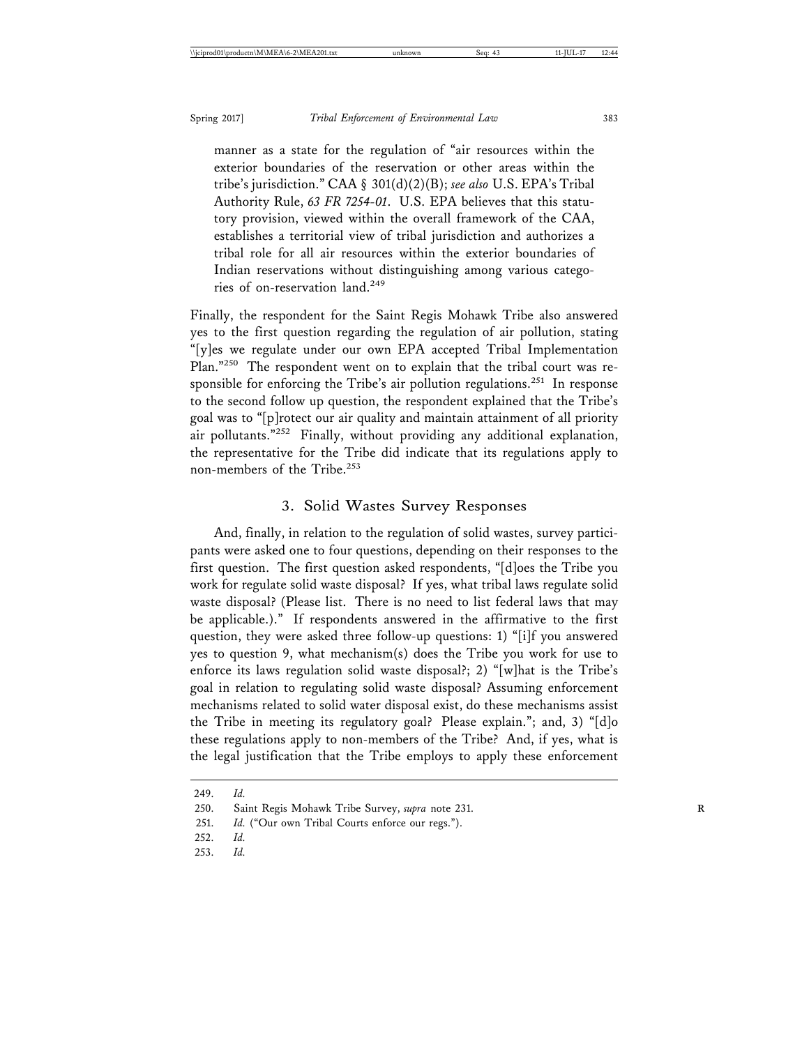manner as a state for the regulation of "air resources within the exterior boundaries of the reservation or other areas within the tribe's jurisdiction." CAA § 301(d)(2)(B); *see also* U.S. EPA's Tribal Authority Rule, *63 FR 7254-01*. U.S. EPA believes that this statutory provision, viewed within the overall framework of the CAA, establishes a territorial view of tribal jurisdiction and authorizes a tribal role for all air resources within the exterior boundaries of Indian reservations without distinguishing among various categories of on-reservation land.[249]

Finally, the respondent for the Saint Regis Mohawk Tribe also answered yes to the first question regarding the regulation of air pollution, stating "[y]es we regulate under our own EPA accepted Tribal Implementation Plan."[250] The respondent went on to explain that the tribal court was responsible for enforcing the Tribe's air pollution regulations.[251] In response to the second follow up question, the respondent explained that the Tribe's goal was to "[p]rotect our air quality and maintain attainment of all priority air pollutants."[252] Finally, without providing any additional explanation, the representative for the Tribe did indicate that its regulations apply to non-members of the Tribe.[253]

### 3. Solid Wastes Survey Responses

And, finally, in relation to the regulation of solid wastes, survey participants were asked one to four questions, depending on their responses to the first question. The first question asked respondents, "[d]oes the Tribe you work for regulate solid waste disposal? If yes, what tribal laws regulate solid waste disposal? (Please list. There is no need to list federal laws that may be applicable.)." If respondents answered in the affirmative to the first question, they were asked three follow-up questions: 1) "[i]f you answered yes to question 9, what mechanism(s) does the Tribe you work for use to enforce its laws regulation solid waste disposal?; 2) "[w]hat is the Tribe's goal in relation to regulating solid waste disposal? Assuming enforcement mechanisms related to solid water disposal exist, do these mechanisms assist the Tribe in meeting its regulatory goal? Please explain."; and, 3) "[d]o these regulations apply to non-members of the Tribe? And, if yes, what is the legal justification that the Tribe employs to apply these enforcement

249. *Id.*

250. Saint Regis Mohawk Tribe Survey, *supra* note 231.

251. *Id.* ("Our own Tribal Courts enforce our regs.").

252. *Id.*

253. *Id.*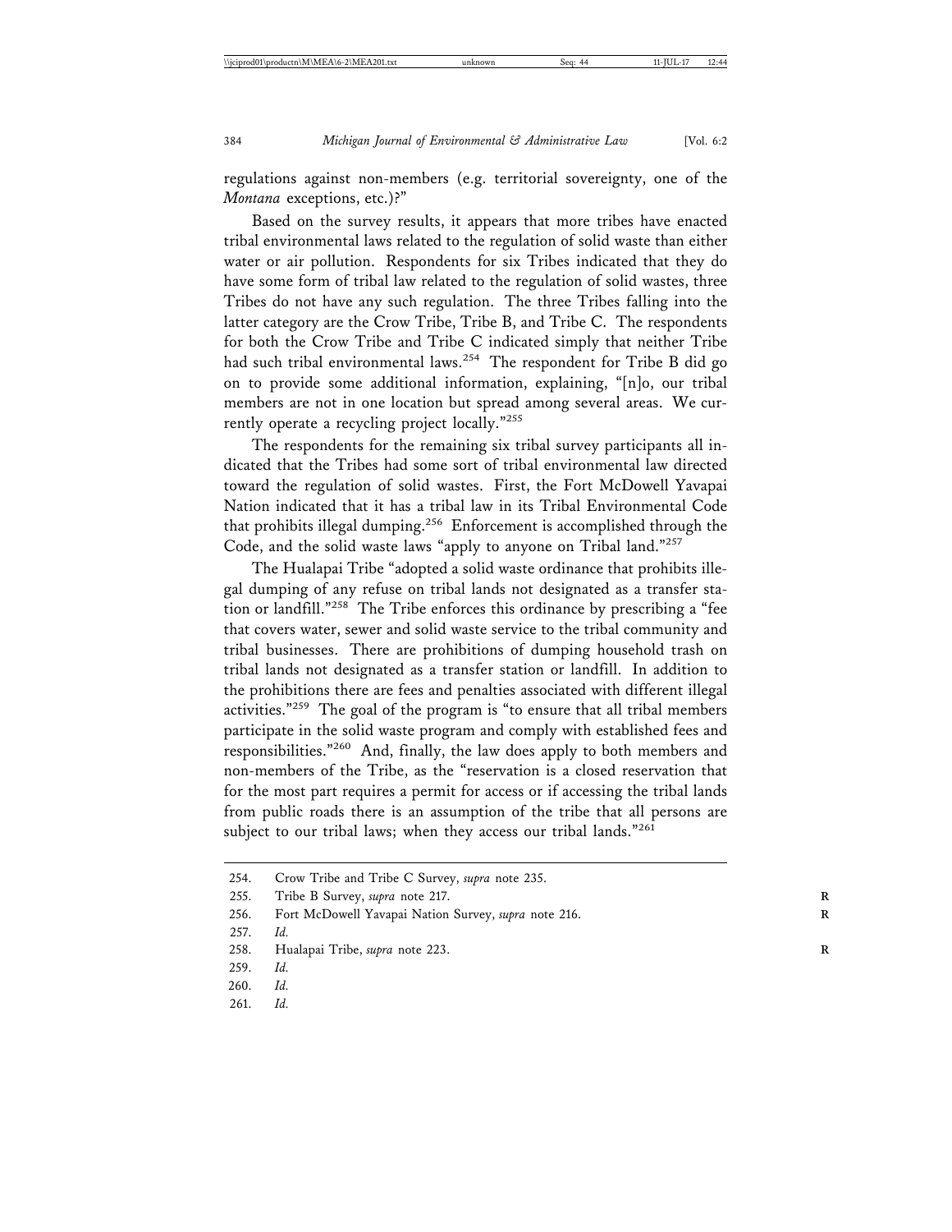regulations against non-members (e.g. territorial sovereignty, one of the *Montana* exceptions, etc.)?"

Based on the survey results, it appears that more tribes have enacted tribal environmental laws related to the regulation of solid waste than either water or air pollution. Respondents for six Tribes indicated that they do have some form of tribal law related to the regulation of solid wastes, three Tribes do not have any such regulation. The three Tribes falling into the latter category are the Crow Tribe, Tribe B, and Tribe C. The respondents for both the Crow Tribe and Tribe C indicated simply that neither Tribe had such tribal environmental laws.[254] The respondent for Tribe B did go on to provide some additional information, explaining, "[n]o, our tribal members are not in one location but spread among several areas. We currently operate a recycling project locally."[255]

The respondents for the remaining six tribal survey participants all indicated that the Tribes had some sort of tribal environmental law directed toward the regulation of solid wastes. First, the Fort McDowell Yavapai Nation indicated that it has a tribal law in its Tribal Environmental Code that prohibits illegal dumping.[256] Enforcement is accomplished through the Code, and the solid waste laws "apply to anyone on Tribal land."[257]

The Hualapai Tribe "adopted a solid waste ordinance that prohibits illegal dumping of any refuse on tribal lands not designated as a transfer station or landfill."[258] The Tribe enforces this ordinance by prescribing a "fee that covers water, sewer and solid waste service to the tribal community and tribal businesses. There are prohibitions of dumping household trash on tribal lands not designated as a transfer station or landfill. In addition to the prohibitions there are fees and penalties associated with different illegal activities."[259] The goal of the program is "to ensure that all tribal members participate in the solid waste program and comply with established fees and responsibilities."[260] And, finally, the law does apply to both members and non-members of the Tribe, as the "reservation is a closed reservation that for the most part requires a permit for access or if accessing the tribal lands from public roads there is an assumption of the tribe that all persons are subject to our tribal laws; when they access our tribal lands."[261]

---

254. Crow Tribe and Tribe C Survey, *supra* note 235.
255. Tribe B Survey, *supra* note 217.
256. Fort McDowell Yavapai Nation Survey, *supra* note 216.
257. *Id.*
258. Hualapai Tribe, *supra* note 223.
259. *Id.*
260. *Id.*
261. *Id.*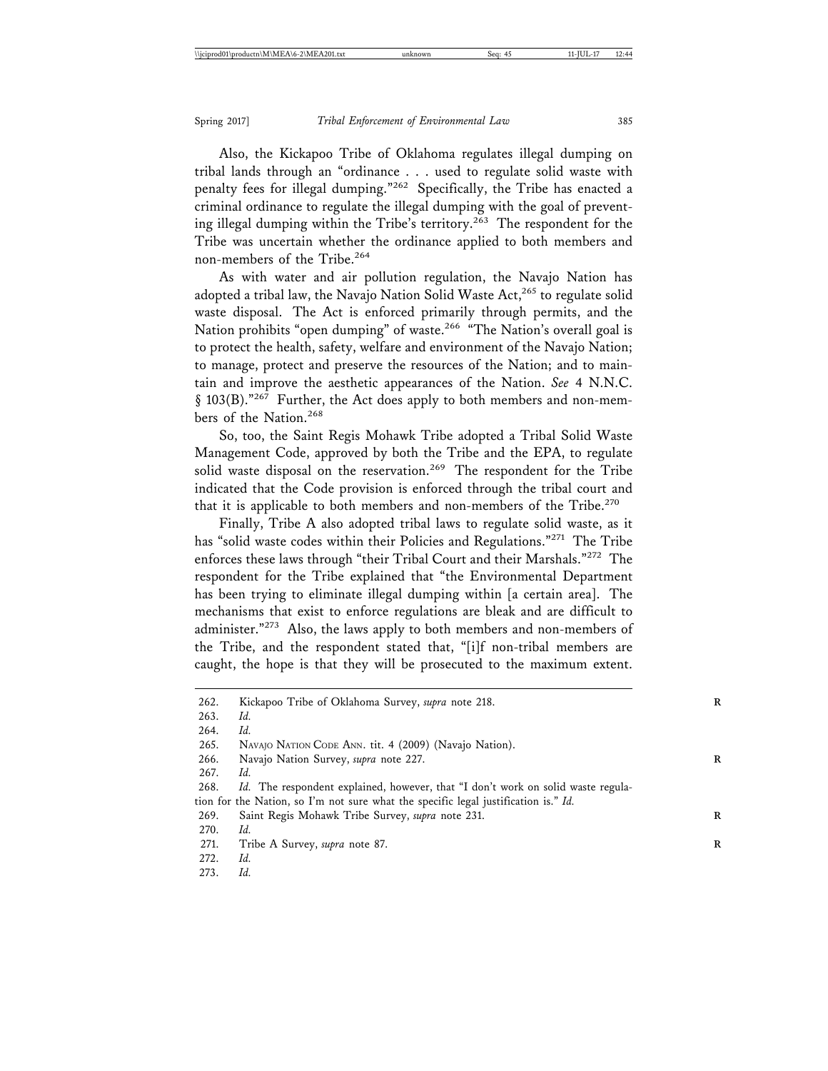Also, the Kickapoo Tribe of Oklahoma regulates illegal dumping on tribal lands through an "ordinance . . . used to regulate solid waste with penalty fees for illegal dumping."[262] Specifically, the Tribe has enacted a criminal ordinance to regulate the illegal dumping with the goal of preventing illegal dumping within the Tribe's territory.[263] The respondent for the Tribe was uncertain whether the ordinance applied to both members and non-members of the Tribe.[264]

As with water and air pollution regulation, the Navajo Nation has adopted a tribal law, the Navajo Nation Solid Waste Act,[265] to regulate solid waste disposal. The Act is enforced primarily through permits, and the Nation prohibits "open dumping" of waste.[266] "The Nation's overall goal is to protect the health, safety, welfare and environment of the Navajo Nation; to manage, protect and preserve the resources of the Nation; and to maintain and improve the aesthetic appearances of the Nation. *See* 4 N.N.C. § 103(B)."[267] Further, the Act does apply to both members and non-members of the Nation.[268]

So, too, the Saint Regis Mohawk Tribe adopted a Tribal Solid Waste Management Code, approved by both the Tribe and the EPA, to regulate solid waste disposal on the reservation.[269] The respondent for the Tribe indicated that the Code provision is enforced through the tribal court and that it is applicable to both members and non-members of the Tribe.[270]

Finally, Tribe A also adopted tribal laws to regulate solid waste, as it has "solid waste codes within their Policies and Regulations."[271] The Tribe enforces these laws through "their Tribal Court and their Marshals."[272] The respondent for the Tribe explained that "the Environmental Department has been trying to eliminate illegal dumping within [a certain area]. The mechanisms that exist to enforce regulations are bleak and are difficult to administer."[273] Also, the laws apply to both members and non-members of the Tribe, and the respondent stated that, "[i]f non-tribal members are caught, the hope is that they will be prosecuted to the maximum extent.

---

262. Kickapoo Tribe of Oklahoma Survey, *supra* note 218.
263. *Id.*
264. *Id.*
265. NAVAJO NATION CODE ANN. tit. 4 (2009) (Navajo Nation).
266. Navajo Nation Survey, *supra* note 227.
267. *Id.*
268. *Id.* The respondent explained, however, that "I don't work on solid waste regulation for the Nation, so I'm not sure what the specific legal justification is." *Id.*
269. Saint Regis Mohawk Tribe Survey, *supra* note 231.
270. *Id.*
271. Tribe A Survey, *supra* note 87.
272. *Id.*
273. *Id.*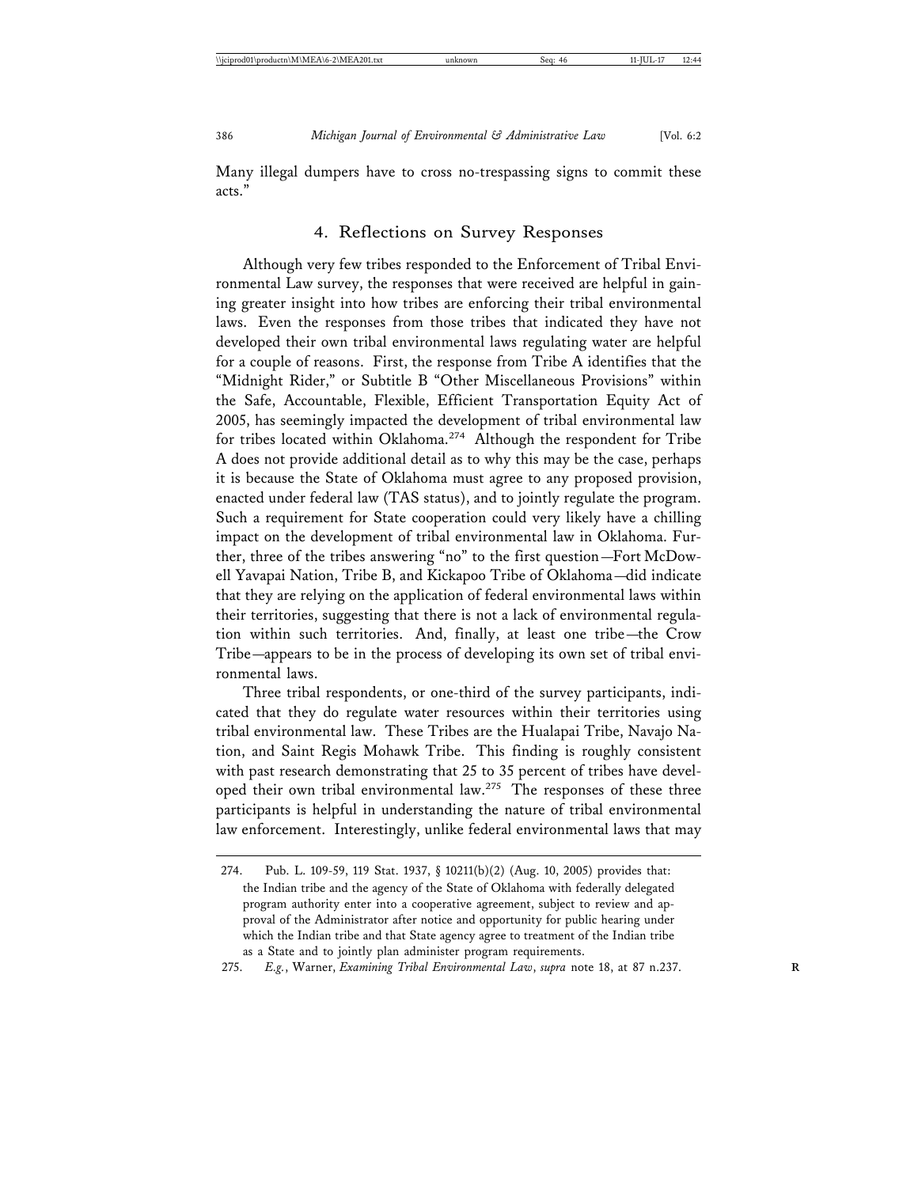Many illegal dumpers have to cross no-trespassing signs to commit these acts."

### 4. Reflections on Survey Responses

Although very few tribes responded to the Enforcement of Tribal Environmental Law survey, the responses that were received are helpful in gaining greater insight into how tribes are enforcing their tribal environmental laws. Even the responses from those tribes that indicated they have not developed their own tribal environmental laws regulating water are helpful for a couple of reasons. First, the response from Tribe A identifies that the "Midnight Rider," or Subtitle B "Other Miscellaneous Provisions" within the Safe, Accountable, Flexible, Efficient Transportation Equity Act of 2005, has seemingly impacted the development of tribal environmental law for tribes located within Oklahoma.[274] Although the respondent for Tribe A does not provide additional detail as to why this may be the case, perhaps it is because the State of Oklahoma must agree to any proposed provision, enacted under federal law (TAS status), and to jointly regulate the program. Such a requirement for State cooperation could very likely have a chilling impact on the development of tribal environmental law in Oklahoma. Further, three of the tribes answering "no" to the first question—Fort McDowell Yavapai Nation, Tribe B, and Kickapoo Tribe of Oklahoma—did indicate that they are relying on the application of federal environmental laws within their territories, suggesting that there is not a lack of environmental regulation within such territories. And, finally, at least one tribe—the Crow Tribe—appears to be in the process of developing its own set of tribal environmental laws.

Three tribal respondents, or one-third of the survey participants, indicated that they do regulate water resources within their territories using tribal environmental law. These Tribes are the Hualapai Tribe, Navajo Nation, and Saint Regis Mohawk Tribe. This finding is roughly consistent with past research demonstrating that 25 to 35 percent of tribes have developed their own tribal environmental law.[275] The responses of these three participants is helpful in understanding the nature of tribal environmental law enforcement. Interestingly, unlike federal environmental laws that may

---

274. Pub. L. 109-59, 119 Stat. 1937, § 10211(b)(2) (Aug. 10, 2005) provides that:
the Indian tribe and the agency of the State of Oklahoma with federally delegated program authority enter into a cooperative agreement, subject to review and approval of the Administrator after notice and opportunity for public hearing under which the Indian tribe and that State agency agree to treatment of the Indian tribe as a State and to jointly plan administer program requirements.

275. *E.g.*, Warner, *Examining Tribal Environmental Law*, *supra* note 18, at 87 n.237.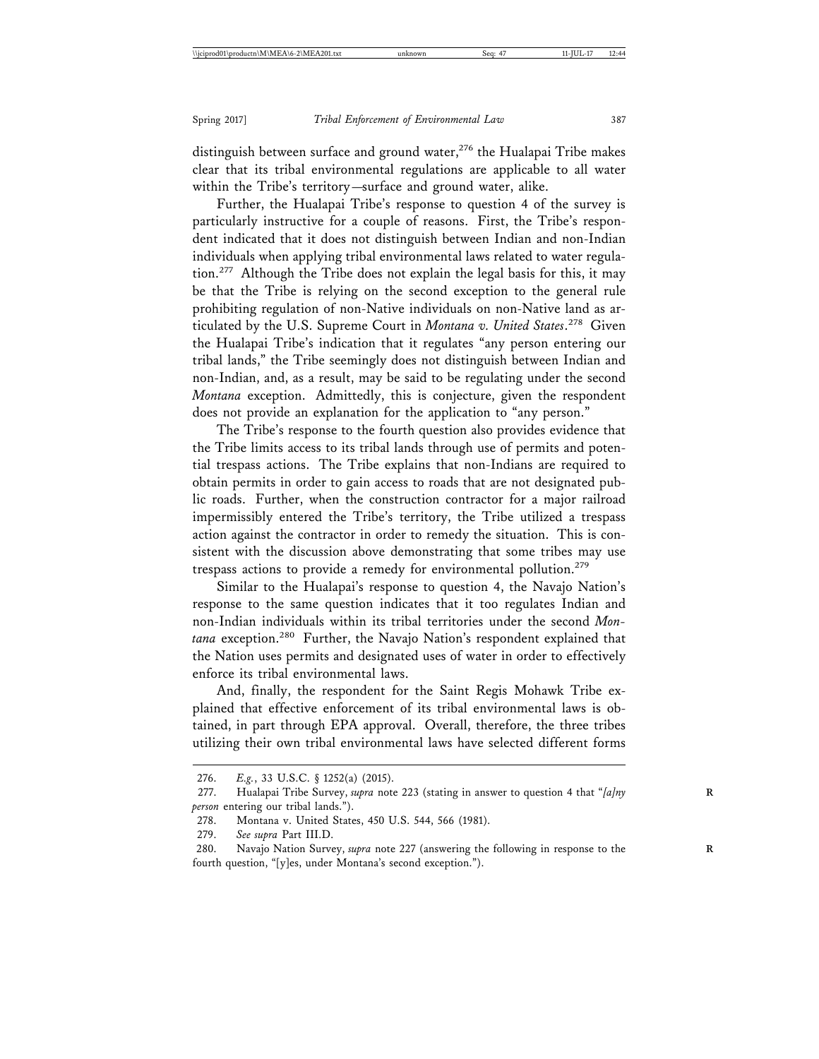distinguish between surface and ground water,[276] the Hualapai Tribe makes clear that its tribal environmental regulations are applicable to all water within the Tribe's territory—surface and ground water, alike.

Further, the Hualapai Tribe's response to question 4 of the survey is particularly instructive for a couple of reasons. First, the Tribe's respondent indicated that it does not distinguish between Indian and non-Indian individuals when applying tribal environmental laws related to water regulation.[277] Although the Tribe does not explain the legal basis for this, it may be that the Tribe is relying on the second exception to the general rule prohibiting regulation of non-Native individuals on non-Native land as articulated by the U.S. Supreme Court in *Montana v. United States*.[278] Given the Hualapai Tribe's indication that it regulates "any person entering our tribal lands," the Tribe seemingly does not distinguish between Indian and non-Indian, and, as a result, may be said to be regulating under the second *Montana* exception. Admittedly, this is conjecture, given the respondent does not provide an explanation for the application to "any person."

The Tribe's response to the fourth question also provides evidence that the Tribe limits access to its tribal lands through use of permits and potential trespass actions. The Tribe explains that non-Indians are required to obtain permits in order to gain access to roads that are not designated public roads. Further, when the construction contractor for a major railroad impermissibly entered the Tribe's territory, the Tribe utilized a trespass action against the contractor in order to remedy the situation. This is consistent with the discussion above demonstrating that some tribes may use trespass actions to provide a remedy for environmental pollution.[279]

Similar to the Hualapai's response to question 4, the Navajo Nation's response to the same question indicates that it too regulates Indian and non-Indian individuals within its tribal territories under the second *Montana* exception.[280] Further, the Navajo Nation's respondent explained that the Nation uses permits and designated uses of water in order to effectively enforce its tribal environmental laws.

And, finally, the respondent for the Saint Regis Mohawk Tribe explained that effective enforcement of its tribal environmental laws is obtained, in part through EPA approval. Overall, therefore, the three tribes utilizing their own tribal environmental laws have selected different forms

---

276. *E.g.*, 33 U.S.C. § 1252(a) (2015).

277. Hualapai Tribe Survey, *supra* note 223 (stating in answer to question 4 that "*[a]ny person* entering our tribal lands.").

278. Montana v. United States, 450 U.S. 544, 566 (1981).

279. *See supra* Part III.D.

280. Navajo Nation Survey, *supra* note 227 (answering the following in response to the fourth question, "[y]es, under Montana's second exception.").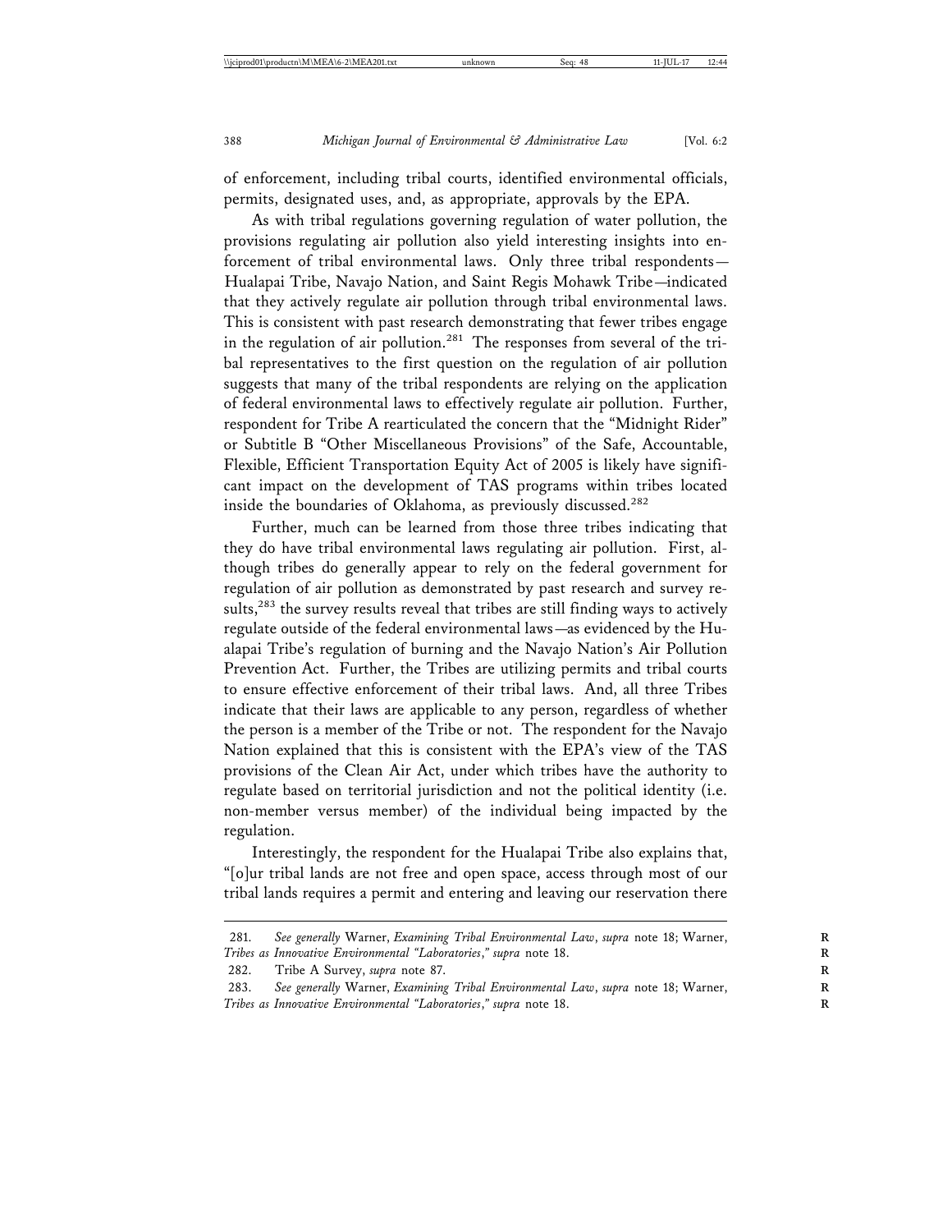of enforcement, including tribal courts, identified environmental officials, permits, designated uses, and, as appropriate, approvals by the EPA.

As with tribal regulations governing regulation of water pollution, the provisions regulating air pollution also yield interesting insights into enforcement of tribal environmental laws. Only three tribal respondents—Hualapai Tribe, Navajo Nation, and Saint Regis Mohawk Tribe—indicated that they actively regulate air pollution through tribal environmental laws. This is consistent with past research demonstrating that fewer tribes engage in the regulation of air pollution.[281] The responses from several of the tribal representatives to the first question on the regulation of air pollution suggests that many of the tribal respondents are relying on the application of federal environmental laws to effectively regulate air pollution. Further, respondent for Tribe A rearticulated the concern that the "Midnight Rider" or Subtitle B "Other Miscellaneous Provisions" of the Safe, Accountable, Flexible, Efficient Transportation Equity Act of 2005 is likely have significant impact on the development of TAS programs within tribes located inside the boundaries of Oklahoma, as previously discussed.[282]

Further, much can be learned from those three tribes indicating that they do have tribal environmental laws regulating air pollution. First, although tribes do generally appear to rely on the federal government for regulation of air pollution as demonstrated by past research and survey results,[283] the survey results reveal that tribes are still finding ways to actively regulate outside of the federal environmental laws—as evidenced by the Hualapai Tribe's regulation of burning and the Navajo Nation's Air Pollution Prevention Act. Further, the Tribes are utilizing permits and tribal courts to ensure effective enforcement of their tribal laws. And, all three Tribes indicate that their laws are applicable to any person, regardless of whether the person is a member of the Tribe or not. The respondent for the Navajo Nation explained that this is consistent with the EPA's view of the TAS provisions of the Clean Air Act, under which tribes have the authority to regulate based on territorial jurisdiction and not the political identity (i.e. non-member versus member) of the individual being impacted by the regulation.

Interestingly, the respondent for the Hualapai Tribe also explains that, "[o]ur tribal lands are not free and open space, access through most of our tribal lands requires a permit and entering and leaving our reservation there

---

281. *See generally* Warner, *Examining Tribal Environmental Law*, *supra* note 18; Warner, *Tribes as Innovative Environmental "Laboratories*,*" supra* note 18.

282. Tribe A Survey, *supra* note 87.

283. *See generally* Warner, *Examining Tribal Environmental Law*, *supra* note 18; Warner, *Tribes as Innovative Environmental "Laboratories*,*" supra* note 18.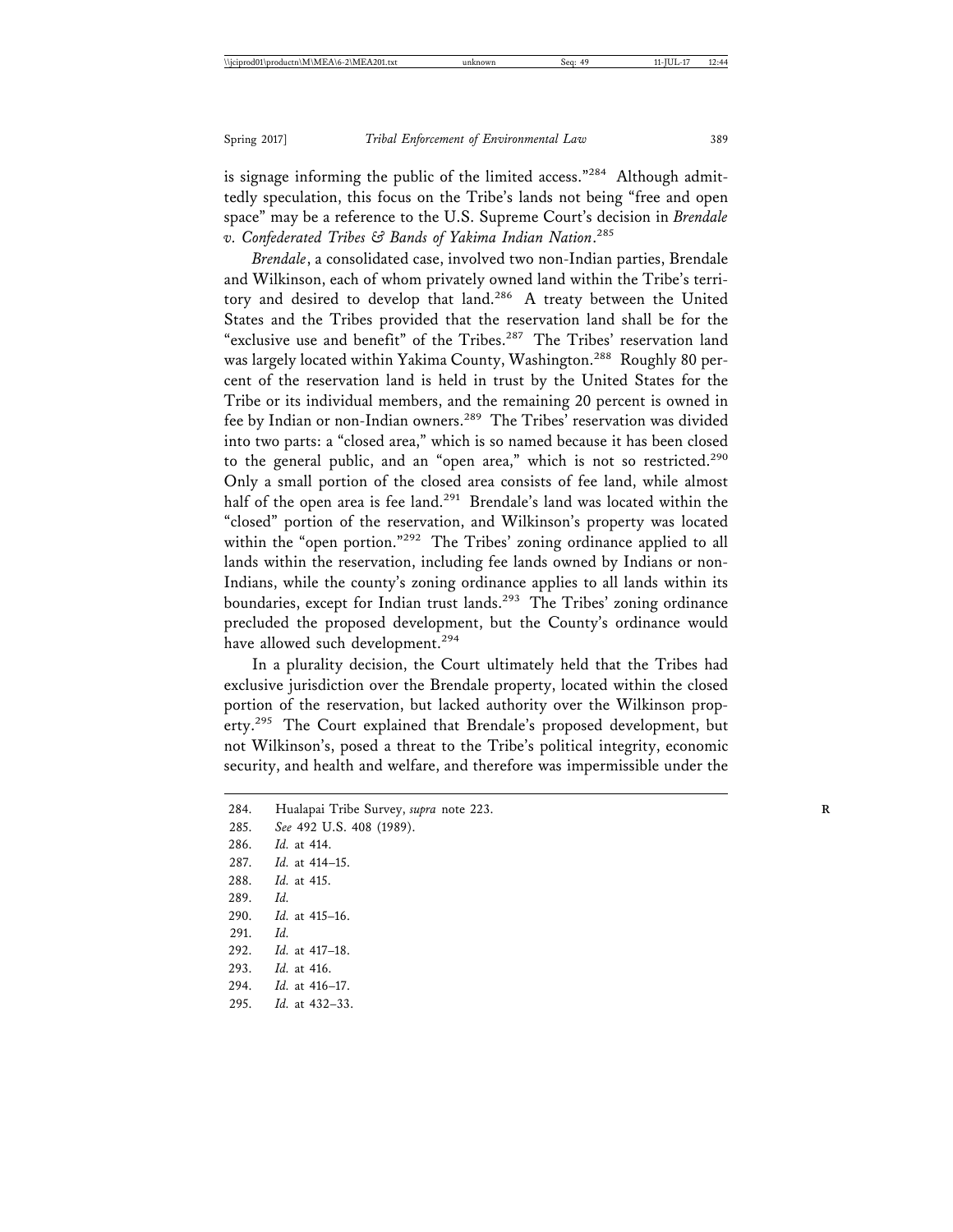is signage informing the public of the limited access."[284] Although admittedly speculation, this focus on the Tribe's lands not being "free and open space" may be a reference to the U.S. Supreme Court's decision in *Brendale v. Confederated Tribes & Bands of Yakima Indian Nation*.[285]

*Brendale*, a consolidated case, involved two non-Indian parties, Brendale and Wilkinson, each of whom privately owned land within the Tribe's territory and desired to develop that land.[286] A treaty between the United States and the Tribes provided that the reservation land shall be for the "exclusive use and benefit" of the Tribes.[287] The Tribes' reservation land was largely located within Yakima County, Washington.[288] Roughly 80 percent of the reservation land is held in trust by the United States for the Tribe or its individual members, and the remaining 20 percent is owned in fee by Indian or non-Indian owners.[289] The Tribes' reservation was divided into two parts: a "closed area," which is so named because it has been closed to the general public, and an "open area," which is not so restricted.[290] Only a small portion of the closed area consists of fee land, while almost half of the open area is fee land.[291] Brendale's land was located within the "closed" portion of the reservation, and Wilkinson's property was located within the "open portion."[292] The Tribes' zoning ordinance applied to all lands within the reservation, including fee lands owned by Indians or non-Indians, while the county's zoning ordinance applies to all lands within its boundaries, except for Indian trust lands.[293] The Tribes' zoning ordinance precluded the proposed development, but the County's ordinance would have allowed such development.[294]

In a plurality decision, the Court ultimately held that the Tribes had exclusive jurisdiction over the Brendale property, located within the closed portion of the reservation, but lacked authority over the Wilkinson property.[295] The Court explained that Brendale's proposed development, but not Wilkinson's, posed a threat to the Tribe's political integrity, economic security, and health and welfare, and therefore was impermissible under the

---

284. Hualapai Tribe Survey, *supra* note 223.
285. *See* 492 U.S. 408 (1989).
286. *Id.* at 414.
287. *Id.* at 414–15.
288. *Id.* at 415.
289. *Id.*
290. *Id.* at 415–16.
291. *Id.*
292. *Id.* at 417–18.
293. *Id.* at 416.
294. *Id.* at 416–17.
295. *Id.* at 432–33.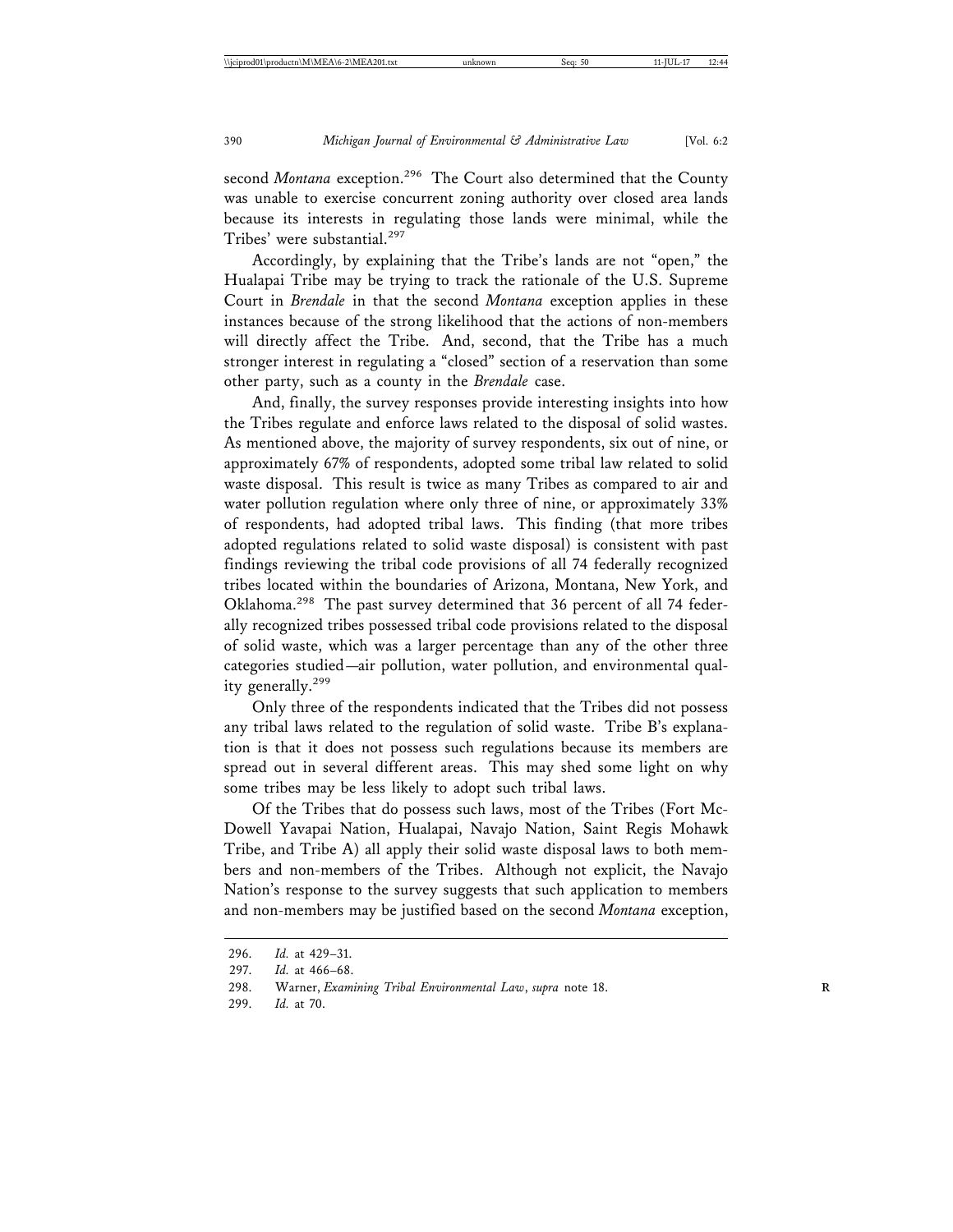second *Montana* exception.[296] The Court also determined that the County was unable to exercise concurrent zoning authority over closed area lands because its interests in regulating those lands were minimal, while the Tribes' were substantial.[297]

Accordingly, by explaining that the Tribe's lands are not "open," the Hualapai Tribe may be trying to track the rationale of the U.S. Supreme Court in *Brendale* in that the second *Montana* exception applies in these instances because of the strong likelihood that the actions of non-members will directly affect the Tribe. And, second, that the Tribe has a much stronger interest in regulating a "closed" section of a reservation than some other party, such as a county in the *Brendale* case.

And, finally, the survey responses provide interesting insights into how the Tribes regulate and enforce laws related to the disposal of solid wastes. As mentioned above, the majority of survey respondents, six out of nine, or approximately 67% of respondents, adopted some tribal law related to solid waste disposal. This result is twice as many Tribes as compared to air and water pollution regulation where only three of nine, or approximately 33% of respondents, had adopted tribal laws. This finding (that more tribes adopted regulations related to solid waste disposal) is consistent with past findings reviewing the tribal code provisions of all 74 federally recognized tribes located within the boundaries of Arizona, Montana, New York, and Oklahoma.[298] The past survey determined that 36 percent of all 74 federally recognized tribes possessed tribal code provisions related to the disposal of solid waste, which was a larger percentage than any of the other three categories studied—air pollution, water pollution, and environmental quality generally.[299]

Only three of the respondents indicated that the Tribes did not possess any tribal laws related to the regulation of solid waste. Tribe B's explanation is that it does not possess such regulations because its members are spread out in several different areas. This may shed some light on why some tribes may be less likely to adopt such tribal laws.

Of the Tribes that do possess such laws, most of the Tribes (Fort McDowell Yavapai Nation, Hualapai, Navajo Nation, Saint Regis Mohawk Tribe, and Tribe A) all apply their solid waste disposal laws to both members and non-members of the Tribes. Although not explicit, the Navajo Nation's response to the survey suggests that such application to members and non-members may be justified based on the second *Montana* exception,

296. *Id.* at 429–31.
297. *Id.* at 466–68.
298. Warner, *Examining Tribal Environmental Law*, *supra* note 18.
299. *Id.* at 70.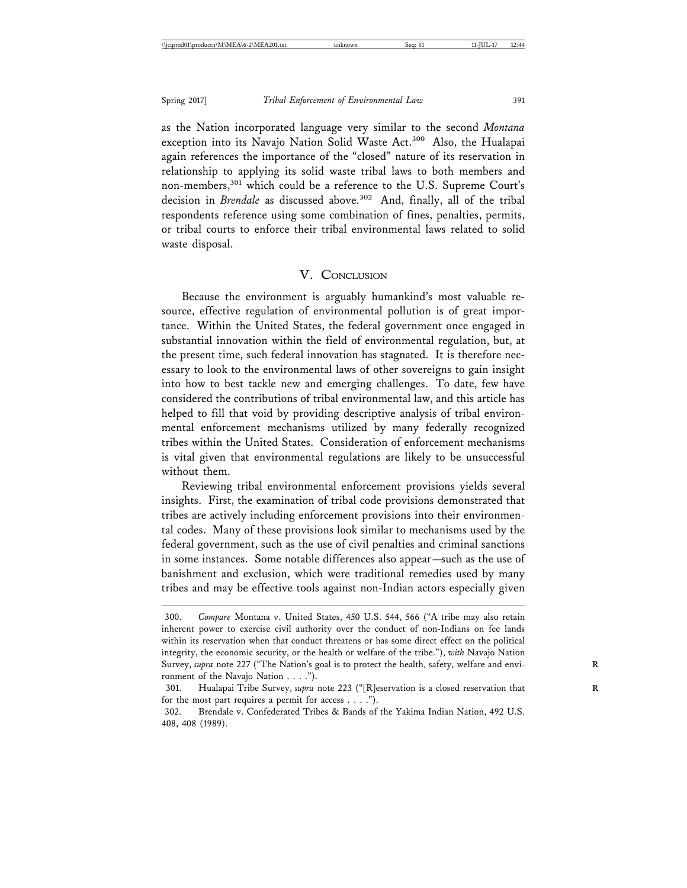as the Nation incorporated language very similar to the second *Montana* exception into its Navajo Nation Solid Waste Act.[300] Also, the Hualapai again references the importance of the "closed" nature of its reservation in relationship to applying its solid waste tribal laws to both members and non-members,[301] which could be a reference to the U.S. Supreme Court's decision in *Brendale* as discussed above.[302] And, finally, all of the tribal respondents reference using some combination of fines, penalties, permits, or tribal courts to enforce their tribal environmental laws related to solid waste disposal.

## V. Conclusion

Because the environment is arguably humankind's most valuable resource, effective regulation of environmental pollution is of great importance. Within the United States, the federal government once engaged in substantial innovation within the field of environmental regulation, but, at the present time, such federal innovation has stagnated. It is therefore necessary to look to the environmental laws of other sovereigns to gain insight into how to best tackle new and emerging challenges. To date, few have considered the contributions of tribal environmental law, and this article has helped to fill that void by providing descriptive analysis of tribal environmental enforcement mechanisms utilized by many federally recognized tribes within the United States. Consideration of enforcement mechanisms is vital given that environmental regulations are likely to be unsuccessful without them.

Reviewing tribal environmental enforcement provisions yields several insights. First, the examination of tribal code provisions demonstrated that tribes are actively including enforcement provisions into their environmental codes. Many of these provisions look similar to mechanisms used by the federal government, such as the use of civil penalties and criminal sanctions in some instances. Some notable differences also appear—such as the use of banishment and exclusion, which were traditional remedies used by many tribes and may be effective tools against non-Indian actors especially given

---

300. *Compare* Montana v. United States, 450 U.S. 544, 566 ("A tribe may also retain inherent power to exercise civil authority over the conduct of non-Indians on fee lands within its reservation when that conduct threatens or has some direct effect on the political integrity, the economic security, or the health or welfare of the tribe."), *with* Navajo Nation Survey, *supra* note 227 ("The Nation's goal is to protect the health, safety, welfare and environment of the Navajo Nation . . . .").

301. Hualapai Tribe Survey, *supra* note 223 ("[R]eservation is a closed reservation that for the most part requires a permit for access . . . .").

302. Brendale v. Confederated Tribes & Bands of the Yakima Indian Nation, 492 U.S. 408, 408 (1989).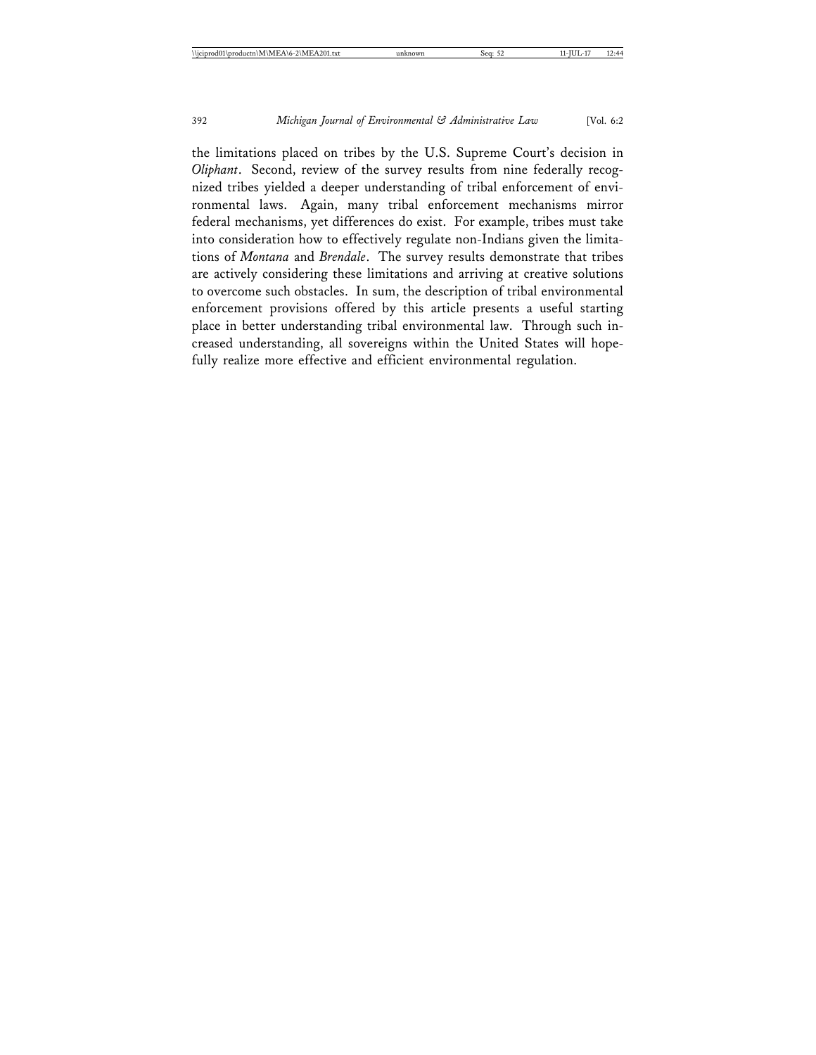the limitations placed on tribes by the U.S. Supreme Court's decision in *Oliphant*. Second, review of the survey results from nine federally recognized tribes yielded a deeper understanding of tribal enforcement of environmental laws. Again, many tribal enforcement mechanisms mirror federal mechanisms, yet differences do exist. For example, tribes must take into consideration how to effectively regulate non-Indians given the limitations of *Montana* and *Brendale*. The survey results demonstrate that tribes are actively considering these limitations and arriving at creative solutions to overcome such obstacles. In sum, the description of tribal environmental enforcement provisions offered by this article presents a useful starting place in better understanding tribal environmental law. Through such increased understanding, all sovereigns within the United States will hopefully realize more effective and efficient environmental regulation.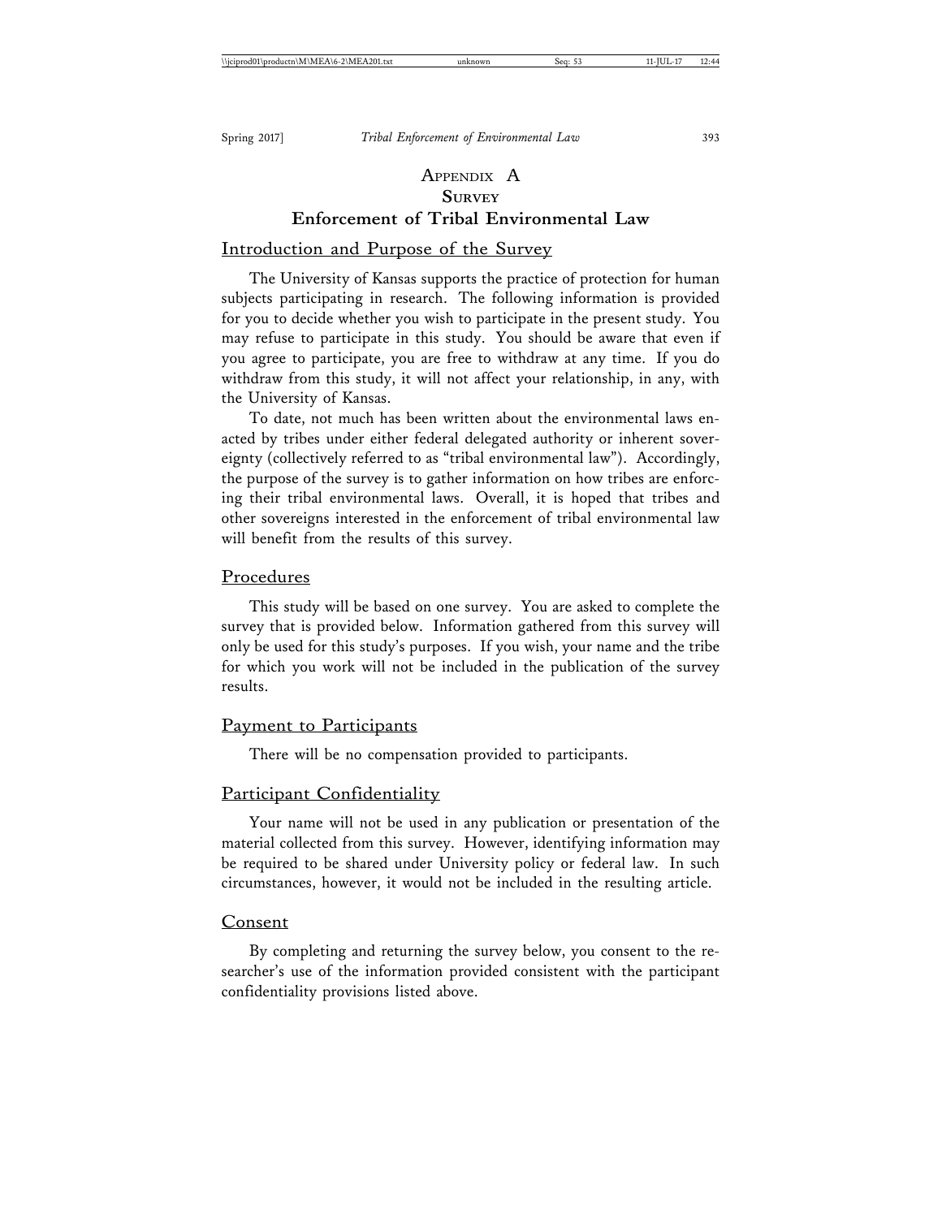# APPENDIX A

## SURVEY

## Enforcement of Tribal Environmental Law

### Introduction and Purpose of the Survey

The University of Kansas supports the practice of protection for human subjects participating in research. The following information is provided for you to decide whether you wish to participate in the present study. You may refuse to participate in this study. You should be aware that even if you agree to participate, you are free to withdraw at any time. If you do withdraw from this study, it will not affect your relationship, in any, with the University of Kansas.

To date, not much has been written about the environmental laws enacted by tribes under either federal delegated authority or inherent sovereignty (collectively referred to as "tribal environmental law"). Accordingly, the purpose of the survey is to gather information on how tribes are enforcing their tribal environmental laws. Overall, it is hoped that tribes and other sovereigns interested in the enforcement of tribal environmental law will benefit from the results of this survey.

### Procedures

This study will be based on one survey. You are asked to complete the survey that is provided below. Information gathered from this survey will only be used for this study's purposes. If you wish, your name and the tribe for which you work will not be included in the publication of the survey results.

### Payment to Participants

There will be no compensation provided to participants.

### Participant Confidentiality

Your name will not be used in any publication or presentation of the material collected from this survey. However, identifying information may be required to be shared under University policy or federal law. In such circumstances, however, it would not be included in the resulting article.

### Consent

By completing and returning the survey below, you consent to the researcher's use of the information provided consistent with the participant confidentiality provisions listed above.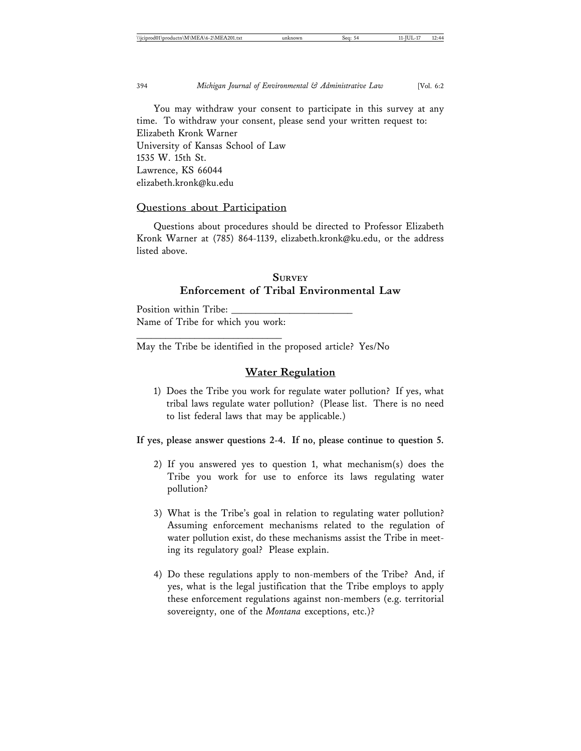You may withdraw your consent to participate in this survey at any time. To withdraw your consent, please send your written request to:
Elizabeth Kronk Warner
University of Kansas School of Law
1535 W. 15th St.
Lawrence, KS 66044
elizabeth.kronk@ku.edu

## Questions about Participation

Questions about procedures should be directed to Professor Elizabeth Kronk Warner at (785) 864-1139, elizabeth.kronk@ku.edu, or the address listed above.

## SURVEY
## Enforcement of Tribal Environmental Law

Position within Tribe: ______________________
Name of Tribe for which you work:
__________________________

May the Tribe be identified in the proposed article? Yes/No

## Water Regulation

1) Does the Tribe you work for regulate water pollution? If yes, what tribal laws regulate water pollution? (Please list. There is no need to list federal laws that may be applicable.)

**If yes, please answer questions 2-4. If no, please continue to question 5.**

2) If you answered yes to question 1, what mechanism(s) does the Tribe you work for use to enforce its laws regulating water pollution?

3) What is the Tribe's goal in relation to regulating water pollution? Assuming enforcement mechanisms related to the regulation of water pollution exist, do these mechanisms assist the Tribe in meeting its regulatory goal? Please explain.

4) Do these regulations apply to non-members of the Tribe? And, if yes, what is the legal justification that the Tribe employs to apply these enforcement regulations against non-members (e.g. territorial sovereignty, one of the *Montana* exceptions, etc.)?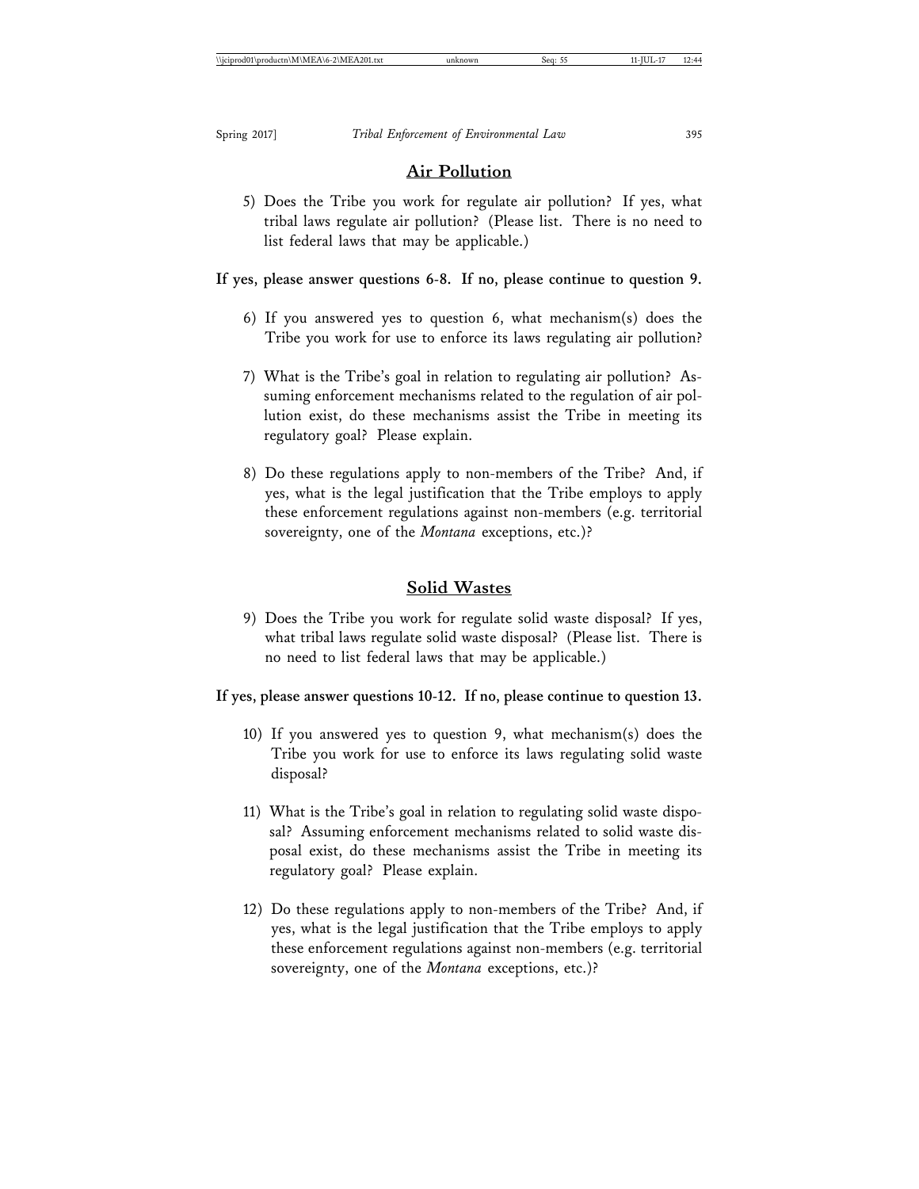## Air Pollution

5) Does the Tribe you work for regulate air pollution? If yes, what tribal laws regulate air pollution? (Please list. There is no need to list federal laws that may be applicable.)

**If yes, please answer questions 6-8. If no, please continue to question 9.**

6) If you answered yes to question 6, what mechanism(s) does the Tribe you work for use to enforce its laws regulating air pollution?

7) What is the Tribe's goal in relation to regulating air pollution? Assuming enforcement mechanisms related to the regulation of air pollution exist, do these mechanisms assist the Tribe in meeting its regulatory goal? Please explain.

8) Do these regulations apply to non-members of the Tribe? And, if yes, what is the legal justification that the Tribe employs to apply these enforcement regulations against non-members (e.g. territorial sovereignty, one of the *Montana* exceptions, etc.)?

## Solid Wastes

9) Does the Tribe you work for regulate solid waste disposal? If yes, what tribal laws regulate solid waste disposal? (Please list. There is no need to list federal laws that may be applicable.)

**If yes, please answer questions 10-12. If no, please continue to question 13.**

10) If you answered yes to question 9, what mechanism(s) does the Tribe you work for use to enforce its laws regulating solid waste disposal?

11) What is the Tribe's goal in relation to regulating solid waste disposal? Assuming enforcement mechanisms related to solid waste disposal exist, do these mechanisms assist the Tribe in meeting its regulatory goal? Please explain.

12) Do these regulations apply to non-members of the Tribe? And, if yes, what is the legal justification that the Tribe employs to apply these enforcement regulations against non-members (e.g. territorial sovereignty, one of the *Montana* exceptions, etc.)?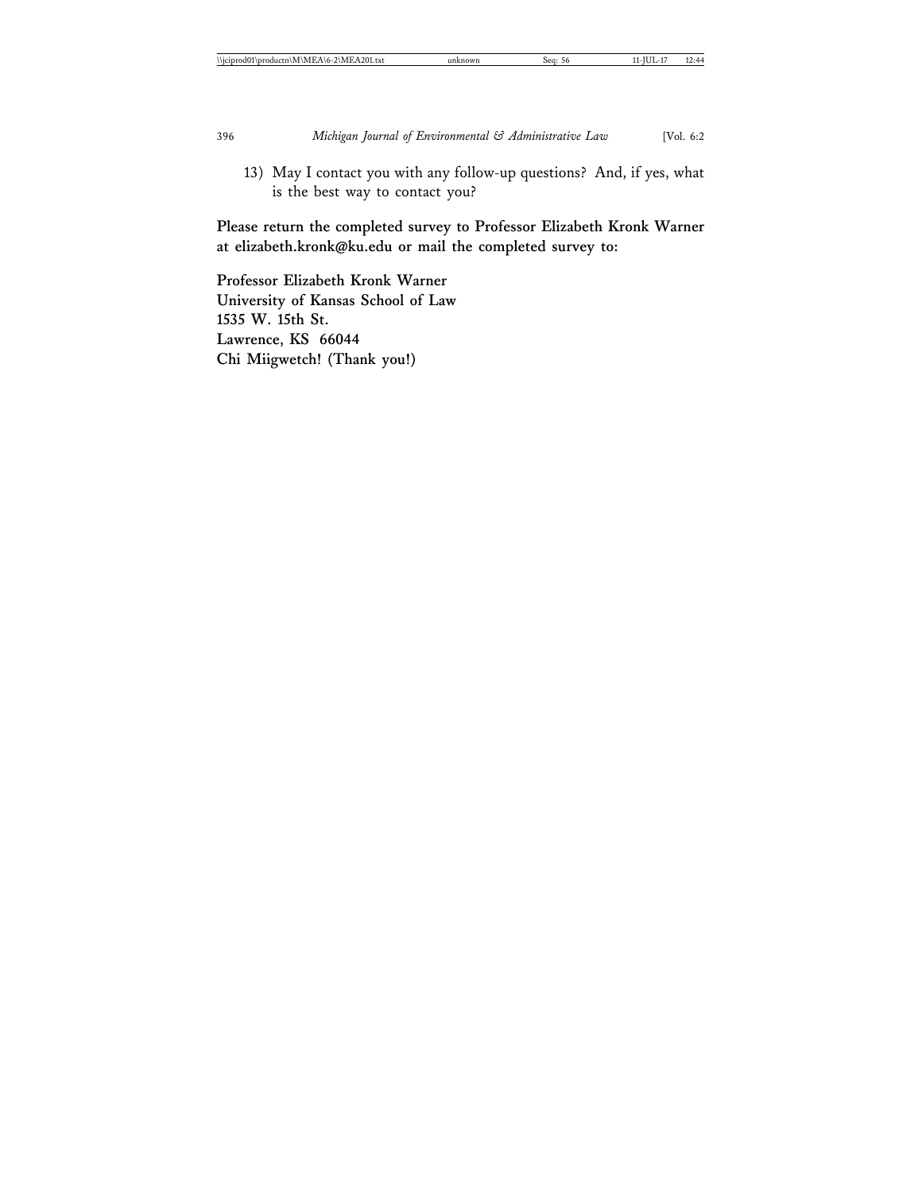13) May I contact you with any follow-up questions? And, if yes, what is the best way to contact you?

**Please return the completed survey to Professor Elizabeth Kronk Warner at elizabeth.kronk@ku.edu or mail the completed survey to:**

**Professor Elizabeth Kronk Warner**
**University of Kansas School of Law**
**1535 W. 15th St.**
**Lawrence, KS 66044**
**Chi Miigwetch! (Thank you!)**